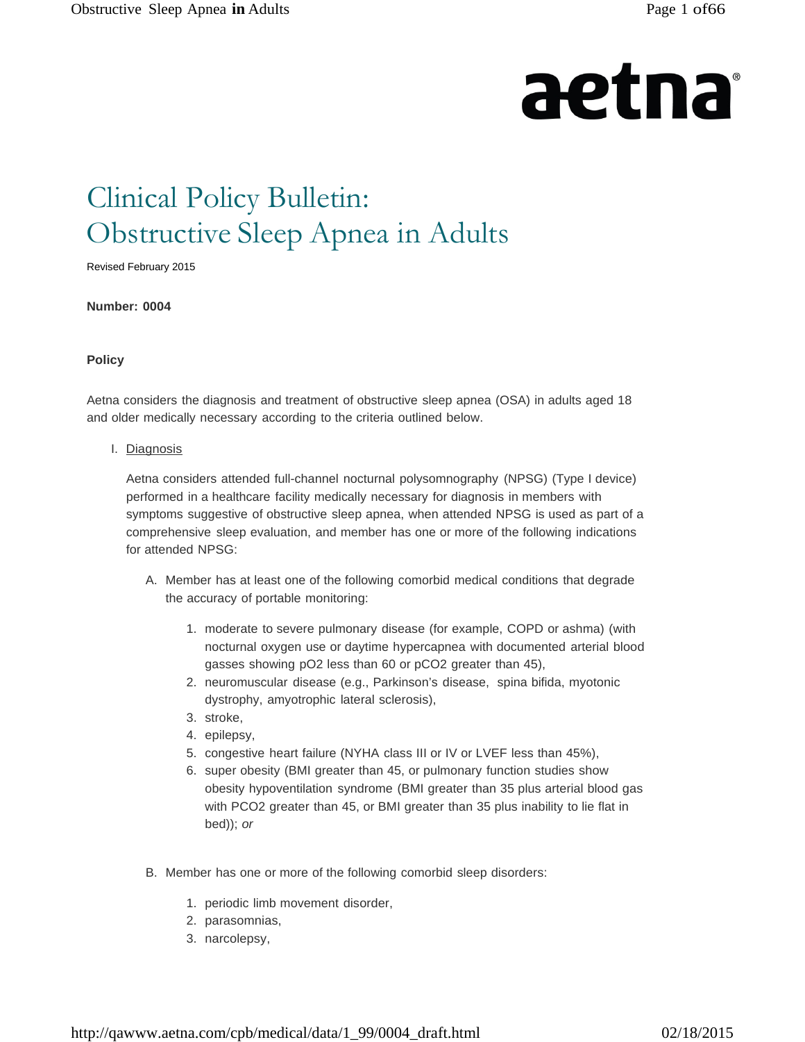# Clinical Policy Bulletin: Obstructive Sleep Apnea in Adults

Revised February 2015

**Number: 0004**

**Policy**

Aetna considers the diagnosis and treatment of obstructive sleep apnea (OSA) in adults aged 18 and older medically necessary according to the criteria outlined below.

I. Diagnosis

Aetna considers attended full-channel nocturnal polysomnography (NPSG) (Type I device) performed in a healthcare facility medically necessary for diagnosis in members with symptoms suggestive of obstructive sleep apnea, when attended NPSG is used as part of a comprehensive sleep evaluation, and member has one or more of the following indications for attended NPSG:

A. Member has at least one of the following comorbid medical conditions that degrade the accuracy of portable monitoring:

1. moderate to severe pulmonary disease (for example, COPD or ashma) (with nocturnal oxygen use or daytime hypercapnea with documented arterial blood gasses showing $pO_2$ less than 60 or $pCO_2$ greater than 45),
2. neuromuscular disease (e.g., Parkinson's disease, spina bifida, myotonic dystrophy, amyotrophic lateral sclerosis),
3. stroke,
4. epilepsy,
5. congestive heart failure (NYHA class III or IV or LVEF less than 45%),
6. super obesity (BMI greater than 45, or pulmonary function studies show obesity hypoventilation syndrome (BMI greater than 35 plus arterial blood gas with $PCO_2$ greater than 45, or BMI greater than 35 plus inability to lie flat in bed)); *or*

B. Member has one or more of the following comorbid sleep disorders:

1. periodic limb movement disorder,
2. parasomnias,
3. narcolepsy,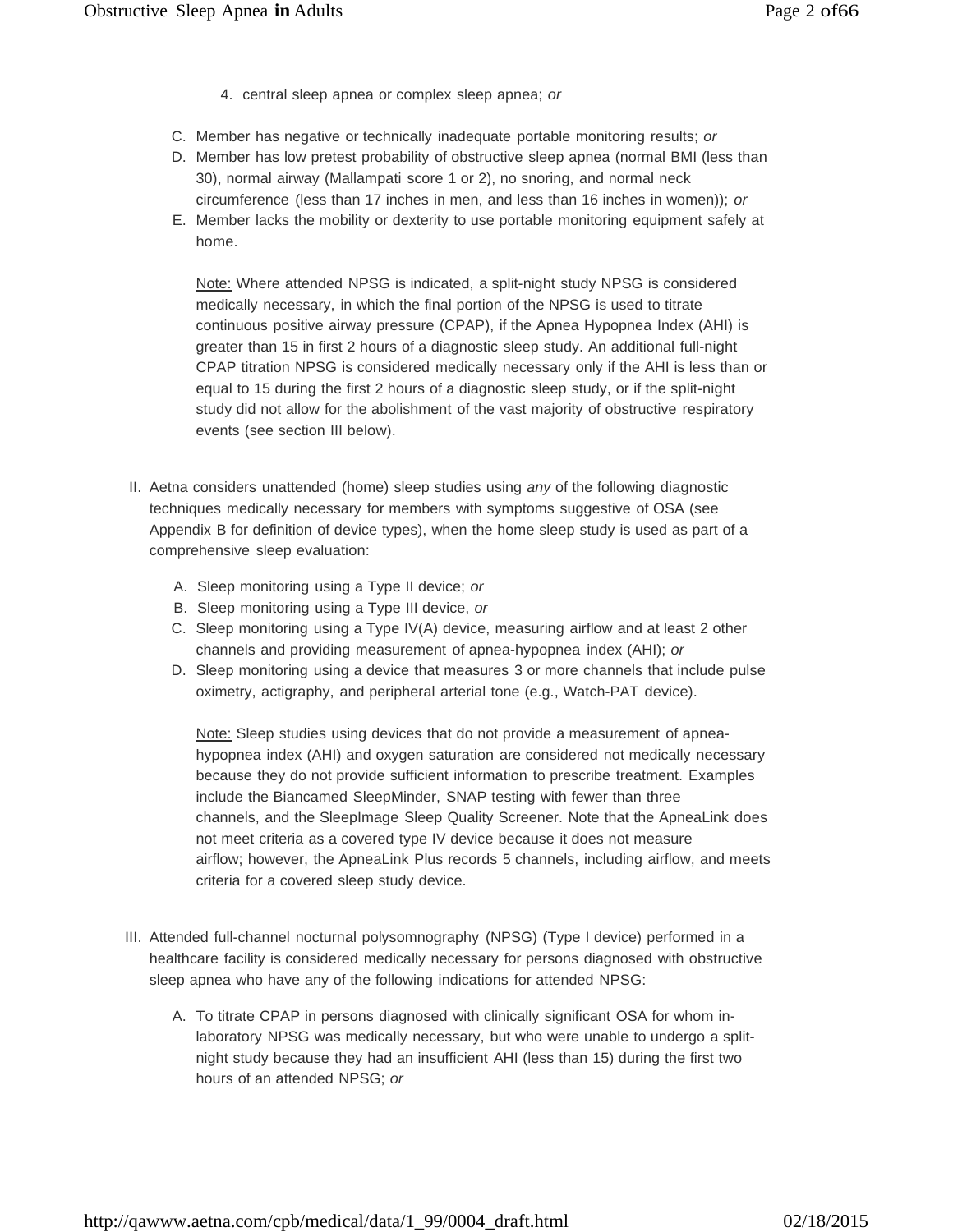4. central sleep apnea or complex sleep apnea; *or*

C. Member has negative or technically inadequate portable monitoring results; *or*

D. Member has low pretest probability of obstructive sleep apnea (normal BMI (less than 30), normal airway (Mallampati score 1 or 2), no snoring, and normal neck circumference (less than 17 inches in men, and less than 16 inches in women)); *or*

E. Member lacks the mobility or dexterity to use portable monitoring equipment safely at home.

<u>Note:</u> Where attended NPSG is indicated, a split-night study NPSG is considered medically necessary, in which the final portion of the NPSG is used to titrate continuous positive airway pressure (CPAP), if the Apnea Hypopnea Index (AHI) is greater than 15 in first 2 hours of a diagnostic sleep study. An additional full-night CPAP titration NPSG is considered medically necessary only if the AHI is less than or equal to 15 during the first 2 hours of a diagnostic sleep study, or if the split-night study did not allow for the abolishment of the vast majority of obstructive respiratory events (see section III below).

II. Aetna considers unattended (home) sleep studies using *any* of the following diagnostic techniques medically necessary for members with symptoms suggestive of OSA (see Appendix B for definition of device types), when the home sleep study is used as part of a comprehensive sleep evaluation:

A. Sleep monitoring using a Type II device; *or*

B. Sleep monitoring using a Type III device, *or*

C. Sleep monitoring using a Type IV(A) device, measuring airflow and at least 2 other channels and providing measurement of apnea-hypopnea index (AHI); *or*

D. Sleep monitoring using a device that measures 3 or more channels that include pulse oximetry, actigraphy, and peripheral arterial tone (e.g., Watch-PAT device).

<u>Note:</u> Sleep studies using devices that do not provide a measurement of apnea-hypopnea index (AHI) and oxygen saturation are considered not medically necessary because they do not provide sufficient information to prescribe treatment. Examples include the Biancamed SleepMinder, SNAP testing with fewer than three channels, and the SleepImage Sleep Quality Screener. Note that the ApneaLink does not meet criteria as a covered type IV device because it does not measure airflow; however, the ApneaLink Plus records 5 channels, including airflow, and meets criteria for a covered sleep study device.

III. Attended full-channel nocturnal polysomnography (NPSG) (Type I device) performed in a healthcare facility is considered medically necessary for persons diagnosed with obstructive sleep apnea who have any of the following indications for attended NPSG:

A. To titrate CPAP in persons diagnosed with clinically significant OSA for whom in-laboratory NPSG was medically necessary, but who were unable to undergo a split-night study because they had an insufficient AHI (less than 15) during the first two hours of an attended NPSG; *or*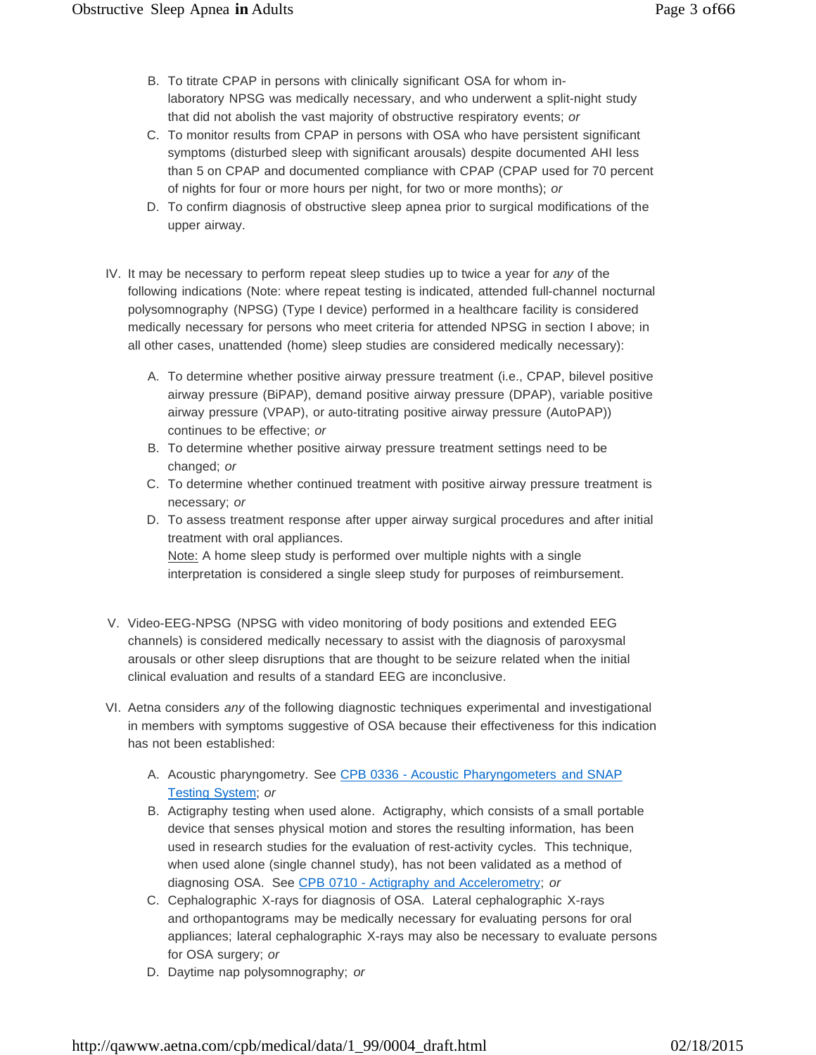B. To titrate CPAP in persons with clinically significant OSA for whom in-laboratory NPSG was medically necessary, and who underwent a split-night study that did not abolish the vast majority of obstructive respiratory events; *or*

C. To monitor results from CPAP in persons with OSA who have persistent significant symptoms (disturbed sleep with significant arousals) despite documented AHI less than 5 on CPAP and documented compliance with CPAP (CPAP used for 70 percent of nights for four or more hours per night, for two or more months); *or*

D. To confirm diagnosis of obstructive sleep apnea prior to surgical modifications of the upper airway.

IV. It may be necessary to perform repeat sleep studies up to twice a year for *any* of the following indications (Note: where repeat testing is indicated, attended full-channel nocturnal polysomnography (NPSG) (Type I device) performed in a healthcare facility is considered medically necessary for persons who meet criteria for attended NPSG in section I above; in all other cases, unattended (home) sleep studies are considered medically necessary):

A. To determine whether positive airway pressure treatment (i.e., CPAP, bilevel positive airway pressure (BiPAP), demand positive airway pressure (DPAP), variable positive airway pressure (VPAP), or auto-titrating positive airway pressure (AutoPAP)) continues to be effective; *or*

B. To determine whether positive airway pressure treatment settings need to be changed; *or*

C. To determine whether continued treatment with positive airway pressure treatment is necessary; *or*

D. To assess treatment response after upper airway surgical procedures and after initial treatment with oral appliances.

<u>Note:</u> A home sleep study is performed over multiple nights with a single interpretation is considered a single sleep study for purposes of reimbursement.

V. Video-EEG-NPSG (NPSG with video monitoring of body positions and extended EEG channels) is considered medically necessary to assist with the diagnosis of paroxysmal arousals or other sleep disruptions that are thought to be seizure related when the initial clinical evaluation and results of a standard EEG are inconclusive.

VI. Aetna considers *any* of the following diagnostic techniques experimental and investigational in members with symptoms suggestive of OSA because their effectiveness for this indication has not been established:

A. Acoustic pharyngometry. See [CPB 0336 - Acoustic Pharyngometers and SNAP Testing System]; *or*

B. Actigraphy testing when used alone. Actigraphy, which consists of a small portable device that senses physical motion and stores the resulting information, has been used in research studies for the evaluation of rest-activity cycles. This technique, when used alone (single channel study), has not been validated as a method of diagnosing OSA. See [CPB 0710 - Actigraphy and Accelerometry]; *or*

C. Cephalographic X-rays for diagnosis of OSA. Lateral cephalographic X-rays and orthopantograms may be medically necessary for evaluating persons for oral appliances; lateral cephalographic X-rays may also be necessary to evaluate persons for OSA surgery; *or*

D. Daytime nap polysomnography; *or*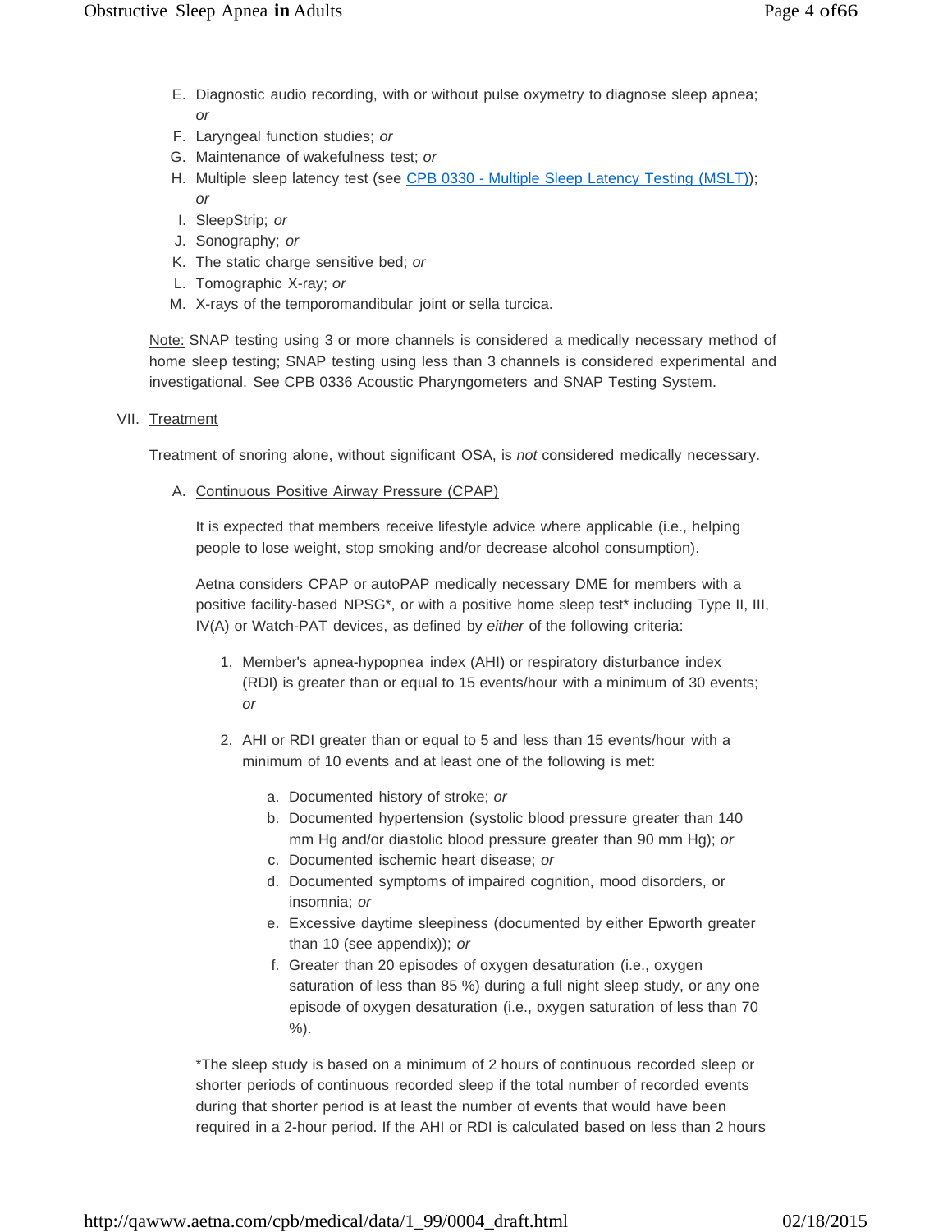E. Diagnostic audio recording, with or without pulse oxymetry to diagnose sleep apnea; *or*
F. Laryngeal function studies; *or*
G. Maintenance of wakefulness test; *or*
H. Multiple sleep latency test (see [CPB 0330 - Multiple Sleep Latency Testing (MSLT)](#)); *or*
I. SleepStrip; *or*
J. Sonography; *or*
K. The static charge sensitive bed; *or*
L. Tomographic X-ray; *or*
M. X-rays of the temporomandibular joint or sella turcica.

Note: SNAP testing using 3 or more channels is considered a medically necessary method of home sleep testing; SNAP testing using less than 3 channels is considered experimental and investigational. See CPB 0336 Acoustic Pharyngometers and SNAP Testing System.

VII. Treatment

Treatment of snoring alone, without significant OSA, is *not* considered medically necessary.

A. Continuous Positive Airway Pressure (CPAP)

It is expected that members receive lifestyle advice where applicable (i.e., helping people to lose weight, stop smoking and/or decrease alcohol consumption).

Aetna considers CPAP or autoPAP medically necessary DME for members with a positive facility-based NPSG*, or with a positive home sleep test* including Type II, III, IV(A) or Watch-PAT devices, as defined by *either* of the following criteria:

1. Member's apnea-hypopnea index (AHI) or respiratory disturbance index (RDI) is greater than or equal to 15 events/hour with a minimum of 30 events; *or*

2. AHI or RDI greater than or equal to 5 and less than 15 events/hour with a minimum of 10 events and at least one of the following is met:

   a. Documented history of stroke; *or*
   b. Documented hypertension (systolic blood pressure greater than 140 mm Hg and/or diastolic blood pressure greater than 90 mm Hg); *or*
   c. Documented ischemic heart disease; *or*
   d. Documented symptoms of impaired cognition, mood disorders, or insomnia; *or*
   e. Excessive daytime sleepiness (documented by either Epworth greater than 10 (see appendix)); *or*
   f. Greater than 20 episodes of oxygen desaturation (i.e., oxygen saturation of less than 85 %) during a full night sleep study, or any one episode of oxygen desaturation (i.e., oxygen saturation of less than 70 %).

*The sleep study is based on a minimum of 2 hours of continuous recorded sleep or shorter periods of continuous recorded sleep if the total number of recorded events during that shorter period is at least the number of events that would have been required in a 2-hour period. If the AHI or RDI is calculated based on less than 2 hours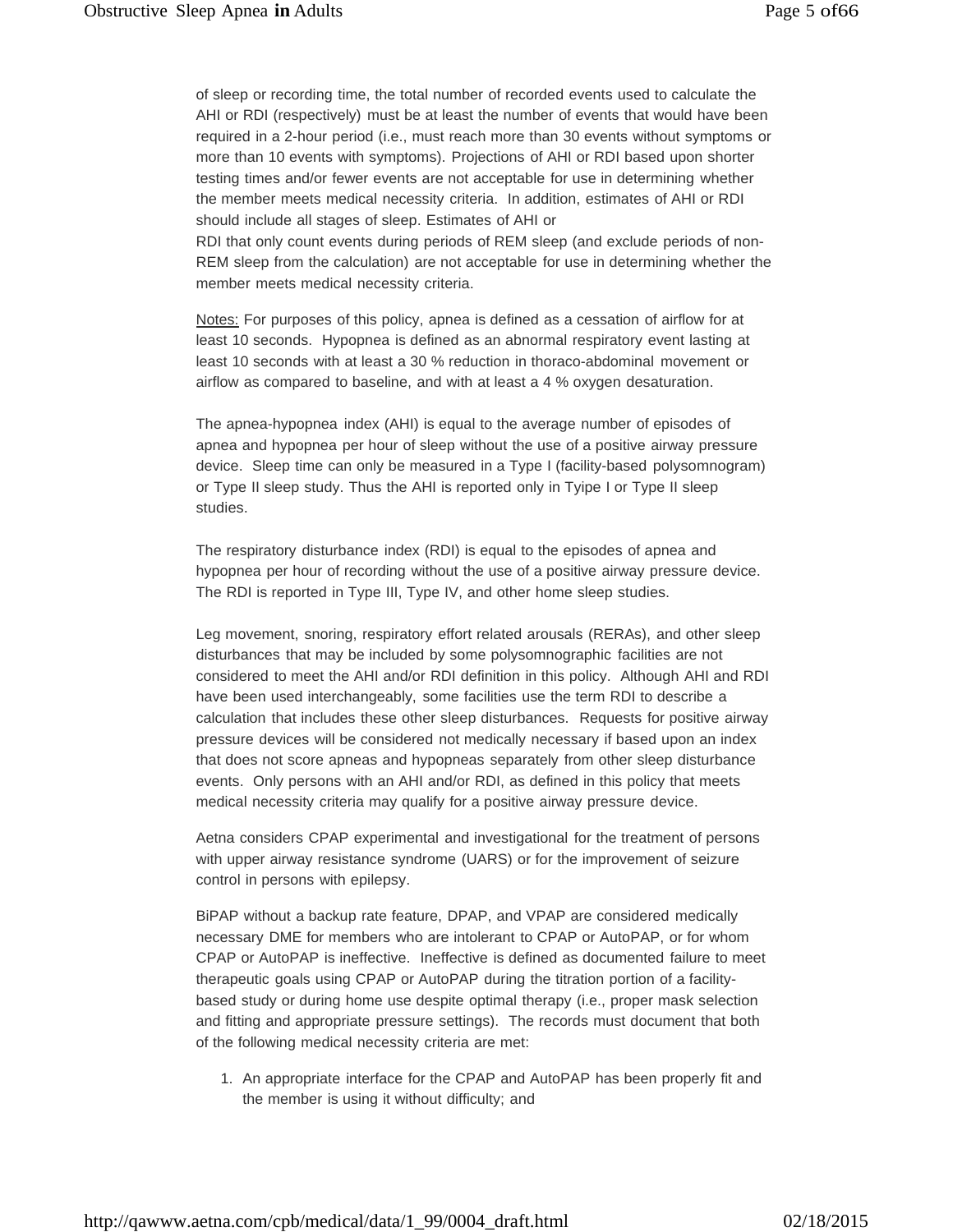of sleep or recording time, the total number of recorded events used to calculate the AHI or RDI (respectively) must be at least the number of events that would have been required in a 2-hour period (i.e., must reach more than 30 events without symptoms or more than 10 events with symptoms). Projections of AHI or RDI based upon shorter testing times and/or fewer events are not acceptable for use in determining whether the member meets medical necessity criteria. In addition, estimates of AHI or RDI should include all stages of sleep. Estimates of AHI or RDI that only count events during periods of REM sleep (and exclude periods of non-REM sleep from the calculation) are not acceptable for use in determining whether the member meets medical necessity criteria.

Notes: For purposes of this policy, apnea is defined as a cessation of airflow for at least 10 seconds. Hypopnea is defined as an abnormal respiratory event lasting at least 10 seconds with at least a 30 % reduction in thoraco-abdominal movement or airflow as compared to baseline, and with at least a 4 % oxygen desaturation.

The apnea-hypopnea index (AHI) is equal to the average number of episodes of apnea and hypopnea per hour of sleep without the use of a positive airway pressure device. Sleep time can only be measured in a Type I (facility-based polysomnogram) or Type II sleep study. Thus the AHI is reported only in Tyipe I or Type II sleep studies.

The respiratory disturbance index (RDI) is equal to the episodes of apnea and hypopnea per hour of recording without the use of a positive airway pressure device. The RDI is reported in Type III, Type IV, and other home sleep studies.

Leg movement, snoring, respiratory effort related arousals (RERAs), and other sleep disturbances that may be included by some polysomnographic facilities are not considered to meet the AHI and/or RDI definition in this policy. Although AHI and RDI have been used interchangeably, some facilities use the term RDI to describe a calculation that includes these other sleep disturbances. Requests for positive airway pressure devices will be considered not medically necessary if based upon an index that does not score apneas and hypopneas separately from other sleep disturbance events. Only persons with an AHI and/or RDI, as defined in this policy that meets medical necessity criteria may qualify for a positive airway pressure device.

Aetna considers CPAP experimental and investigational for the treatment of persons with upper airway resistance syndrome (UARS) or for the improvement of seizure control in persons with epilepsy.

BiPAP without a backup rate feature, DPAP, and VPAP are considered medically necessary DME for members who are intolerant to CPAP or AutoPAP, or for whom CPAP or AutoPAP is ineffective. Ineffective is defined as documented failure to meet therapeutic goals using CPAP or AutoPAP during the titration portion of a facility-based study or during home use despite optimal therapy (i.e., proper mask selection and fitting and appropriate pressure settings). The records must document that both of the following medical necessity criteria are met:

1. An appropriate interface for the CPAP and AutoPAP has been properly fit and the member is using it without difficulty; and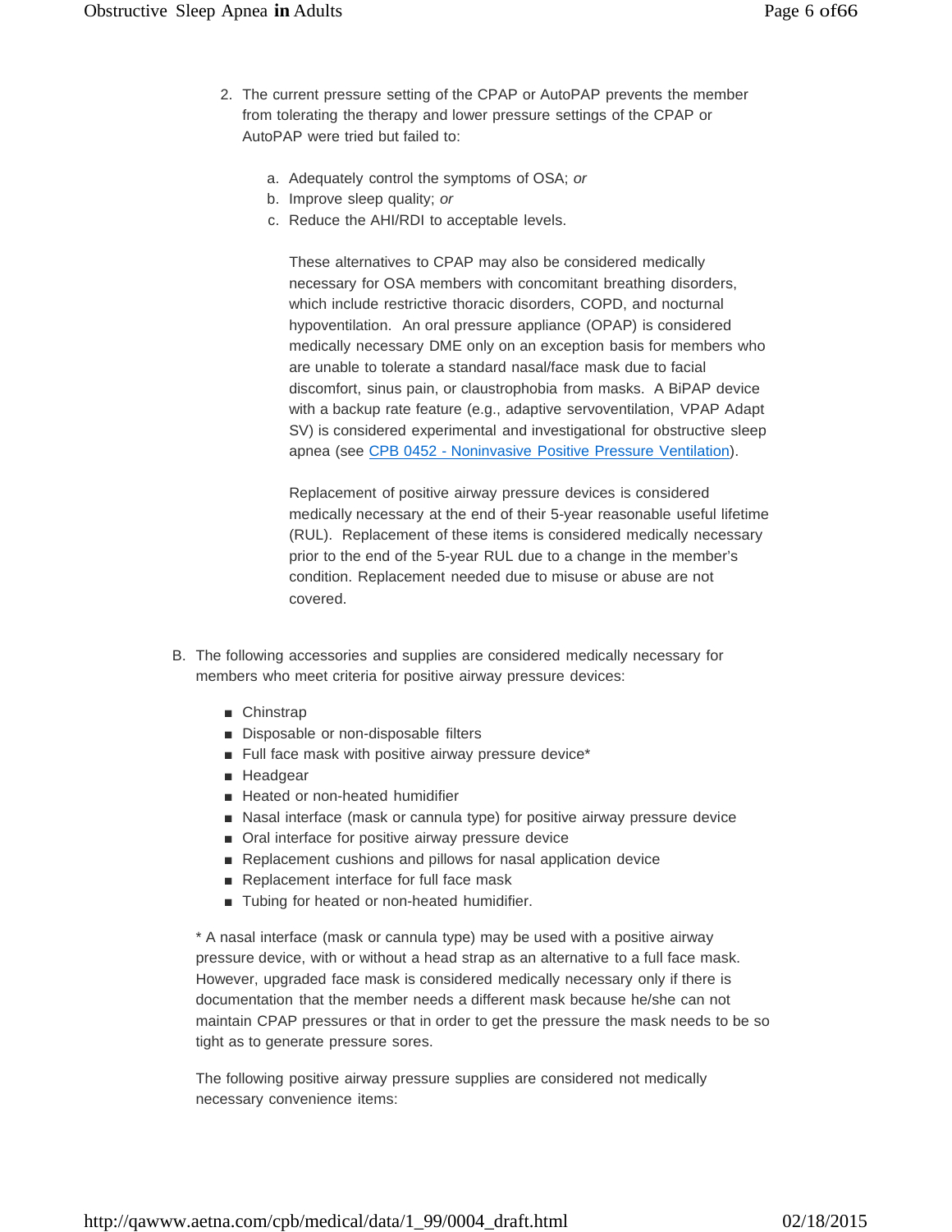2. The current pressure setting of the CPAP or AutoPAP prevents the member from tolerating the therapy and lower pressure settings of the CPAP or AutoPAP were tried but failed to:

    a. Adequately control the symptoms of OSA; *or*
    b. Improve sleep quality; *or*
    c. Reduce the AHI/RDI to acceptable levels.

    These alternatives to CPAP may also be considered medically necessary for OSA members with concomitant breathing disorders, which include restrictive thoracic disorders, COPD, and nocturnal hypoventilation. An oral pressure appliance (OPAP) is considered medically necessary DME only on an exception basis for members who are unable to tolerate a standard nasal/face mask due to facial discomfort, sinus pain, or claustrophobia from masks. A BiPAP device with a backup rate feature (e.g., adaptive servoventilation, VPAP Adapt SV) is considered experimental and investigational for obstructive sleep apnea (see [CPB 0452 - Noninvasive Positive Pressure Ventilation](#)).

    Replacement of positive airway pressure devices is considered medically necessary at the end of their 5-year reasonable useful lifetime (RUL). Replacement of these items is considered medically necessary prior to the end of the 5-year RUL due to a change in the member's condition. Replacement needed due to misuse or abuse are not covered.

B. The following accessories and supplies are considered medically necessary for members who meet criteria for positive airway pressure devices:

- Chinstrap
- Disposable or non-disposable filters
- Full face mask with positive airway pressure device*
- Headgear
- Heated or non-heated humidifier
- Nasal interface (mask or cannula type) for positive airway pressure device
- Oral interface for positive airway pressure device
- Replacement cushions and pillows for nasal application device
- Replacement interface for full face mask
- Tubing for heated or non-heated humidifier.

\* A nasal interface (mask or cannula type) may be used with a positive airway pressure device, with or without a head strap as an alternative to a full face mask. However, upgraded face mask is considered medically necessary only if there is documentation that the member needs a different mask because he/she can not maintain CPAP pressures or that in order to get the pressure the mask needs to be so tight as to generate pressure sores.

The following positive airway pressure supplies are considered not medically necessary convenience items: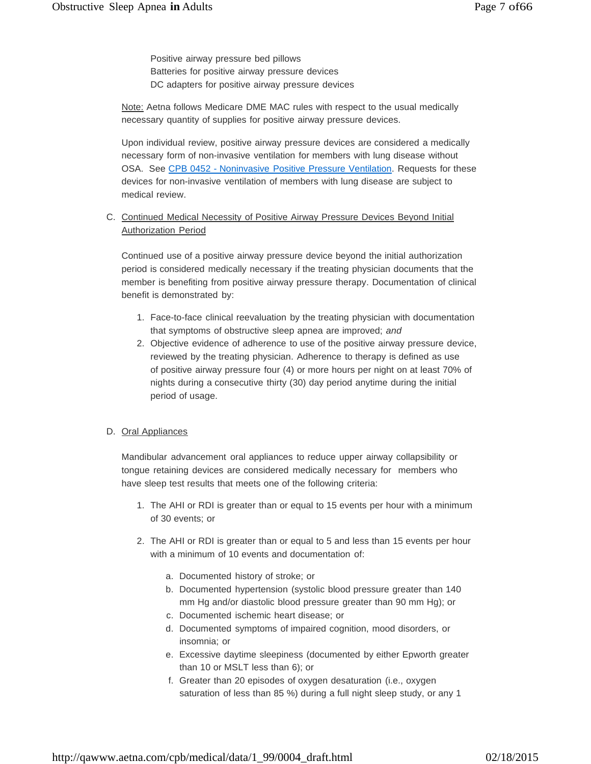Positive airway pressure bed pillows
Batteries for positive airway pressure devices
DC adapters for positive airway pressure devices

Note: Aetna follows Medicare DME MAC rules with respect to the usual medically necessary quantity of supplies for positive airway pressure devices.

Upon individual review, positive airway pressure devices are considered a medically necessary form of non-invasive ventilation for members with lung disease without OSA. See [CPB 0452 - Noninvasive Positive Pressure Ventilation](). Requests for these devices for non-invasive ventilation of members with lung disease are subject to medical review.

C. Continued Medical Necessity of Positive Airway Pressure Devices Beyond Initial Authorization Period

Continued use of a positive airway pressure device beyond the initial authorization period is considered medically necessary if the treating physician documents that the member is benefiting from positive airway pressure therapy. Documentation of clinical benefit is demonstrated by:

1. Face-to-face clinical reevaluation by the treating physician with documentation that symptoms of obstructive sleep apnea are improved; *and*
2. Objective evidence of adherence to use of the positive airway pressure device, reviewed by the treating physician. Adherence to therapy is defined as use of positive airway pressure four (4) or more hours per night on at least 70% of nights during a consecutive thirty (30) day period anytime during the initial period of usage.

D. Oral Appliances

Mandibular advancement oral appliances to reduce upper airway collapsibility or tongue retaining devices are considered medically necessary for members who have sleep test results that meets one of the following criteria:

1. The AHI or RDI is greater than or equal to 15 events per hour with a minimum of 30 events; or

2. The AHI or RDI is greater than or equal to 5 and less than 15 events per hour with a minimum of 10 events and documentation of:

   a. Documented history of stroke; or
   b. Documented hypertension (systolic blood pressure greater than 140 mm Hg and/or diastolic blood pressure greater than 90 mm Hg); or
   c. Documented ischemic heart disease; or
   d. Documented symptoms of impaired cognition, mood disorders, or insomnia; or
   e. Excessive daytime sleepiness (documented by either Epworth greater than 10 or MSLT less than 6); or
   f. Greater than 20 episodes of oxygen desaturation (i.e., oxygen saturation of less than 85 %) during a full night sleep study, or any 1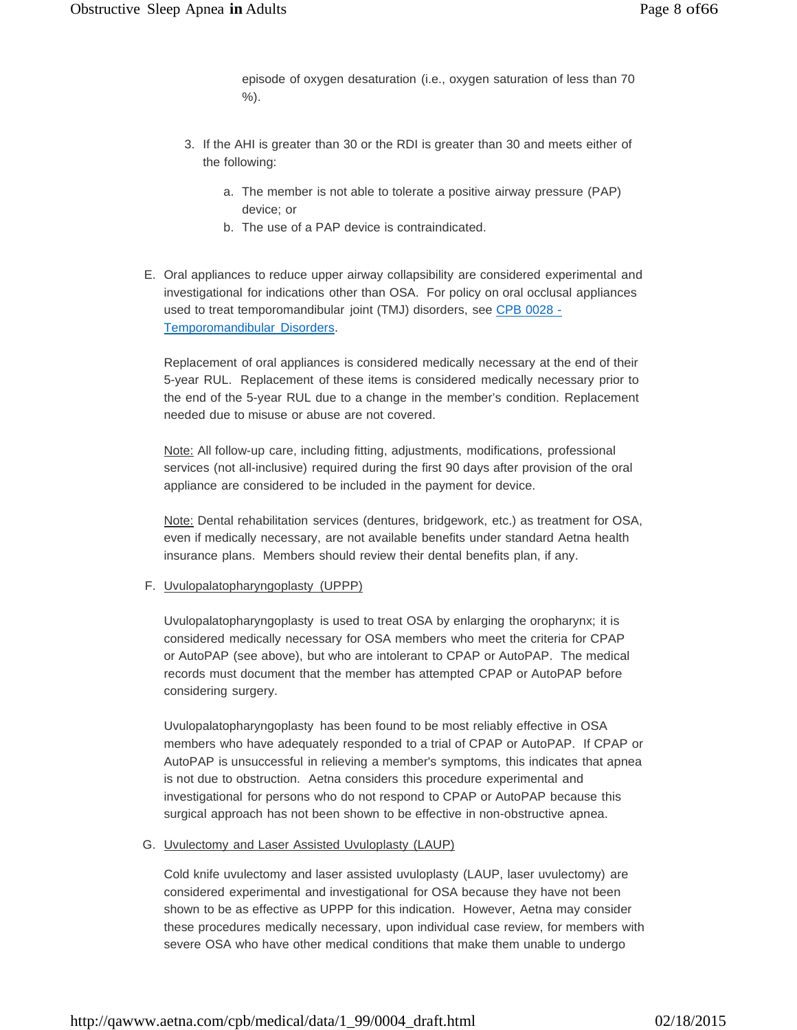episode of oxygen desaturation (i.e., oxygen saturation of less than 70 %).

3. If the AHI is greater than 30 or the RDI is greater than 30 and meets either of the following:

    a. The member is not able to tolerate a positive airway pressure (PAP) device; or
    b. The use of a PAP device is contraindicated.

E. Oral appliances to reduce upper airway collapsibility are considered experimental and investigational for indications other than OSA. For policy on oral occlusal appliances used to treat temporomandibular joint (TMJ) disorders, see [CPB 0028 - Temporomandibular Disorders](#).

   Replacement of oral appliances is considered medically necessary at the end of their 5-year RUL. Replacement of these items is considered medically necessary prior to the end of the 5-year RUL due to a change in the member's condition. Replacement needed due to misuse or abuse are not covered.

   Note: All follow-up care, including fitting, adjustments, modifications, professional services (not all-inclusive) required during the first 90 days after provision of the oral appliance are considered to be included in the payment for device.

   Note: Dental rehabilitation services (dentures, bridgework, etc.) as treatment for OSA, even if medically necessary, are not available benefits under standard Aetna health insurance plans. Members should review their dental benefits plan, if any.

F. Uvulopalatopharyngoplasty (UPPP)

   Uvulopalatopharyngoplasty is used to treat OSA by enlarging the oropharynx; it is considered medically necessary for OSA members who meet the criteria for CPAP or AutoPAP (see above), but who are intolerant to CPAP or AutoPAP. The medical records must document that the member has attempted CPAP or AutoPAP before considering surgery.

   Uvulopalatopharyngoplasty has been found to be most reliably effective in OSA members who have adequately responded to a trial of CPAP or AutoPAP. If CPAP or AutoPAP is unsuccessful in relieving a member's symptoms, this indicates that apnea is not due to obstruction. Aetna considers this procedure experimental and investigational for persons who do not respond to CPAP or AutoPAP because this surgical approach has not been shown to be effective in non-obstructive apnea.

G. Uvulectomy and Laser Assisted Uvuloplasty (LAUP)

   Cold knife uvulectomy and laser assisted uvuloplasty (LAUP, laser uvulectomy) are considered experimental and investigational for OSA because they have not been shown to be as effective as UPPP for this indication. However, Aetna may consider these procedures medically necessary, upon individual case review, for members with severe OSA who have other medical conditions that make them unable to undergo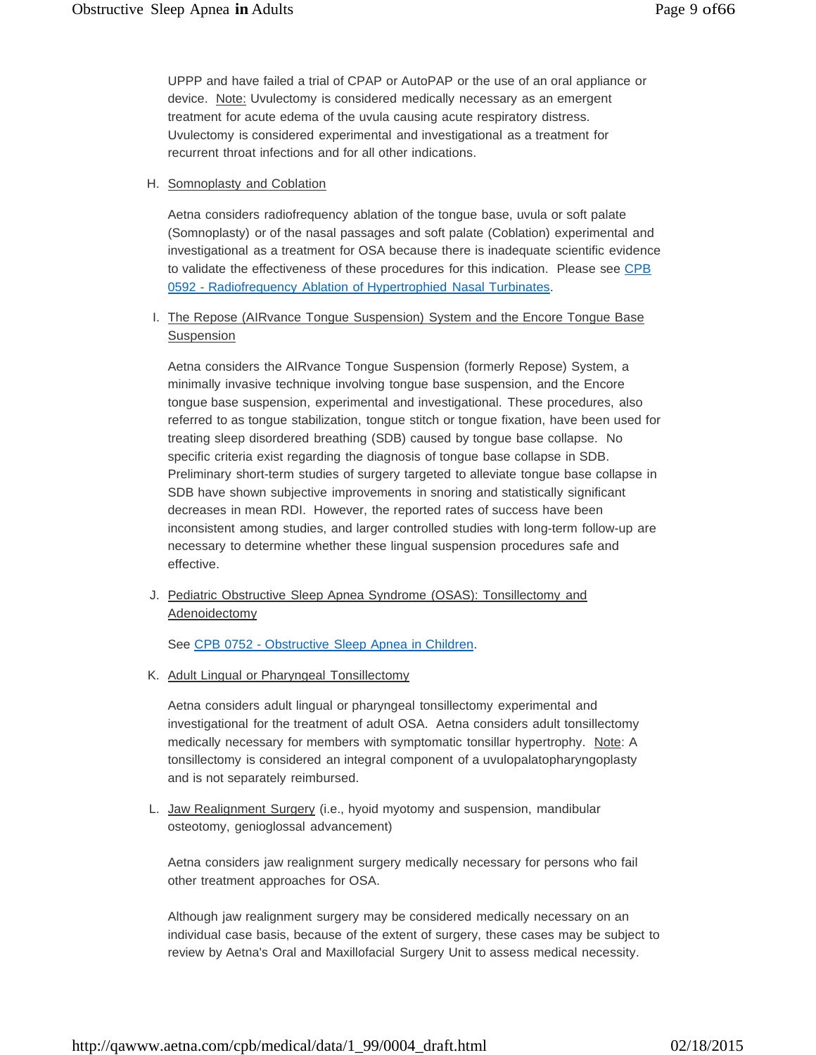UPPP and have failed a trial of CPAP or AutoPAP or the use of an oral appliance or device. Note: Uvulectomy is considered medically necessary as an emergent treatment for acute edema of the uvula causing acute respiratory distress. Uvulectomy is considered experimental and investigational as a treatment for recurrent throat infections and for all other indications.

H. Somnoplasty and Coblation

Aetna considers radiofrequency ablation of the tongue base, uvula or soft palate (Somnoplasty) or of the nasal passages and soft palate (Coblation) experimental and investigational as a treatment for OSA because there is inadequate scientific evidence to validate the effectiveness of these procedures for this indication. Please see [CPB 0592 - Radiofrequency Ablation of Hypertrophied Nasal Turbinates](http://qawww.aetna.com/cpb/medical/data/500_599/0592.html).

I. The Repose (AIRvance Tongue Suspension) System and the Encore Tongue Base Suspension

Aetna considers the AIRvance Tongue Suspension (formerly Repose) System, a minimally invasive technique involving tongue base suspension, and the Encore tongue base suspension, experimental and investigational. These procedures, also referred to as tongue stabilization, tongue stitch or tongue fixation, have been used for treating sleep disordered breathing (SDB) caused by tongue base collapse. No specific criteria exist regarding the diagnosis of tongue base collapse in SDB. Preliminary short-term studies of surgery targeted to alleviate tongue base collapse in SDB have shown subjective improvements in snoring and statistically significant decreases in mean RDI. However, the reported rates of success have been inconsistent among studies, and larger controlled studies with long-term follow-up are necessary to determine whether these lingual suspension procedures safe and effective.

J. Pediatric Obstructive Sleep Apnea Syndrome (OSAS): Tonsillectomy and Adenoidectomy

See [CPB 0752 - Obstructive Sleep Apnea in Children](http://qawww.aetna.com/cpb/medical/data/700_799/0752.html).

K. Adult Lingual or Pharyngeal Tonsillectomy

Aetna considers adult lingual or pharyngeal tonsillectomy experimental and investigational for the treatment of adult OSA. Aetna considers adult tonsillectomy medically necessary for members with symptomatic tonsillar hypertrophy. Note: A tonsillectomy is considered an integral component of a uvulopalatopharyngoplasty and is not separately reimbursed.

L. Jaw Realignment Surgery (i.e., hyoid myotomy and suspension, mandibular osteotomy, genioglossal advancement)

Aetna considers jaw realignment surgery medically necessary for persons who fail other treatment approaches for OSA.

Although jaw realignment surgery may be considered medically necessary on an individual case basis, because of the extent of surgery, these cases may be subject to review by Aetna's Oral and Maxillofacial Surgery Unit to assess medical necessity.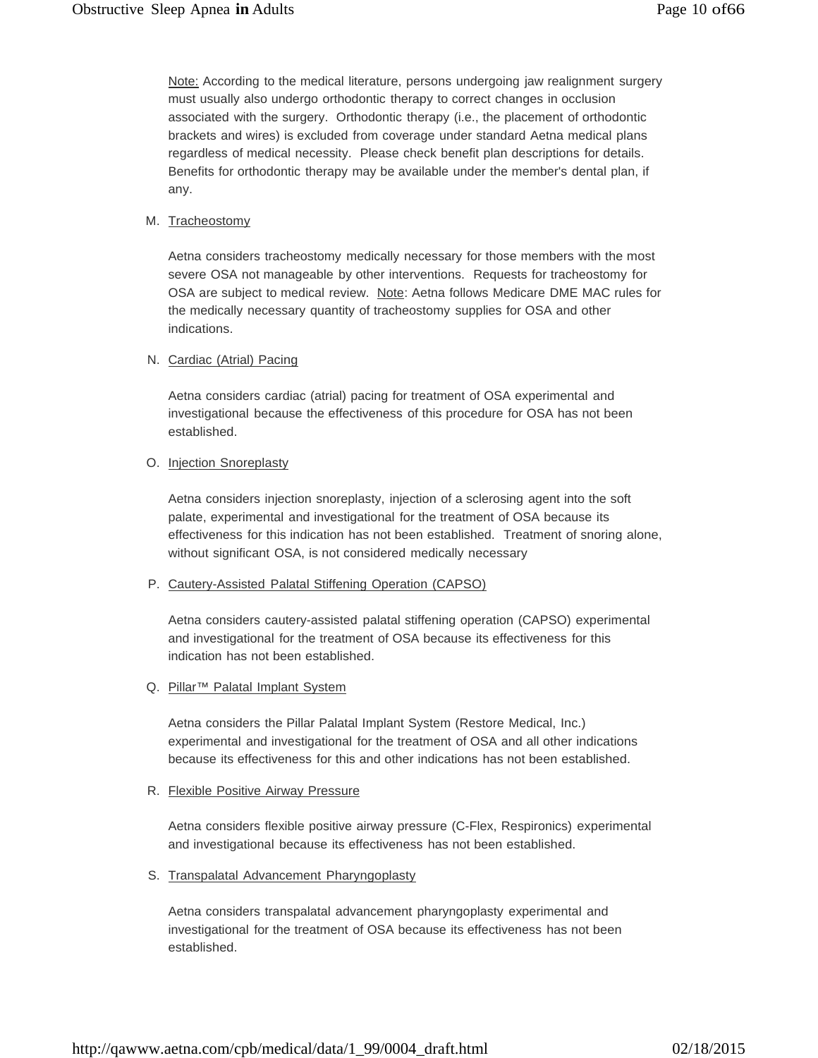Note: According to the medical literature, persons undergoing jaw realignment surgery must usually also undergo orthodontic therapy to correct changes in occlusion associated with the surgery. Orthodontic therapy (i.e., the placement of orthodontic brackets and wires) is excluded from coverage under standard Aetna medical plans regardless of medical necessity. Please check benefit plan descriptions for details. Benefits for orthodontic therapy may be available under the member's dental plan, if any.

M. Tracheostomy

Aetna considers tracheostomy medically necessary for those members with the most severe OSA not manageable by other interventions. Requests for tracheostomy for OSA are subject to medical review. Note: Aetna follows Medicare DME MAC rules for the medically necessary quantity of tracheostomy supplies for OSA and other indications.

N. Cardiac (Atrial) Pacing

Aetna considers cardiac (atrial) pacing for treatment of OSA experimental and investigational because the effectiveness of this procedure for OSA has not been established.

O. Injection Snoreplasty

Aetna considers injection snoreplasty, injection of a sclerosing agent into the soft palate, experimental and investigational for the treatment of OSA because its effectiveness for this indication has not been established. Treatment of snoring alone, without significant OSA, is not considered medically necessary

P. Cautery-Assisted Palatal Stiffening Operation (CAPSO)

Aetna considers cautery-assisted palatal stiffening operation (CAPSO) experimental and investigational for the treatment of OSA because its effectiveness for this indication has not been established.

Q. Pillar™ Palatal Implant System

Aetna considers the Pillar Palatal Implant System (Restore Medical, Inc.) experimental and investigational for the treatment of OSA and all other indications because its effectiveness for this and other indications has not been established.

R. Flexible Positive Airway Pressure

Aetna considers flexible positive airway pressure (C-Flex, Respironics) experimental and investigational because its effectiveness has not been established.

S. Transpalatal Advancement Pharyngoplasty

Aetna considers transpalatal advancement pharyngoplasty experimental and investigational for the treatment of OSA because its effectiveness has not been established.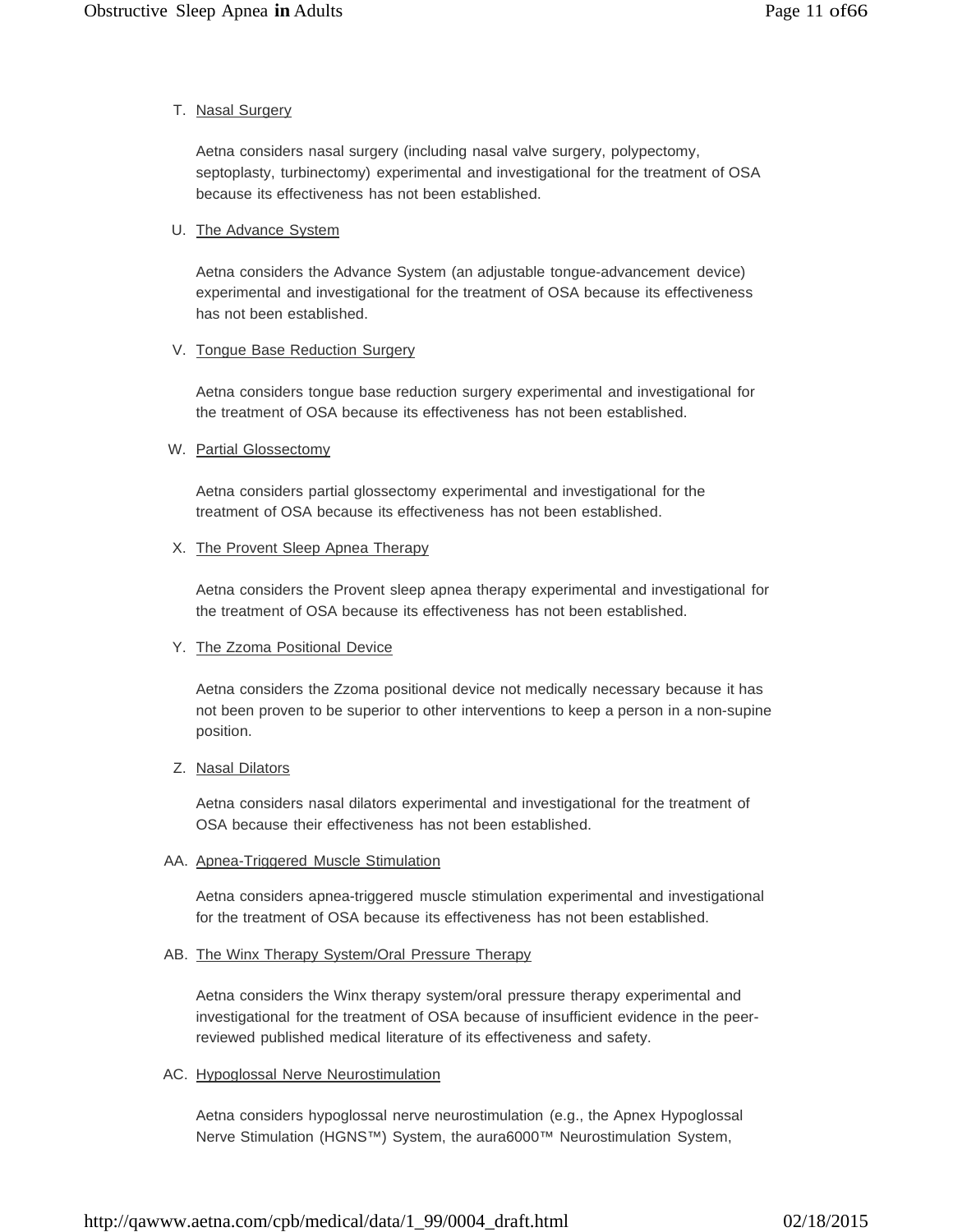T. Nasal Surgery

Aetna considers nasal surgery (including nasal valve surgery, polypectomy, septoplasty, turbinectomy) experimental and investigational for the treatment of OSA because its effectiveness has not been established.

U. The Advance System

Aetna considers the Advance System (an adjustable tongue-advancement device) experimental and investigational for the treatment of OSA because its effectiveness has not been established.

V. Tongue Base Reduction Surgery

Aetna considers tongue base reduction surgery experimental and investigational for the treatment of OSA because its effectiveness has not been established.

W. Partial Glossectomy

Aetna considers partial glossectomy experimental and investigational for the treatment of OSA because its effectiveness has not been established.

X. The Provent Sleep Apnea Therapy

Aetna considers the Provent sleep apnea therapy experimental and investigational for the treatment of OSA because its effectiveness has not been established.

Y. The Zzoma Positional Device

Aetna considers the Zzoma positional device not medically necessary because it has not been proven to be superior to other interventions to keep a person in a non-supine position.

Z. Nasal Dilators

Aetna considers nasal dilators experimental and investigational for the treatment of OSA because their effectiveness has not been established.

AA. Apnea-Triggered Muscle Stimulation

Aetna considers apnea-triggered muscle stimulation experimental and investigational for the treatment of OSA because its effectiveness has not been established.

AB. The Winx Therapy System/Oral Pressure Therapy

Aetna considers the Winx therapy system/oral pressure therapy experimental and investigational for the treatment of OSA because of insufficient evidence in the peer-reviewed published medical literature of its effectiveness and safety.

AC. Hypoglossal Nerve Neurostimulation

Aetna considers hypoglossal nerve neurostimulation (e.g., the Apnex Hypoglossal Nerve Stimulation (HGNS™) System, the aura6000™ Neurostimulation System,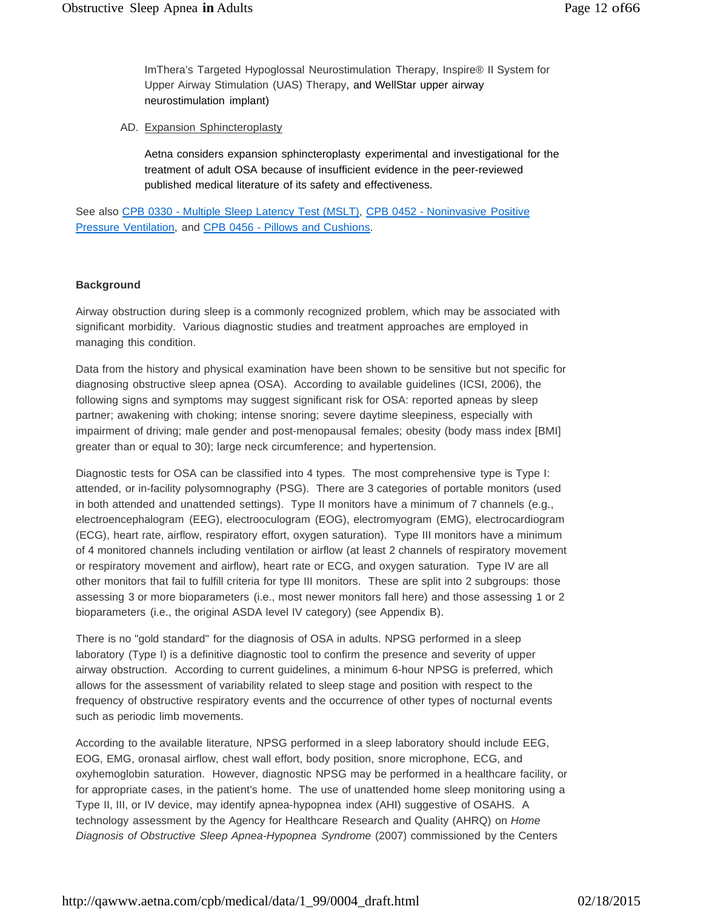ImThera's Targeted Hypoglossal Neurostimulation Therapy, Inspire® II System for Upper Airway Stimulation (UAS) Therapy, and WellStar upper airway neurostimulation implant)

AD. Expansion Sphincteroplasty

Aetna considers expansion sphincteroplasty experimental and investigational for the treatment of adult OSA because of insufficient evidence in the peer-reviewed published medical literature of its safety and effectiveness.

See also CPB 0330 - Multiple Sleep Latency Test (MSLT), CPB 0452 - Noninvasive Positive Pressure Ventilation, and CPB 0456 - Pillows and Cushions.

**Background**

Airway obstruction during sleep is a commonly recognized problem, which may be associated with significant morbidity. Various diagnostic studies and treatment approaches are employed in managing this condition.

Data from the history and physical examination have been shown to be sensitive but not specific for diagnosing obstructive sleep apnea (OSA). According to available guidelines (ICSI, 2006), the following signs and symptoms may suggest significant risk for OSA: reported apneas by sleep partner; awakening with choking; intense snoring; severe daytime sleepiness, especially with impairment of driving; male gender and post-menopausal females; obesity (body mass index [BMI] greater than or equal to 30); large neck circumference; and hypertension.

Diagnostic tests for OSA can be classified into 4 types. The most comprehensive type is Type I: attended, or in-facility polysomnography (PSG). There are 3 categories of portable monitors (used in both attended and unattended settings). Type II monitors have a minimum of 7 channels (e.g., electroencephalogram (EEG), electrooculogram (EOG), electromyogram (EMG), electrocardiogram (ECG), heart rate, airflow, respiratory effort, oxygen saturation). Type III monitors have a minimum of 4 monitored channels including ventilation or airflow (at least 2 channels of respiratory movement or respiratory movement and airflow), heart rate or ECG, and oxygen saturation. Type IV are all other monitors that fail to fulfill criteria for type III monitors. These are split into 2 subgroups: those assessing 3 or more bioparameters (i.e., most newer monitors fall here) and those assessing 1 or 2 bioparameters (i.e., the original ASDA level IV category) (see Appendix B).

There is no "gold standard" for the diagnosis of OSA in adults. NPSG performed in a sleep laboratory (Type I) is a definitive diagnostic tool to confirm the presence and severity of upper airway obstruction. According to current guidelines, a minimum 6-hour NPSG is preferred, which allows for the assessment of variability related to sleep stage and position with respect to the frequency of obstructive respiratory events and the occurrence of other types of nocturnal events such as periodic limb movements.

According to the available literature, NPSG performed in a sleep laboratory should include EEG, EOG, EMG, oronasal airflow, chest wall effort, body position, snore microphone, ECG, and oxyhemoglobin saturation. However, diagnostic NPSG may be performed in a healthcare facility, or for appropriate cases, in the patient's home. The use of unattended home sleep monitoring using a Type II, III, or IV device, may identify apnea-hypopnea index (AHI) suggestive of OSAHS. A technology assessment by the Agency for Healthcare Research and Quality (AHRQ) on *Home Diagnosis of Obstructive Sleep Apnea-Hypopnea Syndrome* (2007) commissioned by the Centers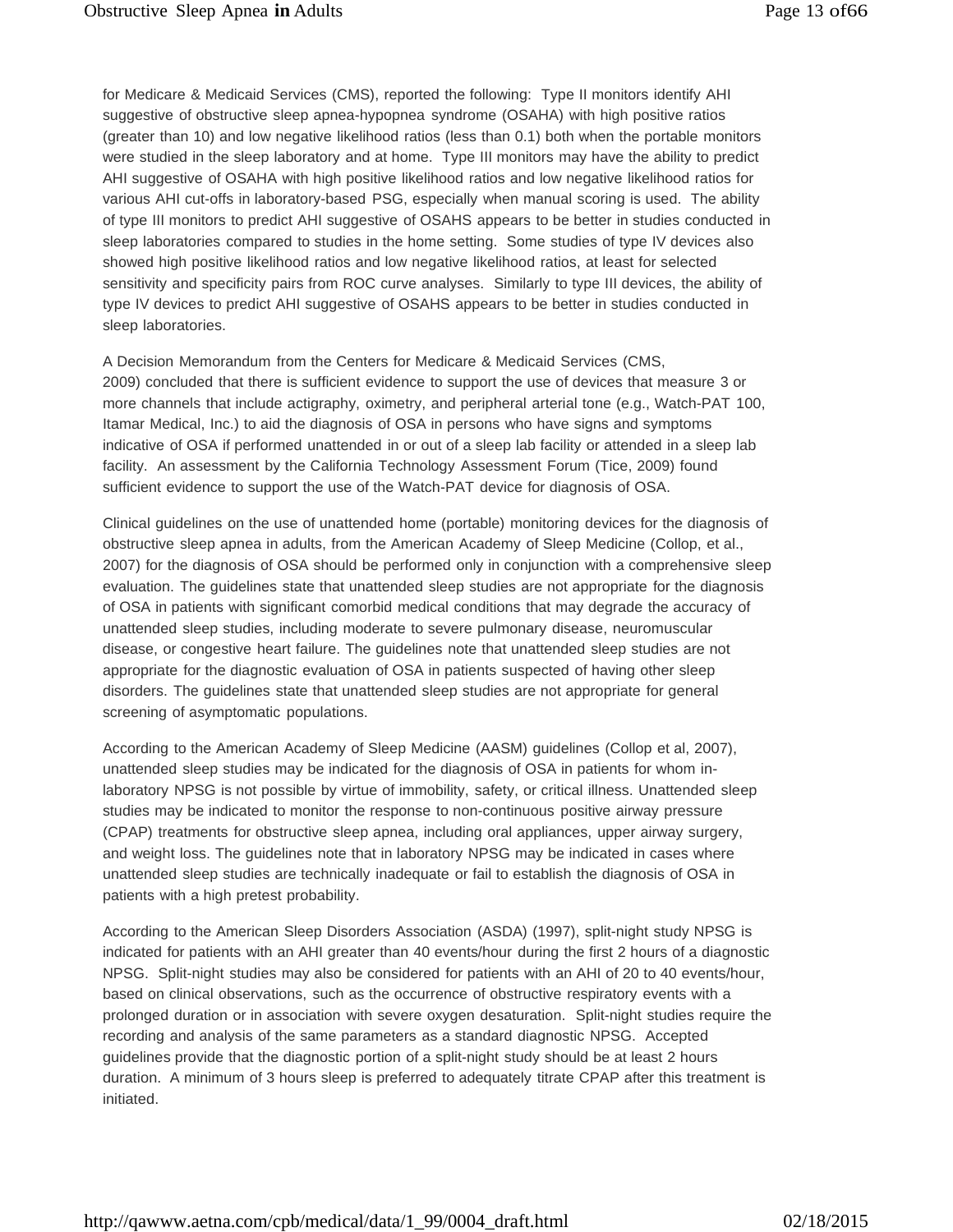for Medicare & Medicaid Services (CMS), reported the following: Type II monitors identify AHI suggestive of obstructive sleep apnea-hypopnea syndrome (OSAHA) with high positive ratios (greater than 10) and low negative likelihood ratios (less than 0.1) both when the portable monitors were studied in the sleep laboratory and at home. Type III monitors may have the ability to predict AHI suggestive of OSAHA with high positive likelihood ratios and low negative likelihood ratios for various AHI cut-offs in laboratory-based PSG, especially when manual scoring is used. The ability of type III monitors to predict AHI suggestive of OSAHS appears to be better in studies conducted in sleep laboratories compared to studies in the home setting. Some studies of type IV devices also showed high positive likelihood ratios and low negative likelihood ratios, at least for selected sensitivity and specificity pairs from ROC curve analyses. Similarly to type III devices, the ability of type IV devices to predict AHI suggestive of OSAHS appears to be better in studies conducted in sleep laboratories.

A Decision Memorandum from the Centers for Medicare & Medicaid Services (CMS, 2009) concluded that there is sufficient evidence to support the use of devices that measure 3 or more channels that include actigraphy, oximetry, and peripheral arterial tone (e.g., Watch-PAT 100, Itamar Medical, Inc.) to aid the diagnosis of OSA in persons who have signs and symptoms indicative of OSA if performed unattended in or out of a sleep lab facility or attended in a sleep lab facility. An assessment by the California Technology Assessment Forum (Tice, 2009) found sufficient evidence to support the use of the Watch-PAT device for diagnosis of OSA.

Clinical guidelines on the use of unattended home (portable) monitoring devices for the diagnosis of obstructive sleep apnea in adults, from the American Academy of Sleep Medicine (Collop, et al., 2007) for the diagnosis of OSA should be performed only in conjunction with a comprehensive sleep evaluation. The guidelines state that unattended sleep studies are not appropriate for the diagnosis of OSA in patients with significant comorbid medical conditions that may degrade the accuracy of unattended sleep studies, including moderate to severe pulmonary disease, neuromuscular disease, or congestive heart failure. The guidelines note that unattended sleep studies are not appropriate for the diagnostic evaluation of OSA in patients suspected of having other sleep disorders. The guidelines state that unattended sleep studies are not appropriate for general screening of asymptomatic populations.

According to the American Academy of Sleep Medicine (AASM) guidelines (Collop et al, 2007), unattended sleep studies may be indicated for the diagnosis of OSA in patients for whom in-laboratory NPSG is not possible by virtue of immobility, safety, or critical illness. Unattended sleep studies may be indicated to monitor the response to non-continuous positive airway pressure (CPAP) treatments for obstructive sleep apnea, including oral appliances, upper airway surgery, and weight loss. The guidelines note that in laboratory NPSG may be indicated in cases where unattended sleep studies are technically inadequate or fail to establish the diagnosis of OSA in patients with a high pretest probability.

According to the American Sleep Disorders Association (ASDA) (1997), split-night study NPSG is indicated for patients with an AHI greater than 40 events/hour during the first 2 hours of a diagnostic NPSG. Split-night studies may also be considered for patients with an AHI of 20 to 40 events/hour, based on clinical observations, such as the occurrence of obstructive respiratory events with a prolonged duration or in association with severe oxygen desaturation. Split-night studies require the recording and analysis of the same parameters as a standard diagnostic NPSG. Accepted guidelines provide that the diagnostic portion of a split-night study should be at least 2 hours duration. A minimum of 3 hours sleep is preferred to adequately titrate CPAP after this treatment is initiated.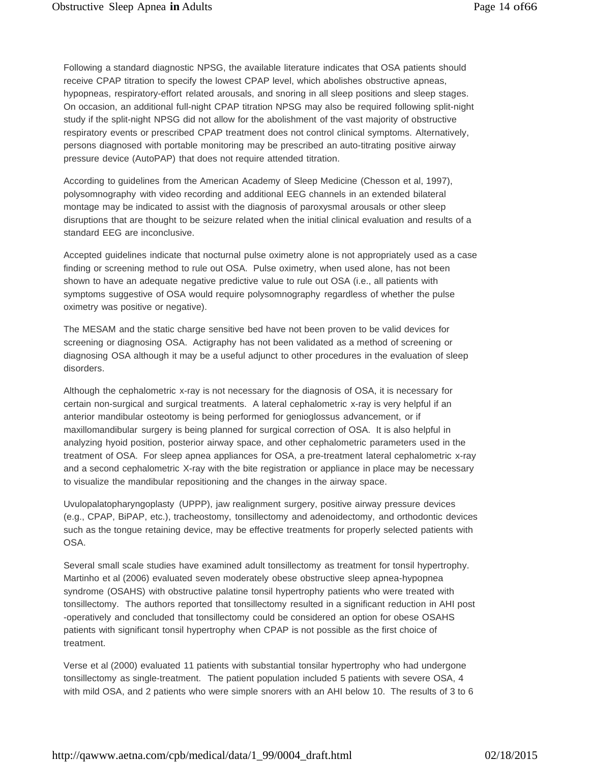Following a standard diagnostic NPSG, the available literature indicates that OSA patients should receive CPAP titration to specify the lowest CPAP level, which abolishes obstructive apneas, hypopneas, respiratory-effort related arousals, and snoring in all sleep positions and sleep stages. On occasion, an additional full-night CPAP titration NPSG may also be required following split-night study if the split-night NPSG did not allow for the abolishment of the vast majority of obstructive respiratory events or prescribed CPAP treatment does not control clinical symptoms. Alternatively, persons diagnosed with portable monitoring may be prescribed an auto-titrating positive airway pressure device (AutoPAP) that does not require attended titration.

According to guidelines from the American Academy of Sleep Medicine (Chesson et al, 1997), polysomnography with video recording and additional EEG channels in an extended bilateral montage may be indicated to assist with the diagnosis of paroxysmal arousals or other sleep disruptions that are thought to be seizure related when the initial clinical evaluation and results of a standard EEG are inconclusive.

Accepted guidelines indicate that nocturnal pulse oximetry alone is not appropriately used as a case finding or screening method to rule out OSA. Pulse oximetry, when used alone, has not been shown to have an adequate negative predictive value to rule out OSA (i.e., all patients with symptoms suggestive of OSA would require polysomnography regardless of whether the pulse oximetry was positive or negative).

The MESAM and the static charge sensitive bed have not been proven to be valid devices for screening or diagnosing OSA. Actigraphy has not been validated as a method of screening or diagnosing OSA although it may be a useful adjunct to other procedures in the evaluation of sleep disorders.

Although the cephalometric x-ray is not necessary for the diagnosis of OSA, it is necessary for certain non-surgical and surgical treatments. A lateral cephalometric x-ray is very helpful if an anterior mandibular osteotomy is being performed for genioglossus advancement, or if maxillomandibular surgery is being planned for surgical correction of OSA. It is also helpful in analyzing hyoid position, posterior airway space, and other cephalometric parameters used in the treatment of OSA. For sleep apnea appliances for OSA, a pre-treatment lateral cephalometric x-ray and a second cephalometric X-ray with the bite registration or appliance in place may be necessary to visualize the mandibular repositioning and the changes in the airway space.

Uvulopalatopharyngoplasty (UPPP), jaw realignment surgery, positive airway pressure devices (e.g., CPAP, BiPAP, etc.), tracheostomy, tonsillectomy and adenoidectomy, and orthodontic devices such as the tongue retaining device, may be effective treatments for properly selected patients with OSA.

Several small scale studies have examined adult tonsillectomy as treatment for tonsil hypertrophy. Martinho et al (2006) evaluated seven moderately obese obstructive sleep apnea-hypopnea syndrome (OSAHS) with obstructive palatine tonsil hypertrophy patients who were treated with tonsillectomy. The authors reported that tonsillectomy resulted in a significant reduction in AHI post -operatively and concluded that tonsillectomy could be considered an option for obese OSAHS patients with significant tonsil hypertrophy when CPAP is not possible as the first choice of treatment.

Verse et al (2000) evaluated 11 patients with substantial tonsilar hypertrophy who had undergone tonsillectomy as single-treatment. The patient population included 5 patients with severe OSA, 4 with mild OSA, and 2 patients who were simple snorers with an AHI below 10. The results of 3 to 6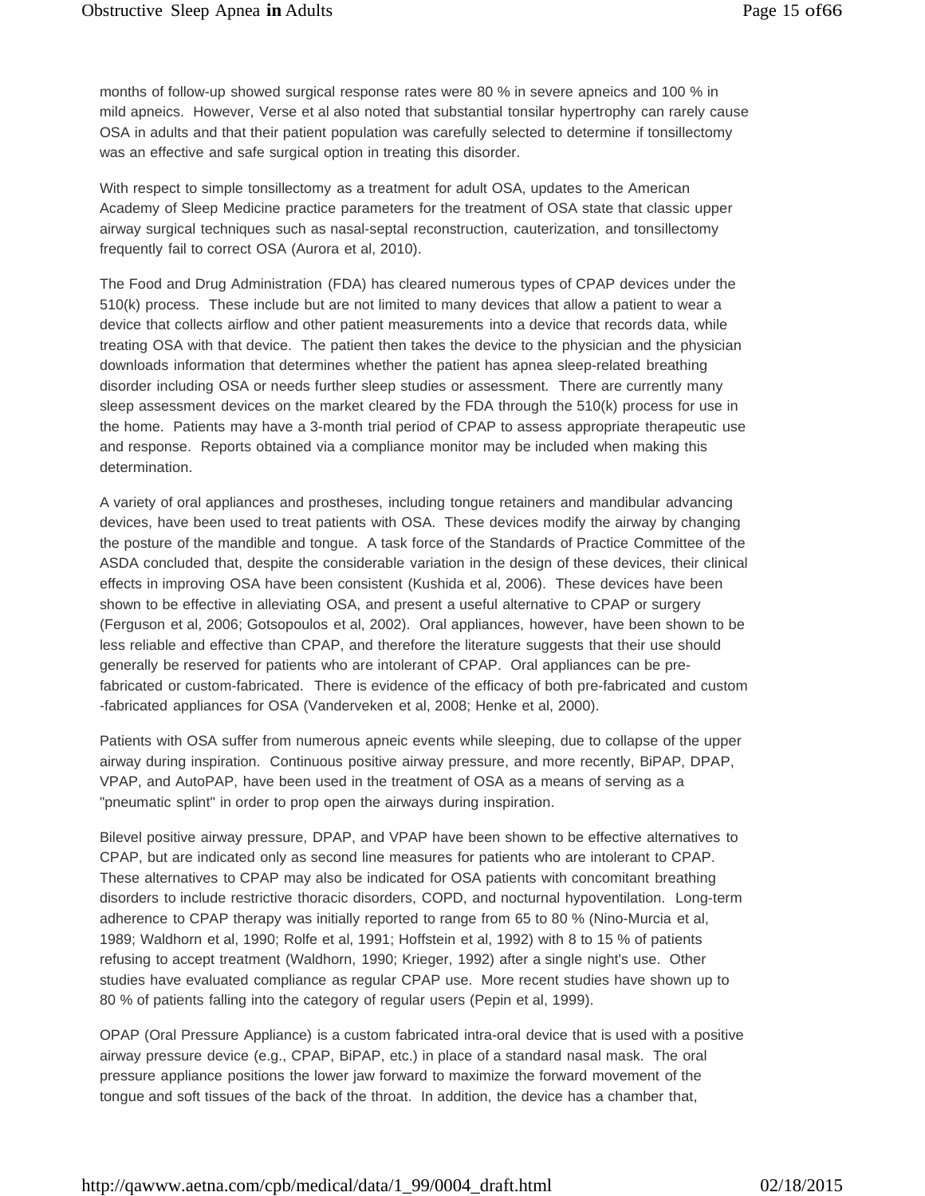months of follow-up showed surgical response rates were 80 % in severe apneics and 100 % in mild apneics. However, Verse et al also noted that substantial tonsilar hypertrophy can rarely cause OSA in adults and that their patient population was carefully selected to determine if tonsillectomy was an effective and safe surgical option in treating this disorder.

With respect to simple tonsillectomy as a treatment for adult OSA, updates to the American Academy of Sleep Medicine practice parameters for the treatment of OSA state that classic upper airway surgical techniques such as nasal-septal reconstruction, cauterization, and tonsillectomy frequently fail to correct OSA (Aurora et al, 2010).

The Food and Drug Administration (FDA) has cleared numerous types of CPAP devices under the 510(k) process. These include but are not limited to many devices that allow a patient to wear a device that collects airflow and other patient measurements into a device that records data, while treating OSA with that device. The patient then takes the device to the physician and the physician downloads information that determines whether the patient has apnea sleep-related breathing disorder including OSA or needs further sleep studies or assessment. There are currently many sleep assessment devices on the market cleared by the FDA through the 510(k) process for use in the home. Patients may have a 3-month trial period of CPAP to assess appropriate therapeutic use and response. Reports obtained via a compliance monitor may be included when making this determination.

A variety of oral appliances and prostheses, including tongue retainers and mandibular advancing devices, have been used to treat patients with OSA. These devices modify the airway by changing the posture of the mandible and tongue. A task force of the Standards of Practice Committee of the ASDA concluded that, despite the considerable variation in the design of these devices, their clinical effects in improving OSA have been consistent (Kushida et al, 2006). These devices have been shown to be effective in alleviating OSA, and present a useful alternative to CPAP or surgery (Ferguson et al, 2006; Gotsopoulos et al, 2002). Oral appliances, however, have been shown to be less reliable and effective than CPAP, and therefore the literature suggests that their use should generally be reserved for patients who are intolerant of CPAP. Oral appliances can be pre-fabricated or custom-fabricated. There is evidence of the efficacy of both pre-fabricated and custom-fabricated appliances for OSA (Vanderveken et al, 2008; Henke et al, 2000).

Patients with OSA suffer from numerous apneic events while sleeping, due to collapse of the upper airway during inspiration. Continuous positive airway pressure, and more recently, BiPAP, DPAP, VPAP, and AutoPAP, have been used in the treatment of OSA as a means of serving as a "pneumatic splint" in order to prop open the airways during inspiration.

Bilevel positive airway pressure, DPAP, and VPAP have been shown to be effective alternatives to CPAP, but are indicated only as second line measures for patients who are intolerant to CPAP. These alternatives to CPAP may also be indicated for OSA patients with concomitant breathing disorders to include restrictive thoracic disorders, COPD, and nocturnal hypoventilation. Long-term adherence to CPAP therapy was initially reported to range from 65 to 80 % (Nino-Murcia et al, 1989; Waldhorn et al, 1990; Rolfe et al, 1991; Hoffstein et al, 1992) with 8 to 15 % of patients refusing to accept treatment (Waldhorn, 1990; Krieger, 1992) after a single night's use. Other studies have evaluated compliance as regular CPAP use. More recent studies have shown up to 80 % of patients falling into the category of regular users (Pepin et al, 1999).

OPAP (Oral Pressure Appliance) is a custom fabricated intra-oral device that is used with a positive airway pressure device (e.g., CPAP, BiPAP, etc.) in place of a standard nasal mask. The oral pressure appliance positions the lower jaw forward to maximize the forward movement of the tongue and soft tissues of the back of the throat. In addition, the device has a chamber that,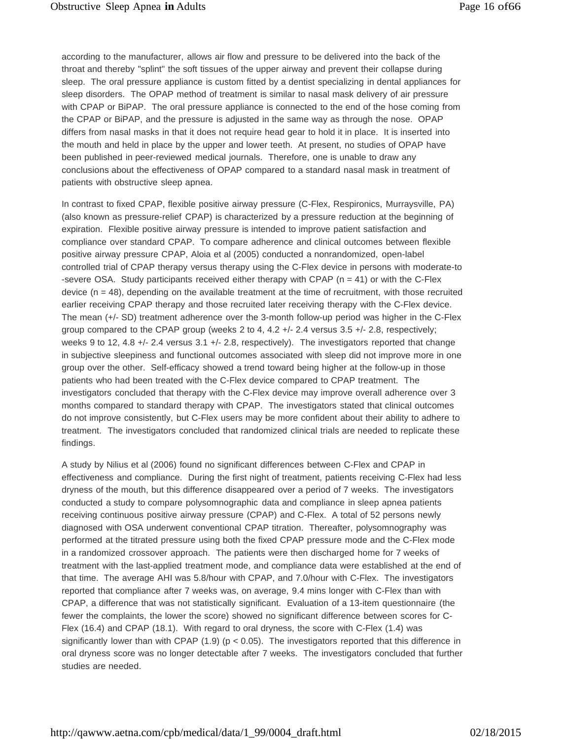according to the manufacturer, allows air flow and pressure to be delivered into the back of the throat and thereby "splint" the soft tissues of the upper airway and prevent their collapse during sleep. The oral pressure appliance is custom fitted by a dentist specializing in dental appliances for sleep disorders. The OPAP method of treatment is similar to nasal mask delivery of air pressure with CPAP or BiPAP. The oral pressure appliance is connected to the end of the hose coming from the CPAP or BiPAP, and the pressure is adjusted in the same way as through the nose. OPAP differs from nasal masks in that it does not require head gear to hold it in place. It is inserted into the mouth and held in place by the upper and lower teeth. At present, no studies of OPAP have been published in peer-reviewed medical journals. Therefore, one is unable to draw any conclusions about the effectiveness of OPAP compared to a standard nasal mask in treatment of patients with obstructive sleep apnea.

In contrast to fixed CPAP, flexible positive airway pressure (C-Flex, Respironics, Murraysville, PA) (also known as pressure-relief CPAP) is characterized by a pressure reduction at the beginning of expiration. Flexible positive airway pressure is intended to improve patient satisfaction and compliance over standard CPAP. To compare adherence and clinical outcomes between flexible positive airway pressure CPAP, Aloia et al (2005) conducted a nonrandomized, open-label controlled trial of CPAP therapy versus therapy using the C-Flex device in persons with moderate-to -severe OSA. Study participants received either therapy with CPAP (n = 41) or with the C-Flex device (n = 48), depending on the available treatment at the time of recruitment, with those recruited earlier receiving CPAP therapy and those recruited later receiving therapy with the C-Flex device. The mean (+/- SD) treatment adherence over the 3-month follow-up period was higher in the C-Flex group compared to the CPAP group (weeks 2 to 4, 4.2 +/- 2.4 versus 3.5 +/- 2.8, respectively; weeks 9 to 12, 4.8 +/- 2.4 versus 3.1 +/- 2.8, respectively). The investigators reported that change in subjective sleepiness and functional outcomes associated with sleep did not improve more in one group over the other. Self-efficacy showed a trend toward being higher at the follow-up in those patients who had been treated with the C-Flex device compared to CPAP treatment. The investigators concluded that therapy with the C-Flex device may improve overall adherence over 3 months compared to standard therapy with CPAP. The investigators stated that clinical outcomes do not improve consistently, but C-Flex users may be more confident about their ability to adhere to treatment. The investigators concluded that randomized clinical trials are needed to replicate these findings.

A study by Nilius et al (2006) found no significant differences between C-Flex and CPAP in effectiveness and compliance. During the first night of treatment, patients receiving C-Flex had less dryness of the mouth, but this difference disappeared over a period of 7 weeks. The investigators conducted a study to compare polysomnographic data and compliance in sleep apnea patients receiving continuous positive airway pressure (CPAP) and C-Flex. A total of 52 persons newly diagnosed with OSA underwent conventional CPAP titration. Thereafter, polysomnography was performed at the titrated pressure using both the fixed CPAP pressure mode and the C-Flex mode in a randomized crossover approach. The patients were then discharged home for 7 weeks of treatment with the last-applied treatment mode, and compliance data were established at the end of that time. The average AHI was 5.8/hour with CPAP, and 7.0/hour with C-Flex. The investigators reported that compliance after 7 weeks was, on average, 9.4 mins longer with C-Flex than with CPAP, a difference that was not statistically significant. Evaluation of a 13-item questionnaire (the fewer the complaints, the lower the score) showed no significant difference between scores for C-Flex (16.4) and CPAP (18.1). With regard to oral dryness, the score with C-Flex (1.4) was significantly lower than with CPAP (1.9) ($p < 0.05$). The investigators reported that this difference in oral dryness score was no longer detectable after 7 weeks. The investigators concluded that further studies are needed.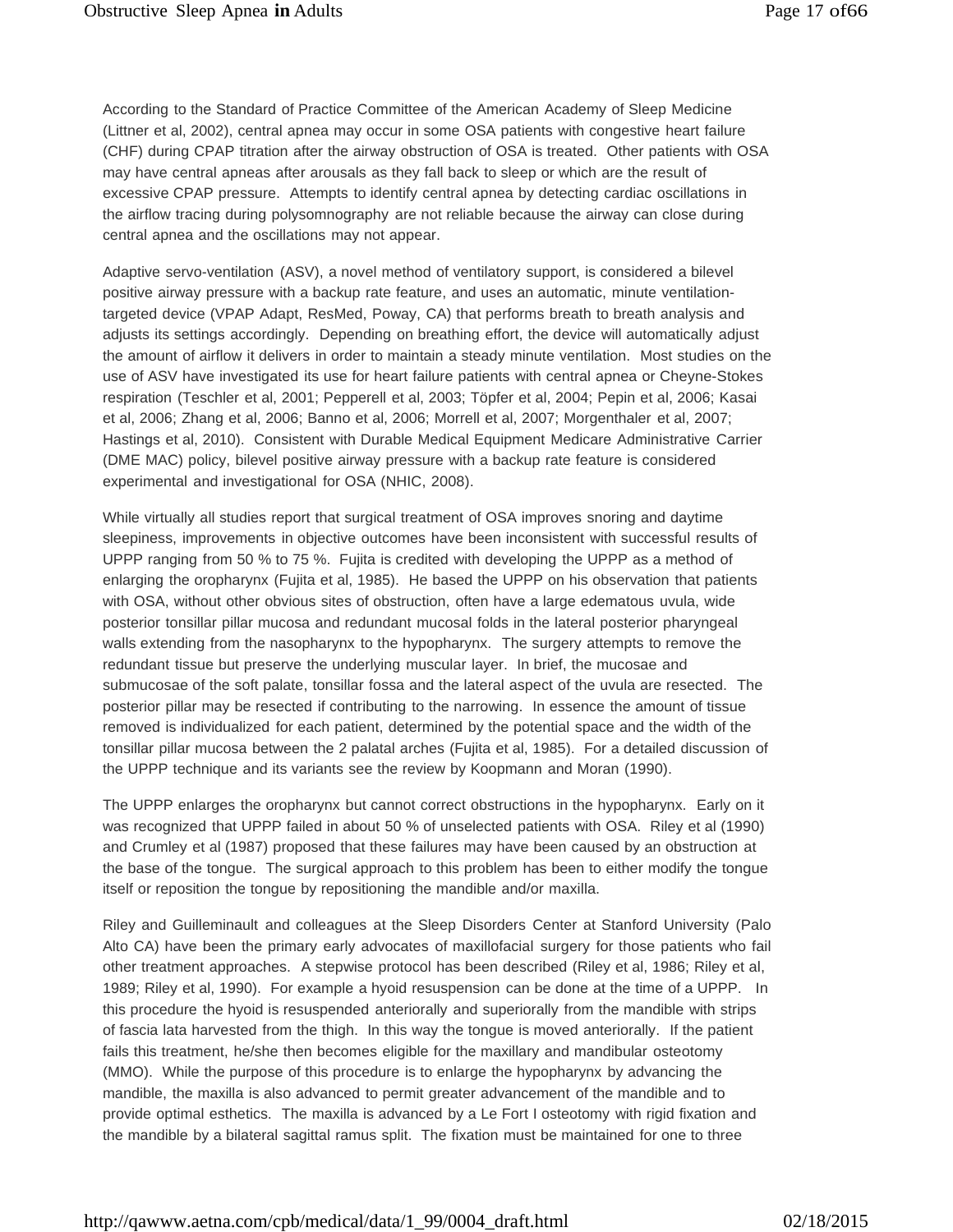According to the Standard of Practice Committee of the American Academy of Sleep Medicine (Littner et al, 2002), central apnea may occur in some OSA patients with congestive heart failure (CHF) during CPAP titration after the airway obstruction of OSA is treated. Other patients with OSA may have central apneas after arousals as they fall back to sleep or which are the result of excessive CPAP pressure. Attempts to identify central apnea by detecting cardiac oscillations in the airflow tracing during polysomnography are not reliable because the airway can close during central apnea and the oscillations may not appear.

Adaptive servo-ventilation (ASV), a novel method of ventilatory support, is considered a bilevel positive airway pressure with a backup rate feature, and uses an automatic, minute ventilation-targeted device (VPAP Adapt, ResMed, Poway, CA) that performs breath to breath analysis and adjusts its settings accordingly. Depending on breathing effort, the device will automatically adjust the amount of airflow it delivers in order to maintain a steady minute ventilation. Most studies on the use of ASV have investigated its use for heart failure patients with central apnea or Cheyne-Stokes respiration (Teschler et al, 2001; Pepperell et al, 2003; Töpfer et al, 2004; Pepin et al, 2006; Kasai et al, 2006; Zhang et al, 2006; Banno et al, 2006; Morrell et al, 2007; Morgenthaler et al, 2007; Hastings et al, 2010). Consistent with Durable Medical Equipment Medicare Administrative Carrier (DME MAC) policy, bilevel positive airway pressure with a backup rate feature is considered experimental and investigational for OSA (NHIC, 2008).

While virtually all studies report that surgical treatment of OSA improves snoring and daytime sleepiness, improvements in objective outcomes have been inconsistent with successful results of UPPP ranging from 50 % to 75 %. Fujita is credited with developing the UPPP as a method of enlarging the oropharynx (Fujita et al, 1985). He based the UPPP on his observation that patients with OSA, without other obvious sites of obstruction, often have a large edematous uvula, wide posterior tonsillar pillar mucosa and redundant mucosal folds in the lateral posterior pharyngeal walls extending from the nasopharynx to the hypopharynx. The surgery attempts to remove the redundant tissue but preserve the underlying muscular layer. In brief, the mucosae and submucosae of the soft palate, tonsillar fossa and the lateral aspect of the uvula are resected. The posterior pillar may be resected if contributing to the narrowing. In essence the amount of tissue removed is individualized for each patient, determined by the potential space and the width of the tonsillar pillar mucosa between the 2 palatal arches (Fujita et al, 1985). For a detailed discussion of the UPPP technique and its variants see the review by Koopmann and Moran (1990).

The UPPP enlarges the oropharynx but cannot correct obstructions in the hypopharynx. Early on it was recognized that UPPP failed in about 50 % of unselected patients with OSA. Riley et al (1990) and Crumley et al (1987) proposed that these failures may have been caused by an obstruction at the base of the tongue. The surgical approach to this problem has been to either modify the tongue itself or reposition the tongue by repositioning the mandible and/or maxilla.

Riley and Guilleminault and colleagues at the Sleep Disorders Center at Stanford University (Palo Alto CA) have been the primary early advocates of maxillofacial surgery for those patients who fail other treatment approaches. A stepwise protocol has been described (Riley et al, 1986; Riley et al, 1989; Riley et al, 1990). For example a hyoid resuspension can be done at the time of a UPPP. In this procedure the hyoid is resuspended anteriorally and superiorally from the mandible with strips of fascia lata harvested from the thigh. In this way the tongue is moved anteriorally. If the patient fails this treatment, he/she then becomes eligible for the maxillary and mandibular osteotomy (MMO). While the purpose of this procedure is to enlarge the hypopharynx by advancing the mandible, the maxilla is also advanced to permit greater advancement of the mandible and to provide optimal esthetics. The maxilla is advanced by a Le Fort I osteotomy with rigid fixation and the mandible by a bilateral sagittal ramus split. The fixation must be maintained for one to three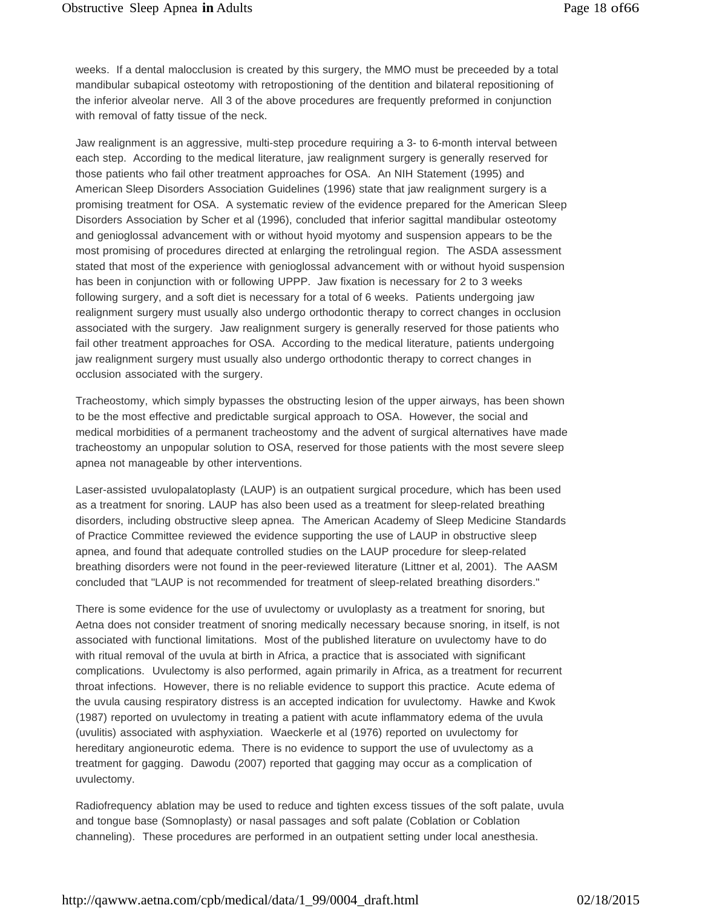weeks. If a dental malocclusion is created by this surgery, the MMO must be preceeded by a total mandibular subapical osteotomy with retropostioning of the dentition and bilateral repositioning of the inferior alveolar nerve. All 3 of the above procedures are frequently preformed in conjunction with removal of fatty tissue of the neck.

Jaw realignment is an aggressive, multi-step procedure requiring a 3- to 6-month interval between each step. According to the medical literature, jaw realignment surgery is generally reserved for those patients who fail other treatment approaches for OSA. An NIH Statement (1995) and American Sleep Disorders Association Guidelines (1996) state that jaw realignment surgery is a promising treatment for OSA. A systematic review of the evidence prepared for the American Sleep Disorders Association by Scher et al (1996), concluded that inferior sagittal mandibular osteotomy and genioglossal advancement with or without hyoid myotomy and suspension appears to be the most promising of procedures directed at enlarging the retrolingual region. The ASDA assessment stated that most of the experience with genioglossal advancement with or without hyoid suspension has been in conjunction with or following UPPP. Jaw fixation is necessary for 2 to 3 weeks following surgery, and a soft diet is necessary for a total of 6 weeks. Patients undergoing jaw realignment surgery must usually also undergo orthodontic therapy to correct changes in occlusion associated with the surgery. Jaw realignment surgery is generally reserved for those patients who fail other treatment approaches for OSA. According to the medical literature, patients undergoing jaw realignment surgery must usually also undergo orthodontic therapy to correct changes in occlusion associated with the surgery.

Tracheostomy, which simply bypasses the obstructing lesion of the upper airways, has been shown to be the most effective and predictable surgical approach to OSA. However, the social and medical morbidities of a permanent tracheostomy and the advent of surgical alternatives have made tracheostomy an unpopular solution to OSA, reserved for those patients with the most severe sleep apnea not manageable by other interventions.

Laser-assisted uvulopalatoplasty (LAUP) is an outpatient surgical procedure, which has been used as a treatment for snoring. LAUP has also been used as a treatment for sleep-related breathing disorders, including obstructive sleep apnea. The American Academy of Sleep Medicine Standards of Practice Committee reviewed the evidence supporting the use of LAUP in obstructive sleep apnea, and found that adequate controlled studies on the LAUP procedure for sleep-related breathing disorders were not found in the peer-reviewed literature (Littner et al, 2001). The AASM concluded that "LAUP is not recommended for treatment of sleep-related breathing disorders."

There is some evidence for the use of uvulectomy or uvuloplasty as a treatment for snoring, but Aetna does not consider treatment of snoring medically necessary because snoring, in itself, is not associated with functional limitations. Most of the published literature on uvulectomy have to do with ritual removal of the uvula at birth in Africa, a practice that is associated with significant complications. Uvulectomy is also performed, again primarily in Africa, as a treatment for recurrent throat infections. However, there is no reliable evidence to support this practice. Acute edema of the uvula causing respiratory distress is an accepted indication for uvulectomy. Hawke and Kwok (1987) reported on uvulectomy in treating a patient with acute inflammatory edema of the uvula (uvulitis) associated with asphyxiation. Waeckerle et al (1976) reported on uvulectomy for hereditary angioneurotic edema. There is no evidence to support the use of uvulectomy as a treatment for gagging. Dawodu (2007) reported that gagging may occur as a complication of uvulectomy.

Radiofrequency ablation may be used to reduce and tighten excess tissues of the soft palate, uvula and tongue base (Somnoplasty) or nasal passages and soft palate (Coblation or Coblation channeling). These procedures are performed in an outpatient setting under local anesthesia.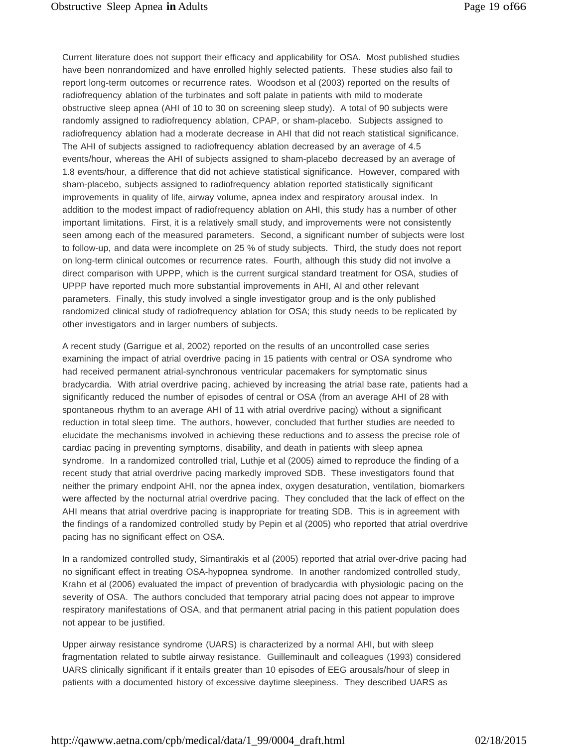Current literature does not support their efficacy and applicability for OSA. Most published studies have been nonrandomized and have enrolled highly selected patients. These studies also fail to report long-term outcomes or recurrence rates. Woodson et al (2003) reported on the results of radiofrequency ablation of the turbinates and soft palate in patients with mild to moderate obstructive sleep apnea (AHI of 10 to 30 on screening sleep study). A total of 90 subjects were randomly assigned to radiofrequency ablation, CPAP, or sham-placebo. Subjects assigned to radiofrequency ablation had a moderate decrease in AHI that did not reach statistical significance. The AHI of subjects assigned to radiofrequency ablation decreased by an average of 4.5 events/hour, whereas the AHI of subjects assigned to sham-placebo decreased by an average of 1.8 events/hour, a difference that did not achieve statistical significance. However, compared with sham-placebo, subjects assigned to radiofrequency ablation reported statistically significant improvements in quality of life, airway volume, apnea index and respiratory arousal index. In addition to the modest impact of radiofrequency ablation on AHI, this study has a number of other important limitations. First, it is a relatively small study, and improvements were not consistently seen among each of the measured parameters. Second, a significant number of subjects were lost to follow-up, and data were incomplete on 25 % of study subjects. Third, the study does not report on long-term clinical outcomes or recurrence rates. Fourth, although this study did not involve a direct comparison with UPPP, which is the current surgical standard treatment for OSA, studies of UPPP have reported much more substantial improvements in AHI, AI and other relevant parameters. Finally, this study involved a single investigator group and is the only published randomized clinical study of radiofrequency ablation for OSA; this study needs to be replicated by other investigators and in larger numbers of subjects.

A recent study (Garrigue et al, 2002) reported on the results of an uncontrolled case series examining the impact of atrial overdrive pacing in 15 patients with central or OSA syndrome who had received permanent atrial-synchronous ventricular pacemakers for symptomatic sinus bradycardia. With atrial overdrive pacing, achieved by increasing the atrial base rate, patients had a significantly reduced the number of episodes of central or OSA (from an average AHI of 28 with spontaneous rhythm to an average AHI of 11 with atrial overdrive pacing) without a significant reduction in total sleep time. The authors, however, concluded that further studies are needed to elucidate the mechanisms involved in achieving these reductions and to assess the precise role of cardiac pacing in preventing symptoms, disability, and death in patients with sleep apnea syndrome. In a randomized controlled trial, Luthje et al (2005) aimed to reproduce the finding of a recent study that atrial overdrive pacing markedly improved SDB. These investigators found that neither the primary endpoint AHI, nor the apnea index, oxygen desaturation, ventilation, biomarkers were affected by the nocturnal atrial overdrive pacing. They concluded that the lack of effect on the AHI means that atrial overdrive pacing is inappropriate for treating SDB. This is in agreement with the findings of a randomized controlled study by Pepin et al (2005) who reported that atrial overdrive pacing has no significant effect on OSA.

In a randomized controlled study, Simantirakis et al (2005) reported that atrial over-drive pacing had no significant effect in treating OSA-hypopnea syndrome. In another randomized controlled study, Krahn et al (2006) evaluated the impact of prevention of bradycardia with physiologic pacing on the severity of OSA. The authors concluded that temporary atrial pacing does not appear to improve respiratory manifestations of OSA, and that permanent atrial pacing in this patient population does not appear to be justified.

Upper airway resistance syndrome (UARS) is characterized by a normal AHI, but with sleep fragmentation related to subtle airway resistance. Guilleminault and colleagues (1993) considered UARS clinically significant if it entails greater than 10 episodes of EEG arousals/hour of sleep in patients with a documented history of excessive daytime sleepiness. They described UARS as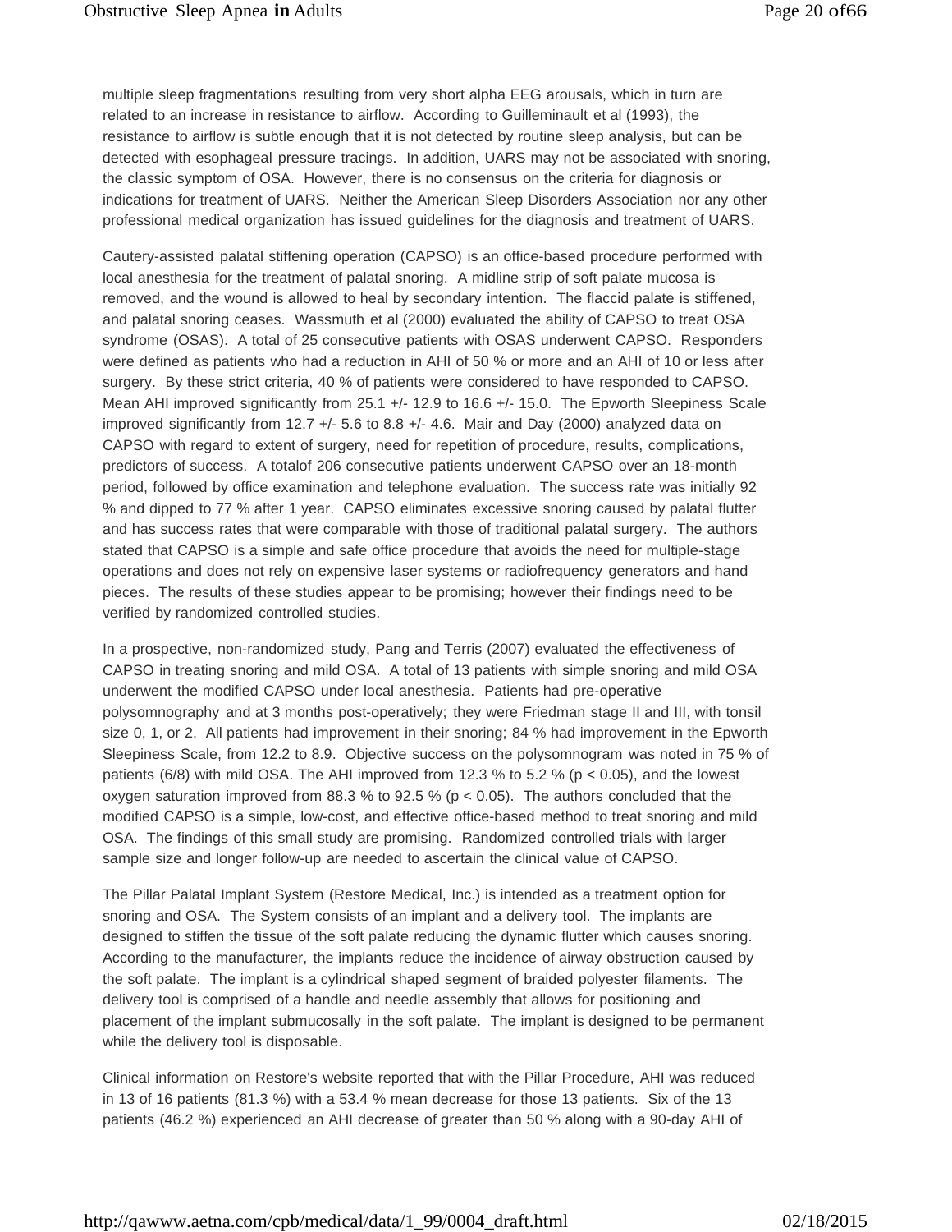multiple sleep fragmentations resulting from very short alpha EEG arousals, which in turn are related to an increase in resistance to airflow. According to Guilleminault et al (1993), the resistance to airflow is subtle enough that it is not detected by routine sleep analysis, but can be detected with esophageal pressure tracings. In addition, UARS may not be associated with snoring, the classic symptom of OSA. However, there is no consensus on the criteria for diagnosis or indications for treatment of UARS. Neither the American Sleep Disorders Association nor any other professional medical organization has issued guidelines for the diagnosis and treatment of UARS.

Cautery-assisted palatal stiffening operation (CAPSO) is an office-based procedure performed with local anesthesia for the treatment of palatal snoring. A midline strip of soft palate mucosa is removed, and the wound is allowed to heal by secondary intention. The flaccid palate is stiffened, and palatal snoring ceases. Wassmuth et al (2000) evaluated the ability of CAPSO to treat OSA syndrome (OSAS). A total of 25 consecutive patients with OSAS underwent CAPSO. Responders were defined as patients who had a reduction in AHI of 50 % or more and an AHI of 10 or less after surgery. By these strict criteria, 40 % of patients were considered to have responded to CAPSO. Mean AHI improved significantly from 25.1 +/- 12.9 to 16.6 +/- 15.0. The Epworth Sleepiness Scale improved significantly from 12.7 +/- 5.6 to 8.8 +/- 4.6. Mair and Day (2000) analyzed data on CAPSO with regard to extent of surgery, need for repetition of procedure, results, complications, predictors of success. A totalof 206 consecutive patients underwent CAPSO over an 18-month period, followed by office examination and telephone evaluation. The success rate was initially 92 % and dipped to 77 % after 1 year. CAPSO eliminates excessive snoring caused by palatal flutter and has success rates that were comparable with those of traditional palatal surgery. The authors stated that CAPSO is a simple and safe office procedure that avoids the need for multiple-stage operations and does not rely on expensive laser systems or radiofrequency generators and hand pieces. The results of these studies appear to be promising; however their findings need to be verified by randomized controlled studies.

In a prospective, non-randomized study, Pang and Terris (2007) evaluated the effectiveness of CAPSO in treating snoring and mild OSA. A total of 13 patients with simple snoring and mild OSA underwent the modified CAPSO under local anesthesia. Patients had pre-operative polysomnography and at 3 months post-operatively; they were Friedman stage II and III, with tonsil size 0, 1, or 2. All patients had improvement in their snoring; 84 % had improvement in the Epworth Sleepiness Scale, from 12.2 to 8.9. Objective success on the polysomnogram was noted in 75 % of patients (6/8) with mild OSA. The AHI improved from 12.3 % to 5.2 % ($p < 0.05$), and the lowest oxygen saturation improved from 88.3 % to 92.5 % ($p < 0.05$). The authors concluded that the modified CAPSO is a simple, low-cost, and effective office-based method to treat snoring and mild OSA. The findings of this small study are promising. Randomized controlled trials with larger sample size and longer follow-up are needed to ascertain the clinical value of CAPSO.

The Pillar Palatal Implant System (Restore Medical, Inc.) is intended as a treatment option for snoring and OSA. The System consists of an implant and a delivery tool. The implants are designed to stiffen the tissue of the soft palate reducing the dynamic flutter which causes snoring. According to the manufacturer, the implants reduce the incidence of airway obstruction caused by the soft palate. The implant is a cylindrical shaped segment of braided polyester filaments. The delivery tool is comprised of a handle and needle assembly that allows for positioning and placement of the implant submucosally in the soft palate. The implant is designed to be permanent while the delivery tool is disposable.

Clinical information on Restore's website reported that with the Pillar Procedure, AHI was reduced in 13 of 16 patients (81.3 %) with a 53.4 % mean decrease for those 13 patients. Six of the 13 patients (46.2 %) experienced an AHI decrease of greater than 50 % along with a 90-day AHI of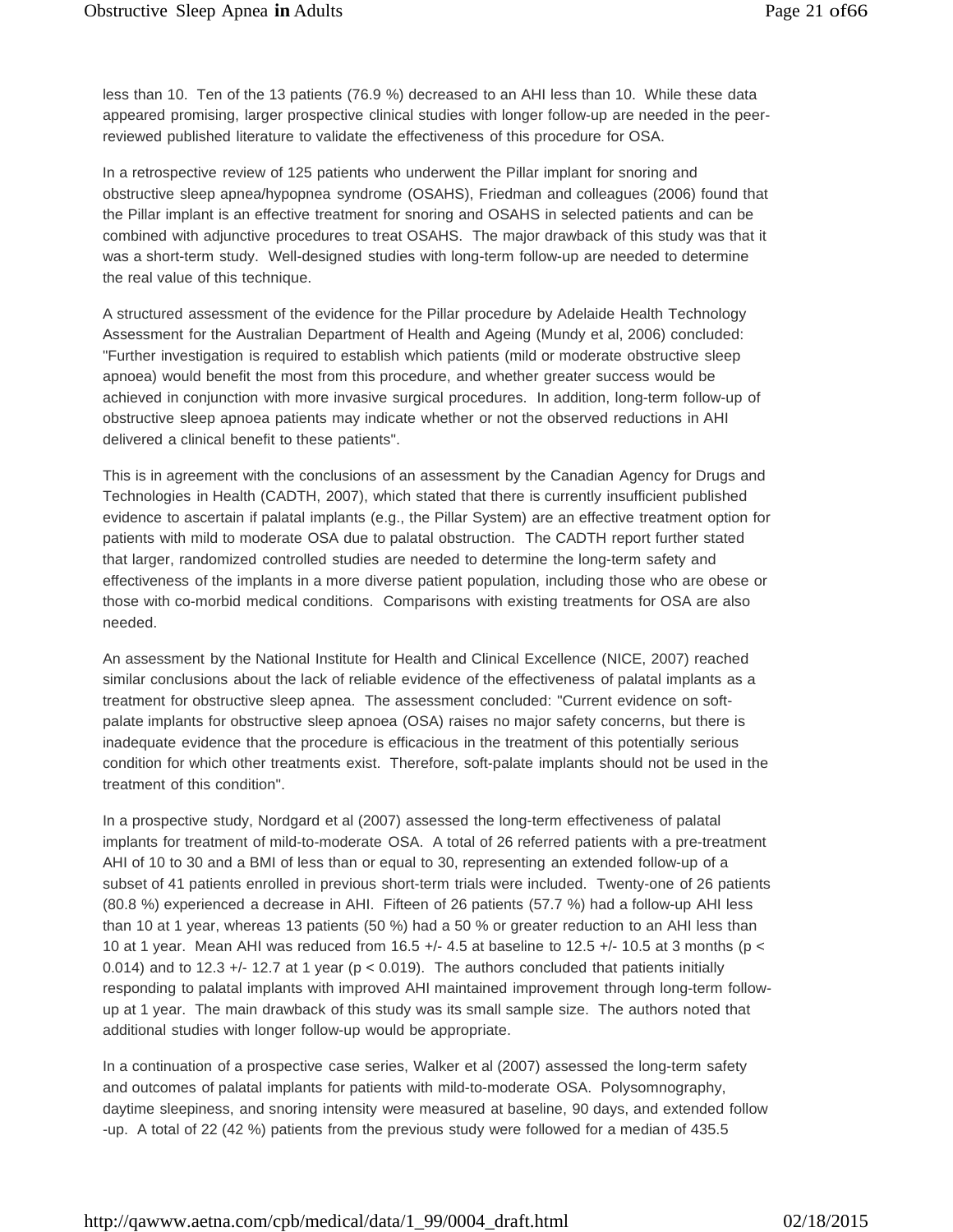less than 10. Ten of the 13 patients (76.9 %) decreased to an AHI less than 10. While these data appeared promising, larger prospective clinical studies with longer follow-up are needed in the peer-reviewed published literature to validate the effectiveness of this procedure for OSA.

In a retrospective review of 125 patients who underwent the Pillar implant for snoring and obstructive sleep apnea/hypopnea syndrome (OSAHS), Friedman and colleagues (2006) found that the Pillar implant is an effective treatment for snoring and OSAHS in selected patients and can be combined with adjunctive procedures to treat OSAHS. The major drawback of this study was that it was a short-term study. Well-designed studies with long-term follow-up are needed to determine the real value of this technique.

A structured assessment of the evidence for the Pillar procedure by Adelaide Health Technology Assessment for the Australian Department of Health and Ageing (Mundy et al, 2006) concluded: "Further investigation is required to establish which patients (mild or moderate obstructive sleep apnoea) would benefit the most from this procedure, and whether greater success would be achieved in conjunction with more invasive surgical procedures. In addition, long-term follow-up of obstructive sleep apnoea patients may indicate whether or not the observed reductions in AHI delivered a clinical benefit to these patients".

This is in agreement with the conclusions of an assessment by the Canadian Agency for Drugs and Technologies in Health (CADTH, 2007), which stated that there is currently insufficient published evidence to ascertain if palatal implants (e.g., the Pillar System) are an effective treatment option for patients with mild to moderate OSA due to palatal obstruction. The CADTH report further stated that larger, randomized controlled studies are needed to determine the long-term safety and effectiveness of the implants in a more diverse patient population, including those who are obese or those with co-morbid medical conditions. Comparisons with existing treatments for OSA are also needed.

An assessment by the National Institute for Health and Clinical Excellence (NICE, 2007) reached similar conclusions about the lack of reliable evidence of the effectiveness of palatal implants as a treatment for obstructive sleep apnea. The assessment concluded: "Current evidence on soft-palate implants for obstructive sleep apnoea (OSA) raises no major safety concerns, but there is inadequate evidence that the procedure is efficacious in the treatment of this potentially serious condition for which other treatments exist. Therefore, soft-palate implants should not be used in the treatment of this condition".

In a prospective study, Nordgard et al (2007) assessed the long-term effectiveness of palatal implants for treatment of mild-to-moderate OSA. A total of 26 referred patients with a pre-treatment AHI of 10 to 30 and a BMI of less than or equal to 30, representing an extended follow-up of a subset of 41 patients enrolled in previous short-term trials were included. Twenty-one of 26 patients (80.8 %) experienced a decrease in AHI. Fifteen of 26 patients (57.7 %) had a follow-up AHI less than 10 at 1 year, whereas 13 patients (50 %) had a 50 % or greater reduction to an AHI less than 10 at 1 year. Mean AHI was reduced from 16.5 +/- 4.5 at baseline to 12.5 +/- 10.5 at 3 months ($p < 0.014$) and to 12.3 +/- 12.7 at 1 year ($p < 0.019$). The authors concluded that patients initially responding to palatal implants with improved AHI maintained improvement through long-term follow-up at 1 year. The main drawback of this study was its small sample size. The authors noted that additional studies with longer follow-up would be appropriate.

In a continuation of a prospective case series, Walker et al (2007) assessed the long-term safety and outcomes of palatal implants for patients with mild-to-moderate OSA. Polysomnography, daytime sleepiness, and snoring intensity were measured at baseline, 90 days, and extended follow-up. A total of 22 (42 %) patients from the previous study were followed for a median of 435.5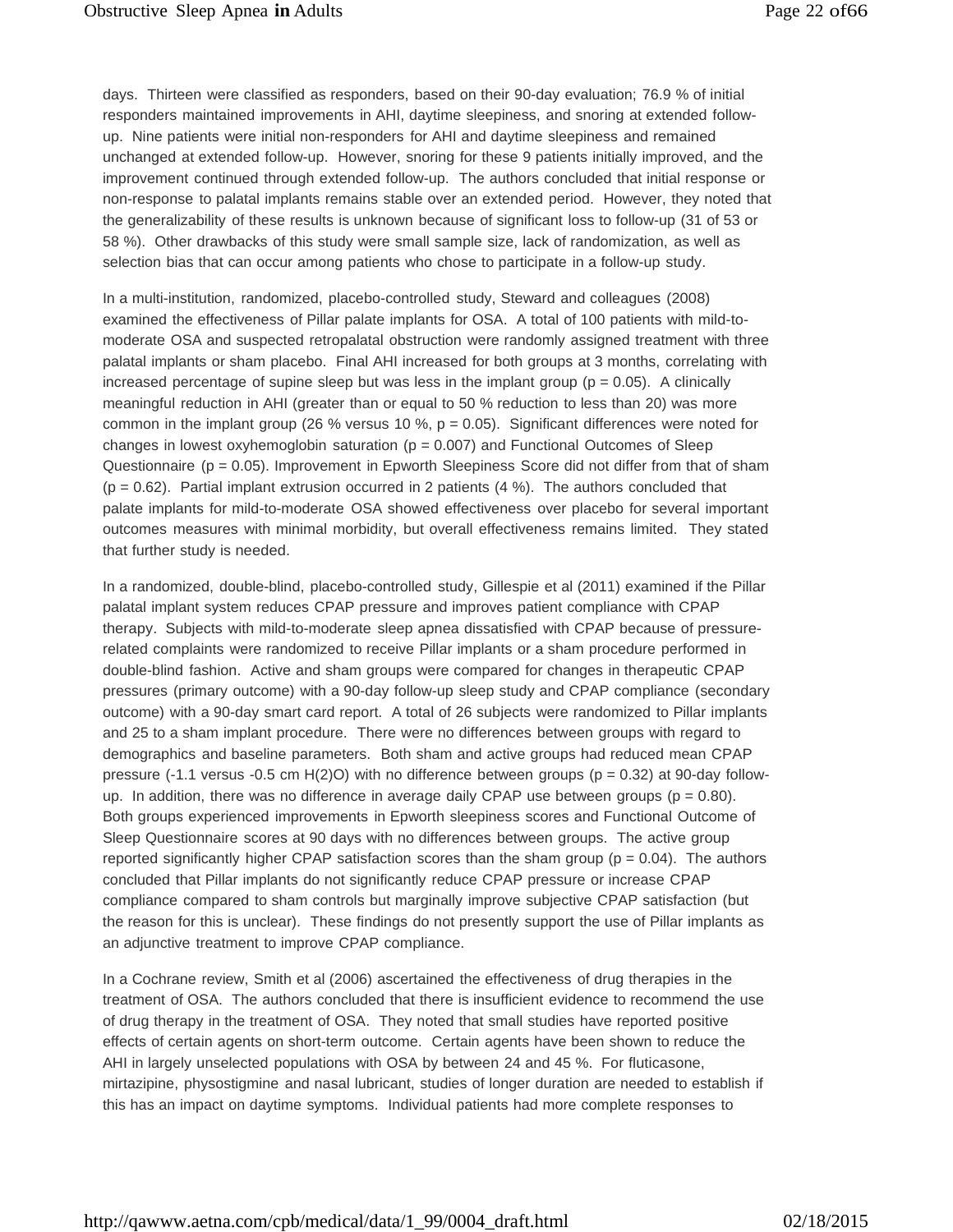days. Thirteen were classified as responders, based on their 90-day evaluation; 76.9 % of initial responders maintained improvements in AHI, daytime sleepiness, and snoring at extended follow-up. Nine patients were initial non-responders for AHI and daytime sleepiness and remained unchanged at extended follow-up. However, snoring for these 9 patients initially improved, and the improvement continued through extended follow-up. The authors concluded that initial response or non-response to palatal implants remains stable over an extended period. However, they noted that the generalizability of these results is unknown because of significant loss to follow-up (31 of 53 or 58 %). Other drawbacks of this study were small sample size, lack of randomization, as well as selection bias that can occur among patients who chose to participate in a follow-up study.

In a multi-institution, randomized, placebo-controlled study, Steward and colleagues (2008) examined the effectiveness of Pillar palate implants for OSA. A total of 100 patients with mild-to-moderate OSA and suspected retropalatal obstruction were randomly assigned treatment with three palatal implants or sham placebo. Final AHI increased for both groups at 3 months, correlating with increased percentage of supine sleep but was less in the implant group ($p = 0.05$). A clinically meaningful reduction in AHI (greater than or equal to 50 % reduction to less than 20) was more common in the implant group (26 % versus 10 %, $p = 0.05$). Significant differences were noted for changes in lowest oxyhemoglobin saturation ($p = 0.007$) and Functional Outcomes of Sleep Questionnaire ($p = 0.05$). Improvement in Epworth Sleepiness Score did not differ from that of sham ($p = 0.62$). Partial implant extrusion occurred in 2 patients (4 %). The authors concluded that palate implants for mild-to-moderate OSA showed effectiveness over placebo for several important outcomes measures with minimal morbidity, but overall effectiveness remains limited. They stated that further study is needed.

In a randomized, double-blind, placebo-controlled study, Gillespie et al (2011) examined if the Pillar palatal implant system reduces CPAP pressure and improves patient compliance with CPAP therapy. Subjects with mild-to-moderate sleep apnea dissatisfied with CPAP because of pressure-related complaints were randomized to receive Pillar implants or a sham procedure performed in double-blind fashion. Active and sham groups were compared for changes in therapeutic CPAP pressures (primary outcome) with a 90-day follow-up sleep study and CPAP compliance (secondary outcome) with a 90-day smart card report. A total of 26 subjects were randomized to Pillar implants and 25 to a sham implant procedure. There were no differences between groups with regard to demographics and baseline parameters. Both sham and active groups had reduced mean CPAP pressure (-1.1 versus -0.5 cm $H(2)O$) with no difference between groups ($p = 0.32$) at 90-day follow-up. In addition, there was no difference in average daily CPAP use between groups ($p = 0.80$). Both groups experienced improvements in Epworth sleepiness scores and Functional Outcome of Sleep Questionnaire scores at 90 days with no differences between groups. The active group reported significantly higher CPAP satisfaction scores than the sham group ($p = 0.04$). The authors concluded that Pillar implants do not significantly reduce CPAP pressure or increase CPAP compliance compared to sham controls but marginally improve subjective CPAP satisfaction (but the reason for this is unclear). These findings do not presently support the use of Pillar implants as an adjunctive treatment to improve CPAP compliance.

In a Cochrane review, Smith et al (2006) ascertained the effectiveness of drug therapies in the treatment of OSA. The authors concluded that there is insufficient evidence to recommend the use of drug therapy in the treatment of OSA. They noted that small studies have reported positive effects of certain agents on short-term outcome. Certain agents have been shown to reduce the AHI in largely unselected populations with OSA by between 24 and 45 %. For fluticasone, mirtazipine, physostigmine and nasal lubricant, studies of longer duration are needed to establish if this has an impact on daytime symptoms. Individual patients had more complete responses to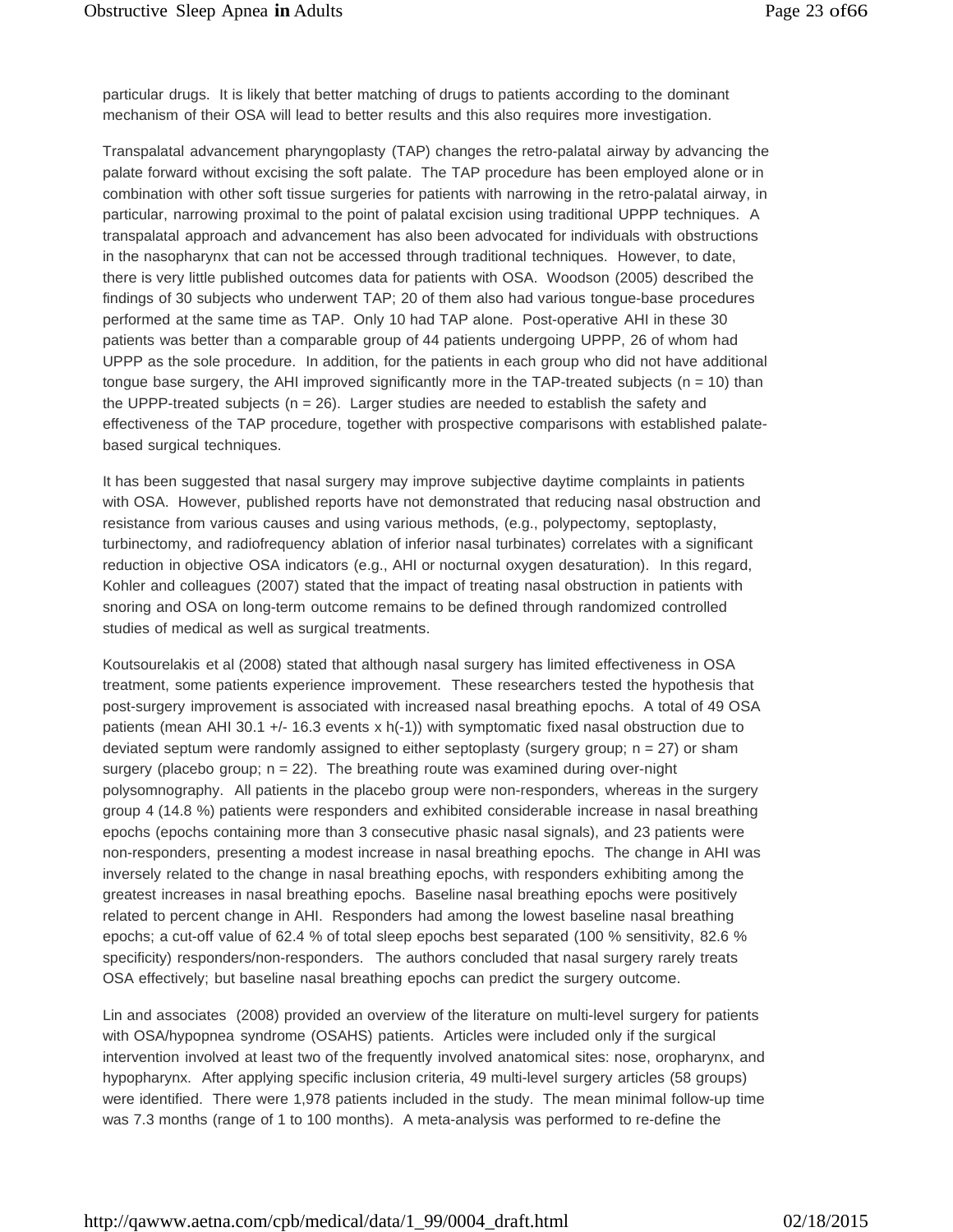particular drugs. It is likely that better matching of drugs to patients according to the dominant mechanism of their OSA will lead to better results and this also requires more investigation.

Transpalatal advancement pharyngoplasty (TAP) changes the retro-palatal airway by advancing the palate forward without excising the soft palate. The TAP procedure has been employed alone or in combination with other soft tissue surgeries for patients with narrowing in the retro-palatal airway, in particular, narrowing proximal to the point of palatal excision using traditional UPPP techniques. A transpalatal approach and advancement has also been advocated for individuals with obstructions in the nasopharynx that can not be accessed through traditional techniques. However, to date, there is very little published outcomes data for patients with OSA. Woodson (2005) described the findings of 30 subjects who underwent TAP; 20 of them also had various tongue-base procedures performed at the same time as TAP. Only 10 had TAP alone. Post-operative AHI in these 30 patients was better than a comparable group of 44 patients undergoing UPPP, 26 of whom had UPPP as the sole procedure. In addition, for the patients in each group who did not have additional tongue base surgery, the AHI improved significantly more in the TAP-treated subjects (n = 10) than the UPPP-treated subjects (n = 26). Larger studies are needed to establish the safety and effectiveness of the TAP procedure, together with prospective comparisons with established palate-based surgical techniques.

It has been suggested that nasal surgery may improve subjective daytime complaints in patients with OSA. However, published reports have not demonstrated that reducing nasal obstruction and resistance from various causes and using various methods, (e.g., polypectomy, septoplasty, turbinectomy, and radiofrequency ablation of inferior nasal turbinates) correlates with a significant reduction in objective OSA indicators (e.g., AHI or nocturnal oxygen desaturation). In this regard, Kohler and colleagues (2007) stated that the impact of treating nasal obstruction in patients with snoring and OSA on long-term outcome remains to be defined through randomized controlled studies of medical as well as surgical treatments.

Koutsourelakis et al (2008) stated that although nasal surgery has limited effectiveness in OSA treatment, some patients experience improvement. These researchers tested the hypothesis that post-surgery improvement is associated with increased nasal breathing epochs. A total of 49 OSA patients (mean AHI 30.1 +/- 16.3 events x h(-1)) with symptomatic fixed nasal obstruction due to deviated septum were randomly assigned to either septoplasty (surgery group; n = 27) or sham surgery (placebo group; n = 22). The breathing route was examined during over-night polysomnography. All patients in the placebo group were non-responders, whereas in the surgery group 4 (14.8 %) patients were responders and exhibited considerable increase in nasal breathing epochs (epochs containing more than 3 consecutive phasic nasal signals), and 23 patients were non-responders, presenting a modest increase in nasal breathing epochs. The change in AHI was inversely related to the change in nasal breathing epochs, with responders exhibiting among the greatest increases in nasal breathing epochs. Baseline nasal breathing epochs were positively related to percent change in AHI. Responders had among the lowest baseline nasal breathing epochs; a cut-off value of 62.4 % of total sleep epochs best separated (100 % sensitivity, 82.6 % specificity) responders/non-responders. The authors concluded that nasal surgery rarely treats OSA effectively; but baseline nasal breathing epochs can predict the surgery outcome.

Lin and associates (2008) provided an overview of the literature on multi-level surgery for patients with OSA/hypopnea syndrome (OSAHS) patients. Articles were included only if the surgical intervention involved at least two of the frequently involved anatomical sites: nose, oropharynx, and hypopharynx. After applying specific inclusion criteria, 49 multi-level surgery articles (58 groups) were identified. There were 1,978 patients included in the study. The mean minimal follow-up time was 7.3 months (range of 1 to 100 months). A meta-analysis was performed to re-define the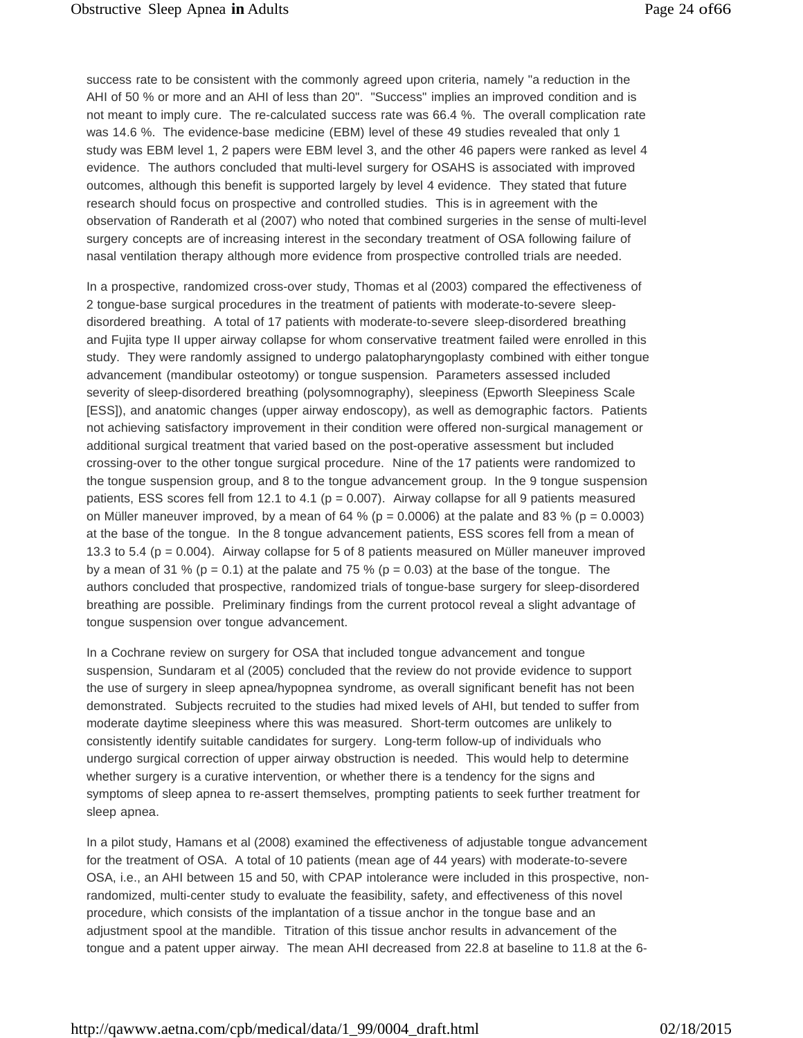success rate to be consistent with the commonly agreed upon criteria, namely "a reduction in the AHI of 50 % or more and an AHI of less than 20". "Success" implies an improved condition and is not meant to imply cure. The re-calculated success rate was 66.4 %. The overall complication rate was 14.6 %. The evidence-base medicine (EBM) level of these 49 studies revealed that only 1 study was EBM level 1, 2 papers were EBM level 3, and the other 46 papers were ranked as level 4 evidence. The authors concluded that multi-level surgery for OSAHS is associated with improved outcomes, although this benefit is supported largely by level 4 evidence. They stated that future research should focus on prospective and controlled studies. This is in agreement with the observation of Randerath et al (2007) who noted that combined surgeries in the sense of multi-level surgery concepts are of increasing interest in the secondary treatment of OSA following failure of nasal ventilation therapy although more evidence from prospective controlled trials are needed.

In a prospective, randomized cross-over study, Thomas et al (2003) compared the effectiveness of 2 tongue-base surgical procedures in the treatment of patients with moderate-to-severe sleep-disordered breathing. A total of 17 patients with moderate-to-severe sleep-disordered breathing and Fujita type II upper airway collapse for whom conservative treatment failed were enrolled in this study. They were randomly assigned to undergo palatopharyngoplasty combined with either tongue advancement (mandibular osteotomy) or tongue suspension. Parameters assessed included severity of sleep-disordered breathing (polysomnography), sleepiness (Epworth Sleepiness Scale [ESS]), and anatomic changes (upper airway endoscopy), as well as demographic factors. Patients not achieving satisfactory improvement in their condition were offered non-surgical management or additional surgical treatment that varied based on the post-operative assessment but included crossing-over to the other tongue surgical procedure. Nine of the 17 patients were randomized to the tongue suspension group, and 8 to the tongue advancement group. In the 9 tongue suspension patients, ESS scores fell from 12.1 to 4.1 ($p = 0.007$). Airway collapse for all 9 patients measured on Müller maneuver improved, by a mean of 64 % ($p = 0.0006$) at the palate and 83 % ($p = 0.0003$) at the base of the tongue. In the 8 tongue advancement patients, ESS scores fell from a mean of 13.3 to 5.4 ($p = 0.004$). Airway collapse for 5 of 8 patients measured on Müller maneuver improved by a mean of 31 % ($p = 0.1$) at the palate and 75 % ($p = 0.03$) at the base of the tongue. The authors concluded that prospective, randomized trials of tongue-base surgery for sleep-disordered breathing are possible. Preliminary findings from the current protocol reveal a slight advantage of tongue suspension over tongue advancement.

In a Cochrane review on surgery for OSA that included tongue advancement and tongue suspension, Sundaram et al (2005) concluded that the review do not provide evidence to support the use of surgery in sleep apnea/hypopnea syndrome, as overall significant benefit has not been demonstrated. Subjects recruited to the studies had mixed levels of AHI, but tended to suffer from moderate daytime sleepiness where this was measured. Short-term outcomes are unlikely to consistently identify suitable candidates for surgery. Long-term follow-up of individuals who undergo surgical correction of upper airway obstruction is needed. This would help to determine whether surgery is a curative intervention, or whether there is a tendency for the signs and symptoms of sleep apnea to re-assert themselves, prompting patients to seek further treatment for sleep apnea.

In a pilot study, Hamans et al (2008) examined the effectiveness of adjustable tongue advancement for the treatment of OSA. A total of 10 patients (mean age of 44 years) with moderate-to-severe OSA, i.e., an AHI between 15 and 50, with CPAP intolerance were included in this prospective, non-randomized, multi-center study to evaluate the feasibility, safety, and effectiveness of this novel procedure, which consists of the implantation of a tissue anchor in the tongue base and an adjustment spool at the mandible. Titration of this tissue anchor results in advancement of the tongue and a patent upper airway. The mean AHI decreased from 22.8 at baseline to 11.8 at the 6-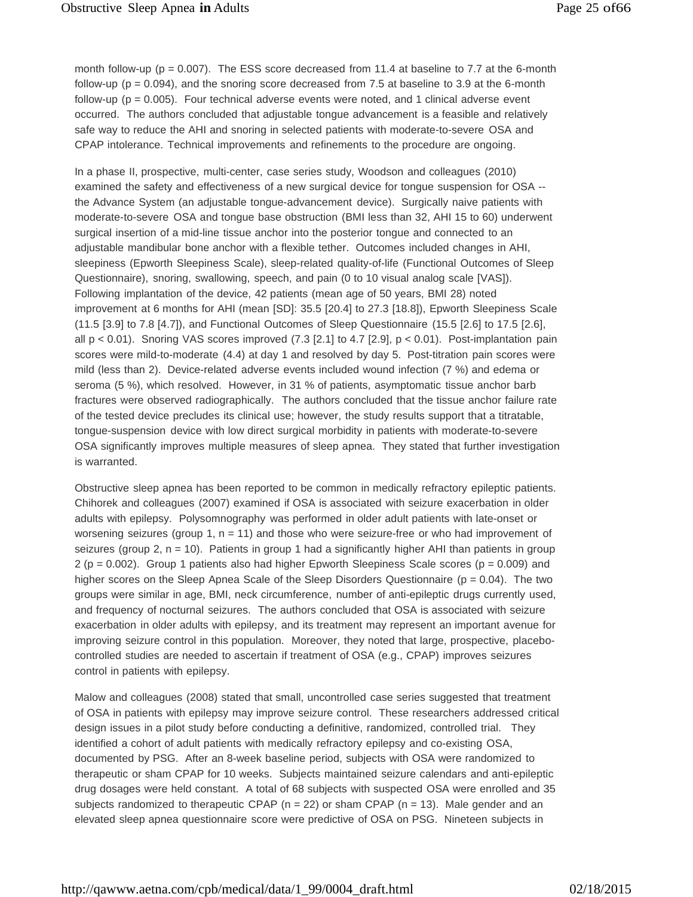month follow-up ($p = 0.007$). The ESS score decreased from 11.4 at baseline to 7.7 at the 6-month follow-up ($p = 0.094$), and the snoring score decreased from 7.5 at baseline to 3.9 at the 6-month follow-up ($p = 0.005$). Four technical adverse events were noted, and 1 clinical adverse event occurred. The authors concluded that adjustable tongue advancement is a feasible and relatively safe way to reduce the AHI and snoring in selected patients with moderate-to-severe OSA and CPAP intolerance. Technical improvements and refinements to the procedure are ongoing.

In a phase II, prospective, multi-center, case series study, Woodson and colleagues (2010) examined the safety and effectiveness of a new surgical device for tongue suspension for OSA -- the Advance System (an adjustable tongue-advancement device). Surgically naive patients with moderate-to-severe OSA and tongue base obstruction (BMI less than 32, AHI 15 to 60) underwent surgical insertion of a mid-line tissue anchor into the posterior tongue and connected to an adjustable mandibular bone anchor with a flexible tether. Outcomes included changes in AHI, sleepiness (Epworth Sleepiness Scale), sleep-related quality-of-life (Functional Outcomes of Sleep Questionnaire), snoring, swallowing, speech, and pain (0 to 10 visual analog scale [VAS]). Following implantation of the device, 42 patients (mean age of 50 years, BMI 28) noted improvement at 6 months for AHI (mean [SD]: 35.5 [20.4] to 27.3 [18.8]), Epworth Sleepiness Scale (11.5 [3.9] to 7.8 [4.7]), and Functional Outcomes of Sleep Questionnaire (15.5 [2.6] to 17.5 [2.6], all $p < 0.01$). Snoring VAS scores improved (7.3 [2.1] to 4.7 [2.9], $p < 0.01$). Post-implantation pain scores were mild-to-moderate (4.4) at day 1 and resolved by day 5. Post-titration pain scores were mild (less than 2). Device-related adverse events included wound infection (7 %) and edema or seroma (5 %), which resolved. However, in 31 % of patients, asymptomatic tissue anchor barb fractures were observed radiographically. The authors concluded that the tissue anchor failure rate of the tested device precludes its clinical use; however, the study results support that a titratable, tongue-suspension device with low direct surgical morbidity in patients with moderate-to-severe OSA significantly improves multiple measures of sleep apnea. They stated that further investigation is warranted.

Obstructive sleep apnea has been reported to be common in medically refractory epileptic patients. Chihorek and colleagues (2007) examined if OSA is associated with seizure exacerbation in older adults with epilepsy. Polysomnography was performed in older adult patients with late-onset or worsening seizures (group 1, $n = 11$) and those who were seizure-free or who had improvement of seizures (group 2, $n = 10$). Patients in group 1 had a significantly higher AHI than patients in group 2 ($p = 0.002$). Group 1 patients also had higher Epworth Sleepiness Scale scores ($p = 0.009$) and higher scores on the Sleep Apnea Scale of the Sleep Disorders Questionnaire ($p = 0.04$). The two groups were similar in age, BMI, neck circumference, number of anti-epileptic drugs currently used, and frequency of nocturnal seizures. The authors concluded that OSA is associated with seizure exacerbation in older adults with epilepsy, and its treatment may represent an important avenue for improving seizure control in this population. Moreover, they noted that large, prospective, placebo-controlled studies are needed to ascertain if treatment of OSA (e.g., CPAP) improves seizures control in patients with epilepsy.

Malow and colleagues (2008) stated that small, uncontrolled case series suggested that treatment of OSA in patients with epilepsy may improve seizure control. These researchers addressed critical design issues in a pilot study before conducting a definitive, randomized, controlled trial. They identified a cohort of adult patients with medically refractory epilepsy and co-existing OSA, documented by PSG. After an 8-week baseline period, subjects with OSA were randomized to therapeutic or sham CPAP for 10 weeks. Subjects maintained seizure calendars and anti-epileptic drug dosages were held constant. A total of 68 subjects with suspected OSA were enrolled and 35 subjects randomized to therapeutic CPAP ($n = 22$) or sham CPAP ($n = 13$). Male gender and an elevated sleep apnea questionnaire score were predictive of OSA on PSG. Nineteen subjects in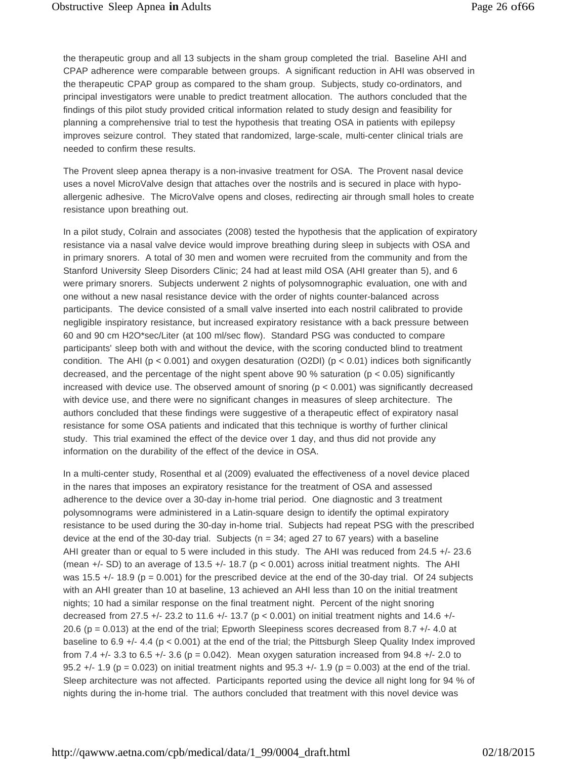the therapeutic group and all 13 subjects in the sham group completed the trial. Baseline AHI and CPAP adherence were comparable between groups. A significant reduction in AHI was observed in the therapeutic CPAP group as compared to the sham group. Subjects, study co-ordinators, and principal investigators were unable to predict treatment allocation. The authors concluded that the findings of this pilot study provided critical information related to study design and feasibility for planning a comprehensive trial to test the hypothesis that treating OSA in patients with epilepsy improves seizure control. They stated that randomized, large-scale, multi-center clinical trials are needed to confirm these results.

The Provent sleep apnea therapy is a non-invasive treatment for OSA. The Provent nasal device uses a novel MicroValve design that attaches over the nostrils and is secured in place with hypo-allergenic adhesive. The MicroValve opens and closes, redirecting air through small holes to create resistance upon breathing out.

In a pilot study, Colrain and associates (2008) tested the hypothesis that the application of expiratory resistance via a nasal valve device would improve breathing during sleep in subjects with OSA and in primary snorers. A total of 30 men and women were recruited from the community and from the Stanford University Sleep Disorders Clinic; 24 had at least mild OSA (AHI greater than 5), and 6 were primary snorers. Subjects underwent 2 nights of polysomnographic evaluation, one with and one without a new nasal resistance device with the order of nights counter-balanced across participants. The device consisted of a small valve inserted into each nostril calibrated to provide negligible inspiratory resistance, but increased expiratory resistance with a back pressure between 60 and 90 cm $H_2O$*sec/Liter (at 100 ml/sec flow). Standard PSG was conducted to compare participants' sleep both with and without the device, with the scoring conducted blind to treatment condition. The AHI ($p < 0.001$) and oxygen desaturation (O2DI) ($p < 0.01$) indices both significantly decreased, and the percentage of the night spent above 90 % saturation ($p < 0.05$) significantly increased with device use. The observed amount of snoring ($p < 0.001$) was significantly decreased with device use, and there were no significant changes in measures of sleep architecture. The authors concluded that these findings were suggestive of a therapeutic effect of expiratory nasal resistance for some OSA patients and indicated that this technique is worthy of further clinical study. This trial examined the effect of the device over 1 day, and thus did not provide any information on the durability of the effect of the device in OSA.

In a multi-center study, Rosenthal et al (2009) evaluated the effectiveness of a novel device placed in the nares that imposes an expiratory resistance for the treatment of OSA and assessed adherence to the device over a 30-day in-home trial period. One diagnostic and 3 treatment polysomnograms were administered in a Latin-square design to identify the optimal expiratory resistance to be used during the 30-day in-home trial. Subjects had repeat PSG with the prescribed device at the end of the 30-day trial. Subjects (n = 34; aged 27 to 67 years) with a baseline AHI greater than or equal to 5 were included in this study. The AHI was reduced from 24.5 +/- 23.6 (mean +/- SD) to an average of 13.5 +/- 18.7 ($p < 0.001$) across initial treatment nights. The AHI was 15.5 +/- 18.9 ($p = 0.001$) for the prescribed device at the end of the 30-day trial. Of 24 subjects with an AHI greater than 10 at baseline, 13 achieved an AHI less than 10 on the initial treatment nights; 10 had a similar response on the final treatment night. Percent of the night snoring decreased from 27.5 +/- 23.2 to 11.6 +/- 13.7 ($p < 0.001$) on initial treatment nights and 14.6 +/- 20.6 ($p = 0.013$) at the end of the trial; Epworth Sleepiness scores decreased from 8.7 +/- 4.0 at baseline to 6.9 +/- 4.4 ($p < 0.001$) at the end of the trial; the Pittsburgh Sleep Quality Index improved from 7.4 +/- 3.3 to 6.5 +/- 3.6 ($p = 0.042$). Mean oxygen saturation increased from 94.8 +/- 2.0 to 95.2 +/- 1.9 ($p = 0.023$) on initial treatment nights and 95.3 +/- 1.9 ($p = 0.003$) at the end of the trial. Sleep architecture was not affected. Participants reported using the device all night long for 94 % of nights during the in-home trial. The authors concluded that treatment with this novel device was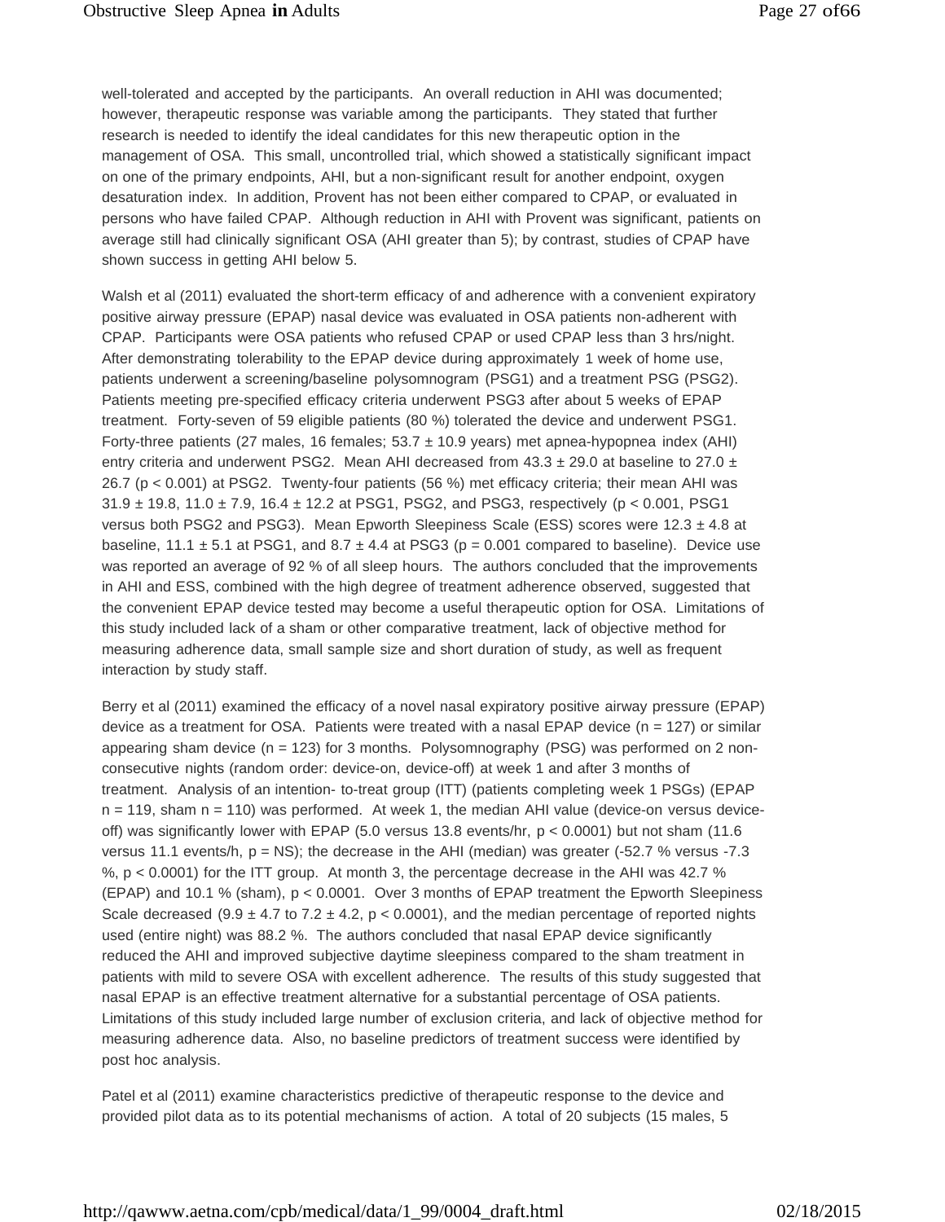well-tolerated and accepted by the participants. An overall reduction in AHI was documented; however, therapeutic response was variable among the participants. They stated that further research is needed to identify the ideal candidates for this new therapeutic option in the management of OSA. This small, uncontrolled trial, which showed a statistically significant impact on one of the primary endpoints, AHI, but a non-significant result for another endpoint, oxygen desaturation index. In addition, Provent has not been either compared to CPAP, or evaluated in persons who have failed CPAP. Although reduction in AHI with Provent was significant, patients on average still had clinically significant OSA (AHI greater than 5); by contrast, studies of CPAP have shown success in getting AHI below 5.

Walsh et al (2011) evaluated the short-term efficacy of and adherence with a convenient expiratory positive airway pressure (EPAP) nasal device was evaluated in OSA patients non-adherent with CPAP. Participants were OSA patients who refused CPAP or used CPAP less than 3 hrs/night. After demonstrating tolerability to the EPAP device during approximately 1 week of home use, patients underwent a screening/baseline polysomnogram (PSG1) and a treatment PSG (PSG2). Patients meeting pre-specified efficacy criteria underwent PSG3 after about 5 weeks of EPAP treatment. Forty-seven of 59 eligible patients (80 %) tolerated the device and underwent PSG1. Forty-three patients (27 males, 16 females; $53.7 \pm 10.9$ years) met apnea-hypopnea index (AHI) entry criteria and underwent PSG2. Mean AHI decreased from $43.3 \pm 29.0$ at baseline to $27.0 \pm 26.7$ ($p < 0.001$) at PSG2. Twenty-four patients (56 %) met efficacy criteria; their mean AHI was $31.9 \pm 19.8$, $11.0 \pm 7.9$, $16.4 \pm 12.2$ at PSG1, PSG2, and PSG3, respectively ($p < 0.001$, PSG1 versus both PSG2 and PSG3). Mean Epworth Sleepiness Scale (ESS) scores were $12.3 \pm 4.8$ at baseline, $11.1 \pm 5.1$ at PSG1, and $8.7 \pm 4.4$ at PSG3 ($p = 0.001$ compared to baseline). Device use was reported an average of 92 % of all sleep hours. The authors concluded that the improvements in AHI and ESS, combined with the high degree of treatment adherence observed, suggested that the convenient EPAP device tested may become a useful therapeutic option for OSA. Limitations of this study included lack of a sham or other comparative treatment, lack of objective method for measuring adherence data, small sample size and short duration of study, as well as frequent interaction by study staff.

Berry et al (2011) examined the efficacy of a novel nasal expiratory positive airway pressure (EPAP) device as a treatment for OSA. Patients were treated with a nasal EPAP device (n = 127) or similar appearing sham device (n = 123) for 3 months. Polysomnography (PSG) was performed on 2 non-consecutive nights (random order: device-on, device-off) at week 1 and after 3 months of treatment. Analysis of an intention- to-treat group (ITT) (patients completing week 1 PSGs) (EPAP n = 119, sham n = 110) was performed. At week 1, the median AHI value (device-on versus device-off) was significantly lower with EPAP (5.0 versus 13.8 events/hr, $p < 0.0001$) but not sham (11.6 versus 11.1 events/h, p = NS); the decrease in the AHI (median) was greater (-52.7 % versus -7.3 %, $p < 0.0001$) for the ITT group. At month 3, the percentage decrease in the AHI was 42.7 % (EPAP) and 10.1 % (sham), $p < 0.0001$. Over 3 months of EPAP treatment the Epworth Sleepiness Scale decreased ($9.9 \pm 4.7$ to $7.2 \pm 4.2$, $p < 0.0001$), and the median percentage of reported nights used (entire night) was 88.2 %. The authors concluded that nasal EPAP device significantly reduced the AHI and improved subjective daytime sleepiness compared to the sham treatment in patients with mild to severe OSA with excellent adherence. The results of this study suggested that nasal EPAP is an effective treatment alternative for a substantial percentage of OSA patients. Limitations of this study included large number of exclusion criteria, and lack of objective method for measuring adherence data. Also, no baseline predictors of treatment success were identified by post hoc analysis.

Patel et al (2011) examine characteristics predictive of therapeutic response to the device and provided pilot data as to its potential mechanisms of action. A total of 20 subjects (15 males, 5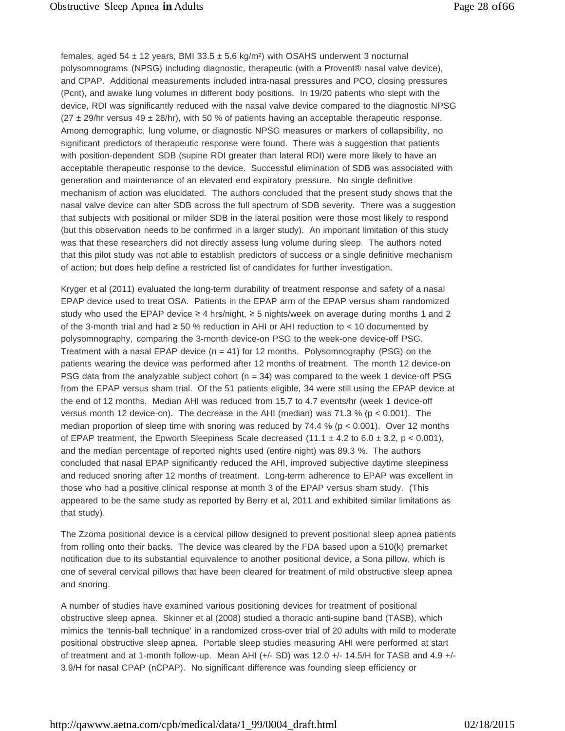females, aged 54 ± 12 years, BMI 33.5 ± 5.6 kg/m²) with OSAHS underwent 3 nocturnal polysomnograms (NPSG) including diagnostic, therapeutic (with a Provent® nasal valve device), and CPAP. Additional measurements included intra-nasal pressures and PCO, closing pressures (Pcrit), and awake lung volumes in different body positions. In 19/20 patients who slept with the device, RDI was significantly reduced with the nasal valve device compared to the diagnostic NPSG (27 ± 29/hr versus 49 ± 28/hr), with 50 % of patients having an acceptable therapeutic response. Among demographic, lung volume, or diagnostic NPSG measures or markers of collapsibility, no significant predictors of therapeutic response were found. There was a suggestion that patients with position-dependent SDB (supine RDI greater than lateral RDI) were more likely to have an acceptable therapeutic response to the device. Successful elimination of SDB was associated with generation and maintenance of an elevated end expiratory pressure. No single definitive mechanism of action was elucidated. The authors concluded that the present study shows that the nasal valve device can alter SDB across the full spectrum of SDB severity. There was a suggestion that subjects with positional or milder SDB in the lateral position were those most likely to respond (but this observation needs to be confirmed in a larger study). An important limitation of this study was that these researchers did not directly assess lung volume during sleep. The authors noted that this pilot study was not able to establish predictors of success or a single definitive mechanism of action; but does help define a restricted list of candidates for further investigation.

Kryger et al (2011) evaluated the long-term durability of treatment response and safety of a nasal EPAP device used to treat OSA. Patients in the EPAP arm of the EPAP versus sham randomized study who used the EPAP device ≥ 4 hrs/night, ≥ 5 nights/week on average during months 1 and 2 of the 3-month trial and had ≥ 50 % reduction in AHI or AHI reduction to < 10 documented by polysomnography, comparing the 3-month device-on PSG to the week-one device-off PSG. Treatment with a nasal EPAP device (n = 41) for 12 months. Polysomnography (PSG) on the patients wearing the device was performed after 12 months of treatment. The month 12 device-on PSG data from the analyzable subject cohort (n = 34) was compared to the week 1 device-off PSG from the EPAP versus sham trial. Of the 51 patients eligible, 34 were still using the EPAP device at the end of 12 months. Median AHI was reduced from 15.7 to 4.7 events/hr (week 1 device-off versus month 12 device-on). The decrease in the AHI (median) was 71.3 % ($p < 0.001$). The median proportion of sleep time with snoring was reduced by 74.4 % ($p < 0.001$). Over 12 months of EPAP treatment, the Epworth Sleepiness Scale decreased (11.1 ± 4.2 to 6.0 ± 3.2, $p < 0.001$), and the median percentage of reported nights used (entire night) was 89.3 %. The authors concluded that nasal EPAP significantly reduced the AHI, improved subjective daytime sleepiness and reduced snoring after 12 months of treatment. Long-term adherence to EPAP was excellent in those who had a positive clinical response at month 3 of the EPAP versus sham study. (This appeared to be the same study as reported by Berry et al, 2011 and exhibited similar limitations as that study).

The Zzoma positional device is a cervical pillow designed to prevent positional sleep apnea patients from rolling onto their backs. The device was cleared by the FDA based upon a 510(k) premarket notification due to its substantial equivalence to another positional device, a Sona pillow, which is one of several cervical pillows that have been cleared for treatment of mild obstructive sleep apnea and snoring.

A number of studies have examined various positioning devices for treatment of positional obstructive sleep apnea. Skinner et al (2008) studied a thoracic anti-supine band (TASB), which mimics the 'tennis-ball technique' in a randomized cross-over trial of 20 adults with mild to moderate positional obstructive sleep apnea. Portable sleep studies measuring AHI were performed at start of treatment and at 1-month follow-up. Mean AHI (+/- SD) was 12.0 +/- 14.5/H for TASB and 4.9 +/- 3.9/H for nasal CPAP (nCPAP). No significant difference was founding sleep efficiency or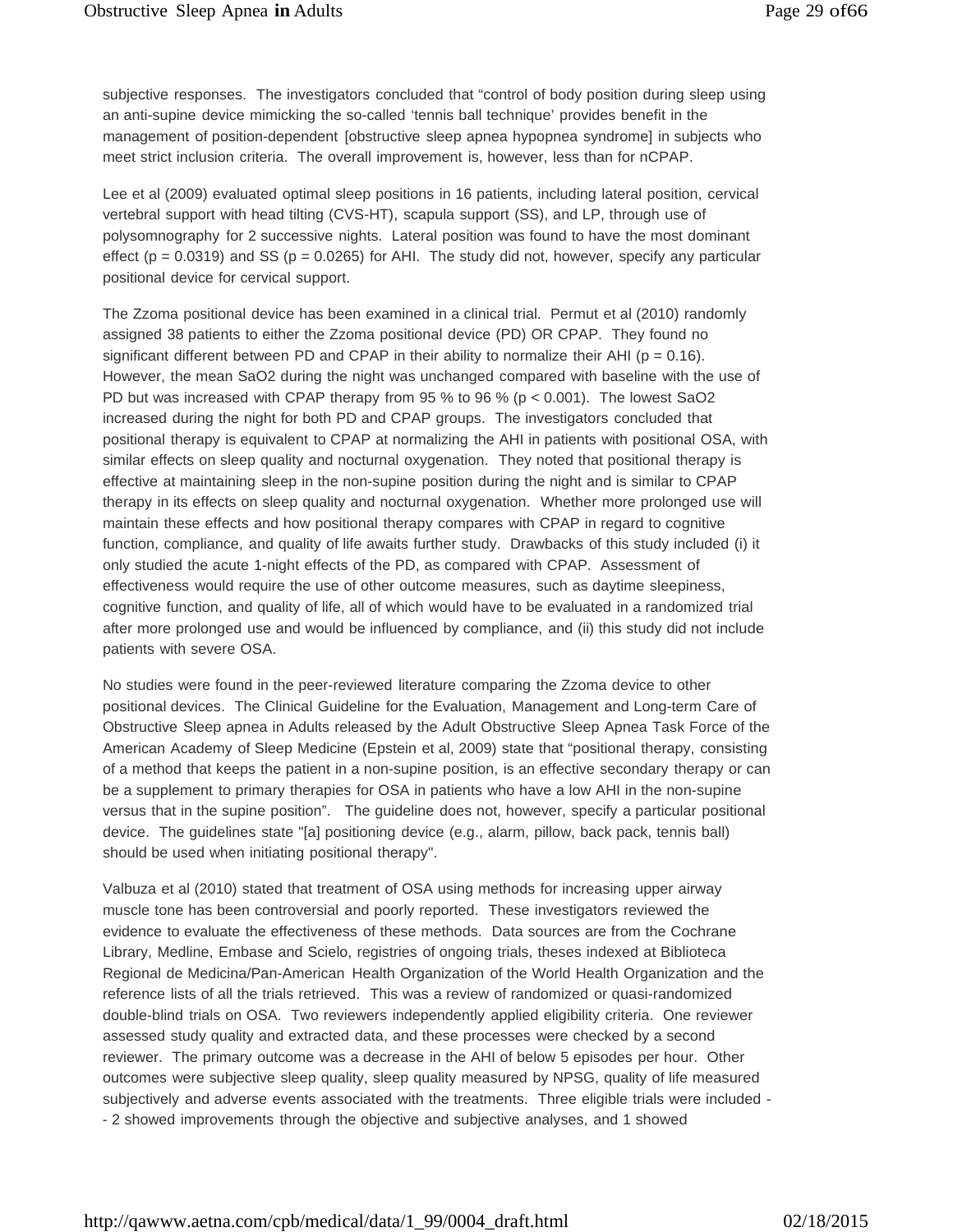subjective responses. The investigators concluded that "control of body position during sleep using an anti-supine device mimicking the so-called 'tennis ball technique' provides benefit in the management of position-dependent [obstructive sleep apnea hypopnea syndrome] in subjects who meet strict inclusion criteria. The overall improvement is, however, less than for nCPAP.

Lee et al (2009) evaluated optimal sleep positions in 16 patients, including lateral position, cervical vertebral support with head tilting (CVS-HT), scapula support (SS), and LP, through use of polysomnography for 2 successive nights. Lateral position was found to have the most dominant effect ($p = 0.0319$) and SS ($p = 0.0265$) for AHI. The study did not, however, specify any particular positional device for cervical support.

The Zzoma positional device has been examined in a clinical trial. Permut et al (2010) randomly assigned 38 patients to either the Zzoma positional device (PD) OR CPAP. They found no significant different between PD and CPAP in their ability to normalize their AHI ($p = 0.16$). However, the mean SaO2 during the night was unchanged compared with baseline with the use of PD but was increased with CPAP therapy from 95 % to 96 % ($p < 0.001$). The lowest SaO2 increased during the night for both PD and CPAP groups. The investigators concluded that positional therapy is equivalent to CPAP at normalizing the AHI in patients with positional OSA, with similar effects on sleep quality and nocturnal oxygenation. They noted that positional therapy is effective at maintaining sleep in the non-supine position during the night and is similar to CPAP therapy in its effects on sleep quality and nocturnal oxygenation. Whether more prolonged use will maintain these effects and how positional therapy compares with CPAP in regard to cognitive function, compliance, and quality of life awaits further study. Drawbacks of this study included (i) it only studied the acute 1-night effects of the PD, as compared with CPAP. Assessment of effectiveness would require the use of other outcome measures, such as daytime sleepiness, cognitive function, and quality of life, all of which would have to be evaluated in a randomized trial after more prolonged use and would be influenced by compliance, and (ii) this study did not include patients with severe OSA.

No studies were found in the peer-reviewed literature comparing the Zzoma device to other positional devices. The Clinical Guideline for the Evaluation, Management and Long-term Care of Obstructive Sleep apnea in Adults released by the Adult Obstructive Sleep Apnea Task Force of the American Academy of Sleep Medicine (Epstein et al, 2009) state that "positional therapy, consisting of a method that keeps the patient in a non-supine position, is an effective secondary therapy or can be a supplement to primary therapies for OSA in patients who have a low AHI in the non-supine versus that in the supine position". The guideline does not, however, specify a particular positional device. The guidelines state "[a] positioning device (e.g., alarm, pillow, back pack, tennis ball) should be used when initiating positional therapy".

Valbuza et al (2010) stated that treatment of OSA using methods for increasing upper airway muscle tone has been controversial and poorly reported. These investigators reviewed the evidence to evaluate the effectiveness of these methods. Data sources are from the Cochrane Library, Medline, Embase and Scielo, registries of ongoing trials, theses indexed at Biblioteca Regional de Medicina/Pan-American Health Organization of the World Health Organization and the reference lists of all the trials retrieved. This was a review of randomized or quasi-randomized double-blind trials on OSA. Two reviewers independently applied eligibility criteria. One reviewer assessed study quality and extracted data, and these processes were checked by a second reviewer. The primary outcome was a decrease in the AHI of below 5 episodes per hour. Other outcomes were subjective sleep quality, sleep quality measured by NPSG, quality of life measured subjectively and adverse events associated with the treatments. Three eligible trials were included -- 2 showed improvements through the objective and subjective analyses, and 1 showed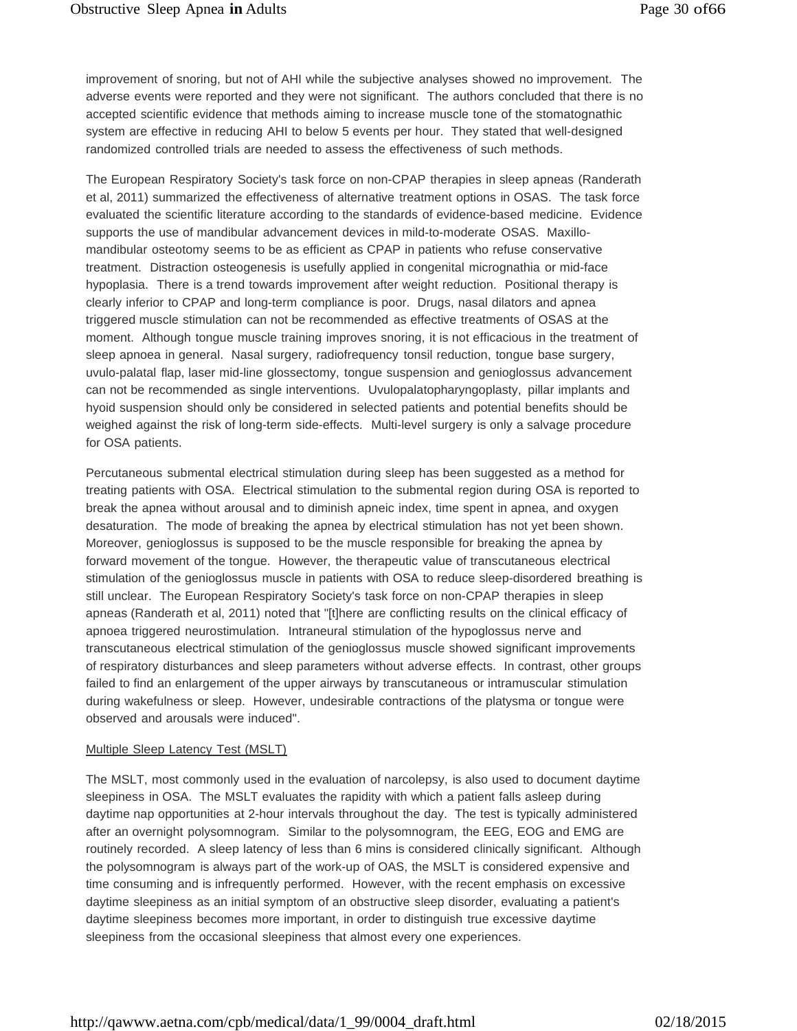improvement of snoring, but not of AHI while the subjective analyses showed no improvement. The adverse events were reported and they were not significant. The authors concluded that there is no accepted scientific evidence that methods aiming to increase muscle tone of the stomatognathic system are effective in reducing AHI to below 5 events per hour. They stated that well-designed randomized controlled trials are needed to assess the effectiveness of such methods.

The European Respiratory Society's task force on non-CPAP therapies in sleep apneas (Randerath et al, 2011) summarized the effectiveness of alternative treatment options in OSAS. The task force evaluated the scientific literature according to the standards of evidence-based medicine. Evidence supports the use of mandibular advancement devices in mild-to-moderate OSAS. Maxillo-mandibular osteotomy seems to be as efficient as CPAP in patients who refuse conservative treatment. Distraction osteogenesis is usefully applied in congenital micrognathia or mid-face hypoplasia. There is a trend towards improvement after weight reduction. Positional therapy is clearly inferior to CPAP and long-term compliance is poor. Drugs, nasal dilators and apnea triggered muscle stimulation can not be recommended as effective treatments of OSAS at the moment. Although tongue muscle training improves snoring, it is not efficacious in the treatment of sleep apnoea in general. Nasal surgery, radiofrequency tonsil reduction, tongue base surgery, uvulo-palatal flap, laser mid-line glossectomy, tongue suspension and genioglossus advancement can not be recommended as single interventions. Uvulopalatopharyngoplasty, pillar implants and hyoid suspension should only be considered in selected patients and potential benefits should be weighed against the risk of long-term side-effects. Multi-level surgery is only a salvage procedure for OSA patients.

Percutaneous submental electrical stimulation during sleep has been suggested as a method for treating patients with OSA. Electrical stimulation to the submental region during OSA is reported to break the apnea without arousal and to diminish apneic index, time spent in apnea, and oxygen desaturation. The mode of breaking the apnea by electrical stimulation has not yet been shown. Moreover, genioglossus is supposed to be the muscle responsible for breaking the apnea by forward movement of the tongue. However, the therapeutic value of transcutaneous electrical stimulation of the genioglossus muscle in patients with OSA to reduce sleep-disordered breathing is still unclear. The European Respiratory Society's task force on non-CPAP therapies in sleep apneas (Randerath et al, 2011) noted that "[t]here are conflicting results on the clinical efficacy of apnoea triggered neurostimulation. Intraneural stimulation of the hypoglossus nerve and transcutaneous electrical stimulation of the genioglossus muscle showed significant improvements of respiratory disturbances and sleep parameters without adverse effects. In contrast, other groups failed to find an enlargement of the upper airways by transcutaneous or intramuscular stimulation during wakefulness or sleep. However, undesirable contractions of the platysma or tongue were observed and arousals were induced".

Multiple Sleep Latency Test (MSLT)

The MSLT, most commonly used in the evaluation of narcolepsy, is also used to document daytime sleepiness in OSA. The MSLT evaluates the rapidity with which a patient falls asleep during daytime nap opportunities at 2-hour intervals throughout the day. The test is typically administered after an overnight polysomnogram. Similar to the polysomnogram, the EEG, EOG and EMG are routinely recorded. A sleep latency of less than 6 mins is considered clinically significant. Although the polysomnogram is always part of the work-up of OAS, the MSLT is considered expensive and time consuming and is infrequently performed. However, with the recent emphasis on excessive daytime sleepiness as an initial symptom of an obstructive sleep disorder, evaluating a patient's daytime sleepiness becomes more important, in order to distinguish true excessive daytime sleepiness from the occasional sleepiness that almost every one experiences.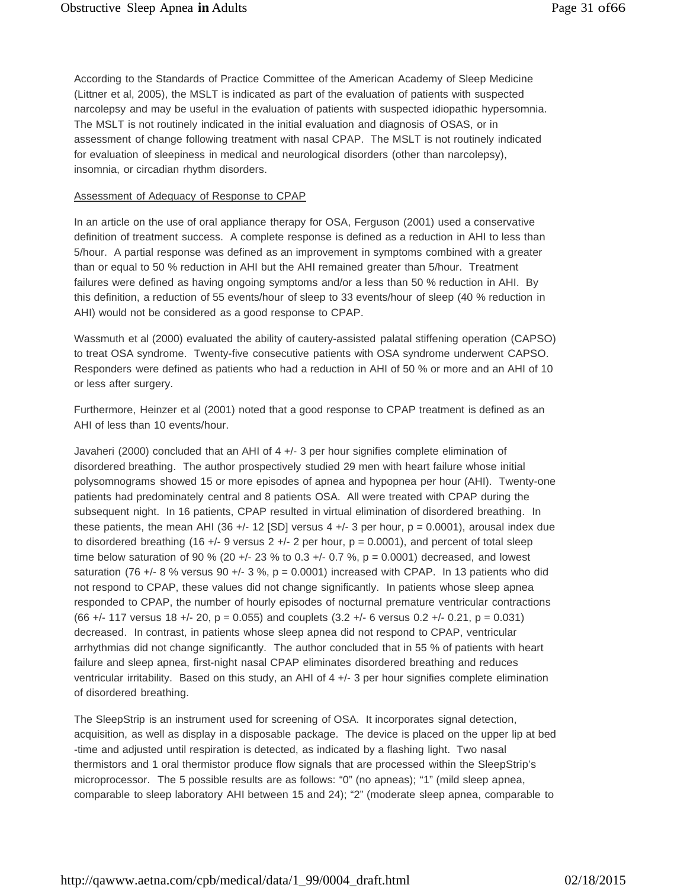According to the Standards of Practice Committee of the American Academy of Sleep Medicine (Littner et al, 2005), the MSLT is indicated as part of the evaluation of patients with suspected narcolepsy and may be useful in the evaluation of patients with suspected idiopathic hypersomnia. The MSLT is not routinely indicated in the initial evaluation and diagnosis of OSAS, or in assessment of change following treatment with nasal CPAP. The MSLT is not routinely indicated for evaluation of sleepiness in medical and neurological disorders (other than narcolepsy), insomnia, or circadian rhythm disorders.

Assessment of Adequacy of Response to CPAP

In an article on the use of oral appliance therapy for OSA, Ferguson (2001) used a conservative definition of treatment success. A complete response is defined as a reduction in AHI to less than 5/hour. A partial response was defined as an improvement in symptoms combined with a greater than or equal to 50 % reduction in AHI but the AHI remained greater than 5/hour. Treatment failures were defined as having ongoing symptoms and/or a less than 50 % reduction in AHI. By this definition, a reduction of 55 events/hour of sleep to 33 events/hour of sleep (40 % reduction in AHI) would not be considered as a good response to CPAP.

Wassmuth et al (2000) evaluated the ability of cautery-assisted palatal stiffening operation (CAPSO) to treat OSA syndrome. Twenty-five consecutive patients with OSA syndrome underwent CAPSO. Responders were defined as patients who had a reduction in AHI of 50 % or more and an AHI of 10 or less after surgery.

Furthermore, Heinzer et al (2001) noted that a good response to CPAP treatment is defined as an AHI of less than 10 events/hour.

Javaheri (2000) concluded that an AHI of 4 +/- 3 per hour signifies complete elimination of disordered breathing. The author prospectively studied 29 men with heart failure whose initial polysomnograms showed 15 or more episodes of apnea and hypopnea per hour (AHI). Twenty-one patients had predominately central and 8 patients OSA. All were treated with CPAP during the subsequent night. In 16 patients, CPAP resulted in virtual elimination of disordered breathing. In these patients, the mean AHI (36 +/- 12 [SD] versus 4 +/- 3 per hour, $p = 0.0001$), arousal index due to disordered breathing (16 +/- 9 versus 2 +/- 2 per hour, $p = 0.0001$), and percent of total sleep time below saturation of 90 % (20 +/- 23 % to 0.3 +/- 0.7 %, $p = 0.0001$) decreased, and lowest saturation (76 +/- 8 % versus 90 +/- 3 %, $p = 0.0001$) increased with CPAP. In 13 patients who did not respond to CPAP, these values did not change significantly. In patients whose sleep apnea responded to CPAP, the number of hourly episodes of nocturnal premature ventricular contractions (66 +/- 117 versus 18 +/- 20, $p = 0.055$) and couplets (3.2 +/- 6 versus 0.2 +/- 0.21, $p = 0.031$) decreased. In contrast, in patients whose sleep apnea did not respond to CPAP, ventricular arrhythmias did not change significantly. The author concluded that in 55 % of patients with heart failure and sleep apnea, first-night nasal CPAP eliminates disordered breathing and reduces ventricular irritability. Based on this study, an AHI of 4 +/- 3 per hour signifies complete elimination of disordered breathing.

The SleepStrip is an instrument used for screening of OSA. It incorporates signal detection, acquisition, as well as display in a disposable package. The device is placed on the upper lip at bed -time and adjusted until respiration is detected, as indicated by a flashing light. Two nasal thermistors and 1 oral thermistor produce flow signals that are processed within the SleepStrip's microprocessor. The 5 possible results are as follows: "0" (no apneas); "1" (mild sleep apnea, comparable to sleep laboratory AHI between 15 and 24); "2" (moderate sleep apnea, comparable to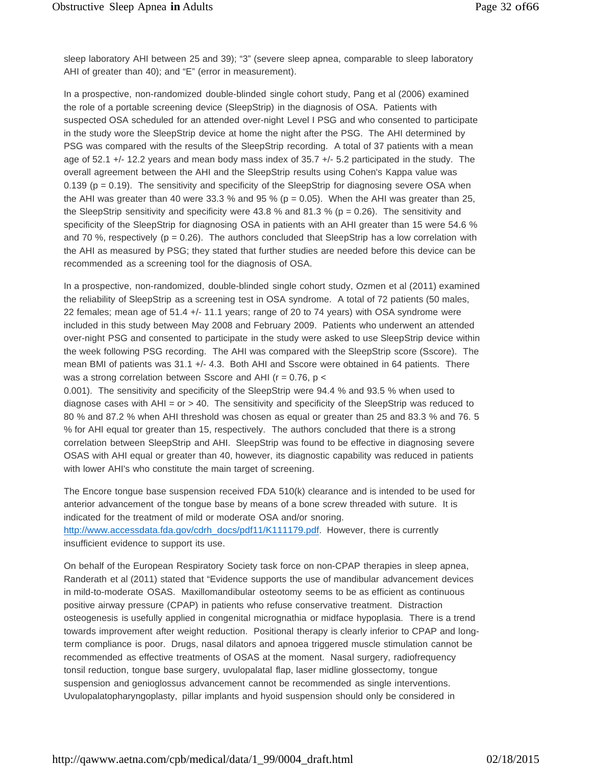sleep laboratory AHI between 25 and 39); "3" (severe sleep apnea, comparable to sleep laboratory AHI of greater than 40); and "E" (error in measurement).

In a prospective, non-randomized double-blinded single cohort study, Pang et al (2006) examined the role of a portable screening device (SleepStrip) in the diagnosis of OSA. Patients with suspected OSA scheduled for an attended over-night Level I PSG and who consented to participate in the study wore the SleepStrip device at home the night after the PSG. The AHI determined by PSG was compared with the results of the SleepStrip recording. A total of 37 patients with a mean age of 52.1 +/- 12.2 years and mean body mass index of 35.7 +/- 5.2 participated in the study. The overall agreement between the AHI and the SleepStrip results using Cohen's Kappa value was 0.139 ($p = 0.19$). The sensitivity and specificity of the SleepStrip for diagnosing severe OSA when the AHI was greater than 40 were 33.3 % and 95 % ($p = 0.05$). When the AHI was greater than 25, the SleepStrip sensitivity and specificity were 43.8 % and 81.3 % ($p = 0.26$). The sensitivity and specificity of the SleepStrip for diagnosing OSA in patients with an AHI greater than 15 were 54.6 % and 70 %, respectively ($p = 0.26$). The authors concluded that SleepStrip has a low correlation with the AHI as measured by PSG; they stated that further studies are needed before this device can be recommended as a screening tool for the diagnosis of OSA.

In a prospective, non-randomized, double-blinded single cohort study, Ozmen et al (2011) examined the reliability of SleepStrip as a screening test in OSA syndrome. A total of 72 patients (50 males, 22 females; mean age of 51.4 +/- 11.1 years; range of 20 to 74 years) with OSA syndrome were included in this study between May 2008 and February 2009. Patients who underwent an attended over-night PSG and consented to participate in the study were asked to use SleepStrip device within the week following PSG recording. The AHI was compared with the SleepStrip score (Sscore). The mean BMI of patients was 31.1 +/- 4.3. Both AHI and Sscore were obtained in 64 patients. There was a strong correlation between Sscore and AHI ($r = 0.76$, $p < 0.001$). The sensitivity and specificity of the SleepStrip were 94.4 % and 93.5 % when used to diagnose cases with AHI = or > 40. The sensitivity and specificity of the SleepStrip was reduced to 80 % and 87.2 % when AHI threshold was chosen as equal or greater than 25 and 83.3 % and 76. 5 % for AHI equal tor greater than 15, respectively. The authors concluded that there is a strong correlation between SleepStrip and AHI. SleepStrip was found to be effective in diagnosing severe OSAS with AHI equal or greater than 40, however, its diagnostic capability was reduced in patients with lower AHI's who constitute the main target of screening.

The Encore tongue base suspension received FDA 510(k) clearance and is intended to be used for anterior advancement of the tongue base by means of a bone screw threaded with suture. It is indicated for the treatment of mild or moderate OSA and/or snoring. http://www.accessdata.fda.gov/cdrh_docs/pdf11/K111179.pdf. However, there is currently insufficient evidence to support its use.

On behalf of the European Respiratory Society task force on non-CPAP therapies in sleep apnea, Randerath et al (2011) stated that "Evidence supports the use of mandibular advancement devices in mild-to-moderate OSAS. Maxillomandibular osteotomy seems to be as efficient as continuous positive airway pressure (CPAP) in patients who refuse conservative treatment. Distraction osteogenesis is usefully applied in congenital micrognathia or midface hypoplasia. There is a trend towards improvement after weight reduction. Positional therapy is clearly inferior to CPAP and long-term compliance is poor. Drugs, nasal dilators and apnoea triggered muscle stimulation cannot be recommended as effective treatments of OSAS at the moment. Nasal surgery, radiofrequency tonsil reduction, tongue base surgery, uvulopalatal flap, laser midline glossectomy, tongue suspension and genioglossus advancement cannot be recommended as single interventions. Uvulopalatopharyngoplasty, pillar implants and hyoid suspension should only be considered in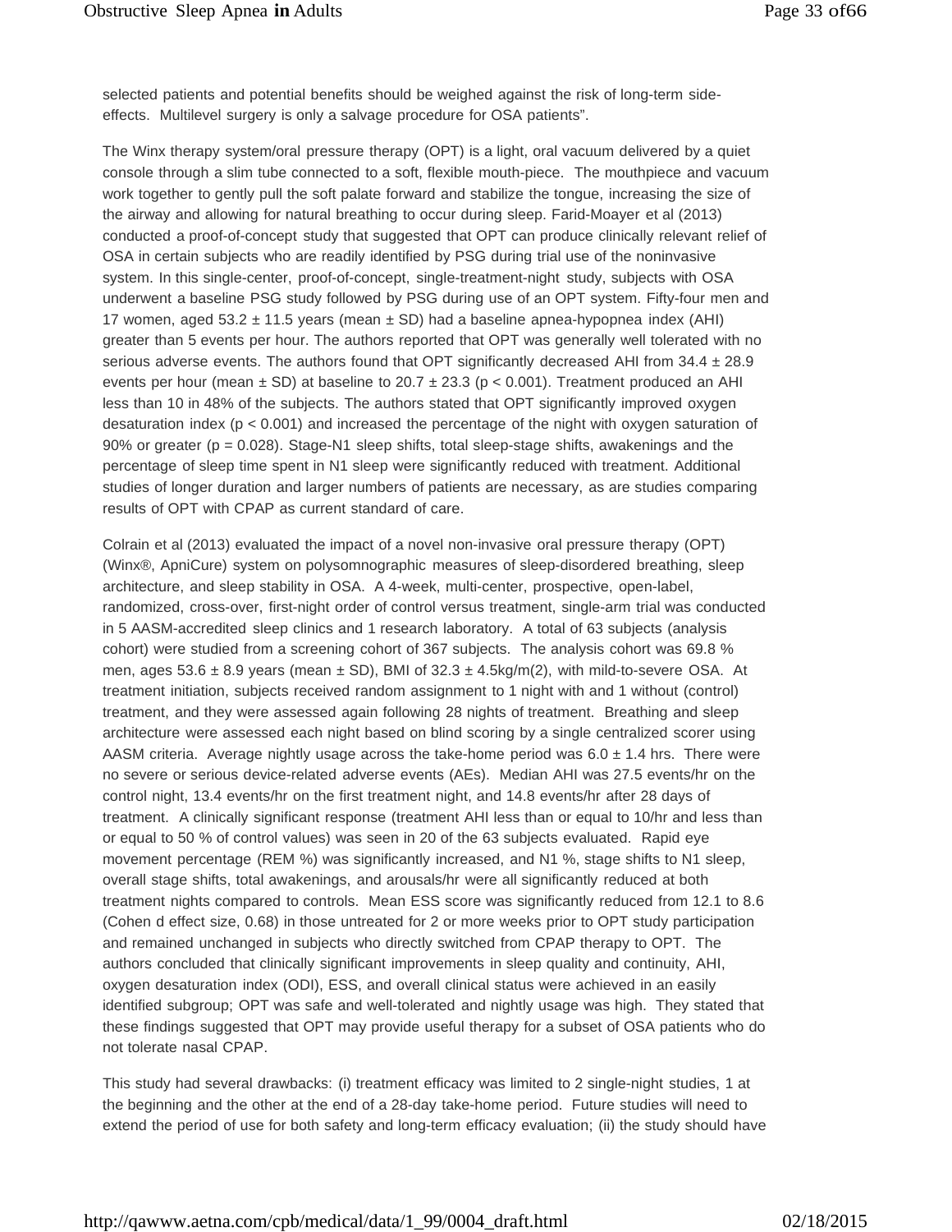selected patients and potential benefits should be weighed against the risk of long-term side-effects. Multilevel surgery is only a salvage procedure for OSA patients".

The Winx therapy system/oral pressure therapy (OPT) is a light, oral vacuum delivered by a quiet console through a slim tube connected to a soft, flexible mouth-piece. The mouthpiece and vacuum work together to gently pull the soft palate forward and stabilize the tongue, increasing the size of the airway and allowing for natural breathing to occur during sleep. Farid-Moayer et al (2013) conducted a proof-of-concept study that suggested that OPT can produce clinically relevant relief of OSA in certain subjects who are readily identified by PSG during trial use of the noninvasive system. In this single-center, proof-of-concept, single-treatment-night study, subjects with OSA underwent a baseline PSG study followed by PSG during use of an OPT system. Fifty-four men and 17 women, aged 53.2 ± 11.5 years (mean ± SD) had a baseline apnea-hypopnea index (AHI) greater than 5 events per hour. The authors reported that OPT was generally well tolerated with no serious adverse events. The authors found that OPT significantly decreased AHI from 34.4 ± 28.9 events per hour (mean ± SD) at baseline to 20.7 ± 23.3 ($p < 0.001$). Treatment produced an AHI less than 10 in 48% of the subjects. The authors stated that OPT significantly improved oxygen desaturation index ($p < 0.001$) and increased the percentage of the night with oxygen saturation of 90% or greater ($p = 0.028$). Stage-N1 sleep shifts, total sleep-stage shifts, awakenings and the percentage of sleep time spent in N1 sleep were significantly reduced with treatment. Additional studies of longer duration and larger numbers of patients are necessary, as are studies comparing results of OPT with CPAP as current standard of care.

Colrain et al (2013) evaluated the impact of a novel non-invasive oral pressure therapy (OPT) (Winx®, ApniCure) system on polysomnographic measures of sleep-disordered breathing, sleep architecture, and sleep stability in OSA. A 4-week, multi-center, prospective, open-label, randomized, cross-over, first-night order of control versus treatment, single-arm trial was conducted in 5 AASM-accredited sleep clinics and 1 research laboratory. A total of 63 subjects (analysis cohort) were studied from a screening cohort of 367 subjects. The analysis cohort was 69.8 % men, ages 53.6 ± 8.9 years (mean ± SD), BMI of 32.3 ± 4.5kg/m(2), with mild-to-severe OSA. At treatment initiation, subjects received random assignment to 1 night with and 1 without (control) treatment, and they were assessed again following 28 nights of treatment. Breathing and sleep architecture were assessed each night based on blind scoring by a single centralized scorer using AASM criteria. Average nightly usage across the take-home period was 6.0 ± 1.4 hrs. There were no severe or serious device-related adverse events (AEs). Median AHI was 27.5 events/hr on the control night, 13.4 events/hr on the first treatment night, and 14.8 events/hr after 28 days of treatment. A clinically significant response (treatment AHI less than or equal to 10/hr and less than or equal to 50 % of control values) was seen in 20 of the 63 subjects evaluated. Rapid eye movement percentage (REM %) was significantly increased, and N1 %, stage shifts to N1 sleep, overall stage shifts, total awakenings, and arousals/hr were all significantly reduced at both treatment nights compared to controls. Mean ESS score was significantly reduced from 12.1 to 8.6 (Cohen d effect size, 0.68) in those untreated for 2 or more weeks prior to OPT study participation and remained unchanged in subjects who directly switched from CPAP therapy to OPT. The authors concluded that clinically significant improvements in sleep quality and continuity, AHI, oxygen desaturation index (ODI), ESS, and overall clinical status were achieved in an easily identified subgroup; OPT was safe and well-tolerated and nightly usage was high. They stated that these findings suggested that OPT may provide useful therapy for a subset of OSA patients who do not tolerate nasal CPAP.

This study had several drawbacks: (i) treatment efficacy was limited to 2 single-night studies, 1 at the beginning and the other at the end of a 28-day take-home period. Future studies will need to extend the period of use for both safety and long-term efficacy evaluation; (ii) the study should have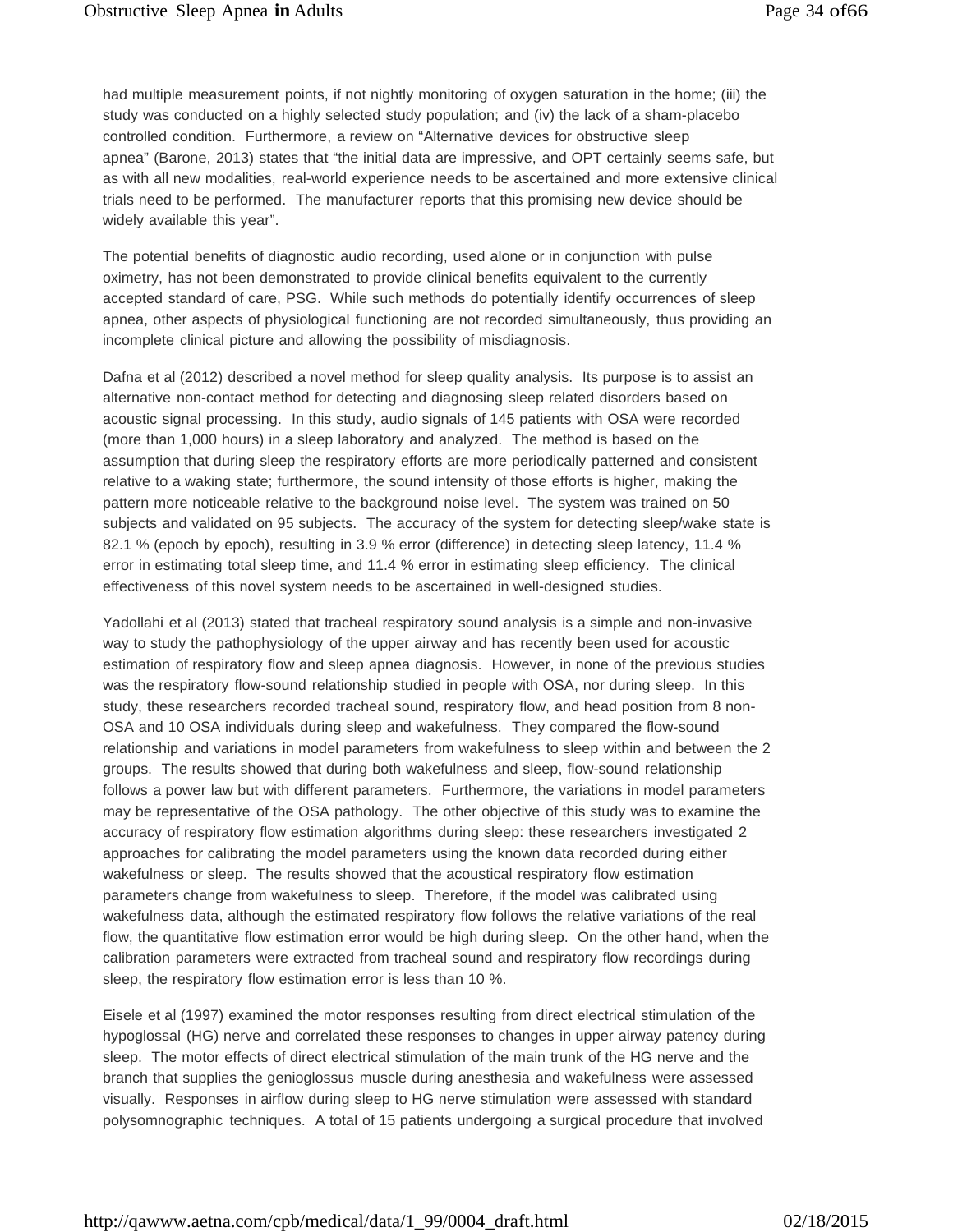had multiple measurement points, if not nightly monitoring of oxygen saturation in the home; (iii) the study was conducted on a highly selected study population; and (iv) the lack of a sham-placebo controlled condition. Furthermore, a review on "Alternative devices for obstructive sleep apnea" (Barone, 2013) states that "the initial data are impressive, and OPT certainly seems safe, but as with all new modalities, real-world experience needs to be ascertained and more extensive clinical trials need to be performed. The manufacturer reports that this promising new device should be widely available this year".

The potential benefits of diagnostic audio recording, used alone or in conjunction with pulse oximetry, has not been demonstrated to provide clinical benefits equivalent to the currently accepted standard of care, PSG. While such methods do potentially identify occurrences of sleep apnea, other aspects of physiological functioning are not recorded simultaneously, thus providing an incomplete clinical picture and allowing the possibility of misdiagnosis.

Dafna et al (2012) described a novel method for sleep quality analysis. Its purpose is to assist an alternative non-contact method for detecting and diagnosing sleep related disorders based on acoustic signal processing. In this study, audio signals of 145 patients with OSA were recorded (more than 1,000 hours) in a sleep laboratory and analyzed. The method is based on the assumption that during sleep the respiratory efforts are more periodically patterned and consistent relative to a waking state; furthermore, the sound intensity of those efforts is higher, making the pattern more noticeable relative to the background noise level. The system was trained on 50 subjects and validated on 95 subjects. The accuracy of the system for detecting sleep/wake state is 82.1 % (epoch by epoch), resulting in 3.9 % error (difference) in detecting sleep latency, 11.4 % error in estimating total sleep time, and 11.4 % error in estimating sleep efficiency. The clinical effectiveness of this novel system needs to be ascertained in well-designed studies.

Yadollahi et al (2013) stated that tracheal respiratory sound analysis is a simple and non-invasive way to study the pathophysiology of the upper airway and has recently been used for acoustic estimation of respiratory flow and sleep apnea diagnosis. However, in none of the previous studies was the respiratory flow-sound relationship studied in people with OSA, nor during sleep. In this study, these researchers recorded tracheal sound, respiratory flow, and head position from 8 non-OSA and 10 OSA individuals during sleep and wakefulness. They compared the flow-sound relationship and variations in model parameters from wakefulness to sleep within and between the 2 groups. The results showed that during both wakefulness and sleep, flow-sound relationship follows a power law but with different parameters. Furthermore, the variations in model parameters may be representative of the OSA pathology. The other objective of this study was to examine the accuracy of respiratory flow estimation algorithms during sleep: these researchers investigated 2 approaches for calibrating the model parameters using the known data recorded during either wakefulness or sleep. The results showed that the acoustical respiratory flow estimation parameters change from wakefulness to sleep. Therefore, if the model was calibrated using wakefulness data, although the estimated respiratory flow follows the relative variations of the real flow, the quantitative flow estimation error would be high during sleep. On the other hand, when the calibration parameters were extracted from tracheal sound and respiratory flow recordings during sleep, the respiratory flow estimation error is less than 10 %.

Eisele et al (1997) examined the motor responses resulting from direct electrical stimulation of the hypoglossal (HG) nerve and correlated these responses to changes in upper airway patency during sleep. The motor effects of direct electrical stimulation of the main trunk of the HG nerve and the branch that supplies the genioglossus muscle during anesthesia and wakefulness were assessed visually. Responses in airflow during sleep to HG nerve stimulation were assessed with standard polysomnographic techniques. A total of 15 patients undergoing a surgical procedure that involved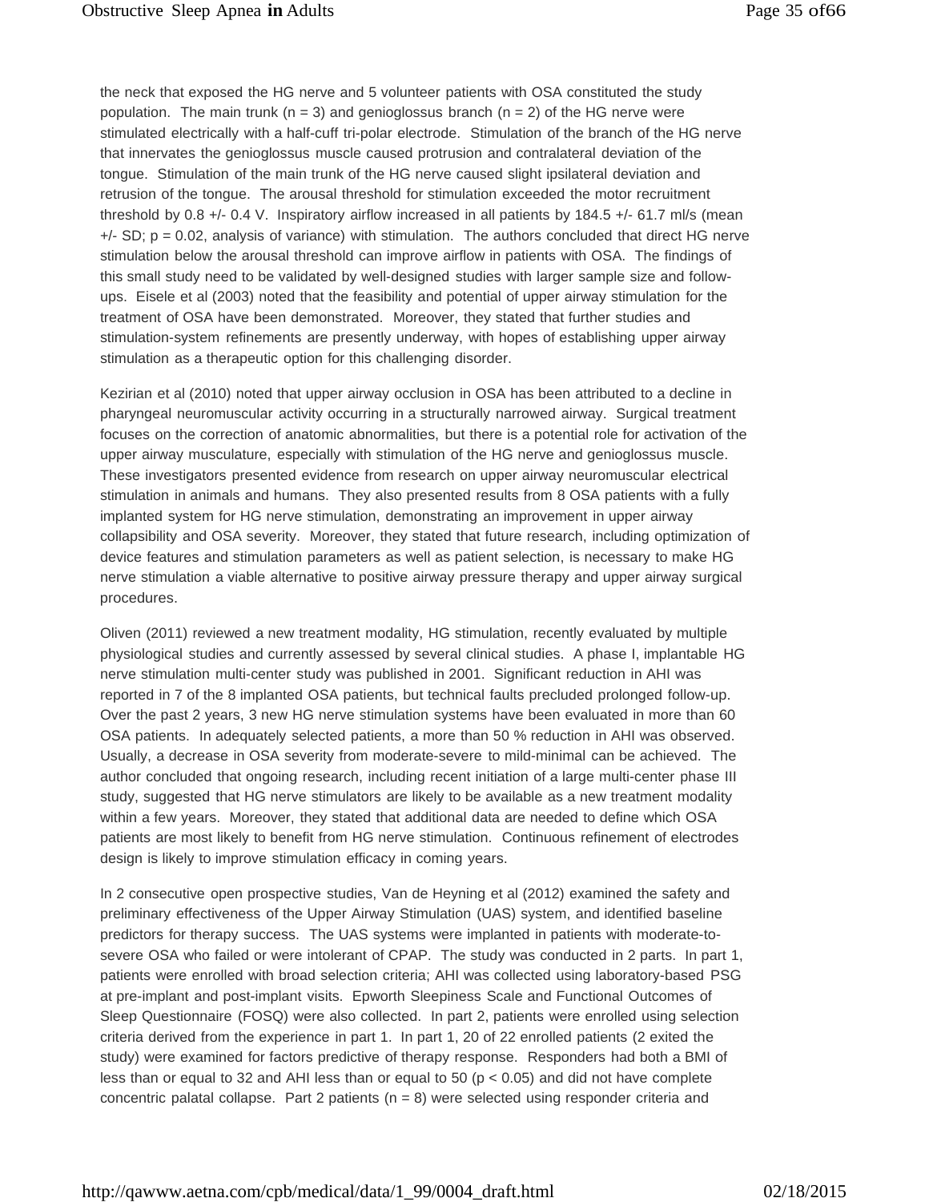the neck that exposed the HG nerve and 5 volunteer patients with OSA constituted the study population. The main trunk ($n = 3$) and genioglossus branch ($n = 2$) of the HG nerve were stimulated electrically with a half-cuff tri-polar electrode. Stimulation of the branch of the HG nerve that innervates the genioglossus muscle caused protrusion and contralateral deviation of the tongue. Stimulation of the main trunk of the HG nerve caused slight ipsilateral deviation and retrusion of the tongue. The arousal threshold for stimulation exceeded the motor recruitment threshold by 0.8 +/- 0.4 V. Inspiratory airflow increased in all patients by 184.5 +/- 61.7 ml/s (mean +/- SD; $p = 0.02$, analysis of variance) with stimulation. The authors concluded that direct HG nerve stimulation below the arousal threshold can improve airflow in patients with OSA. The findings of this small study need to be validated by well-designed studies with larger sample size and follow-ups. Eisele et al (2003) noted that the feasibility and potential of upper airway stimulation for the treatment of OSA have been demonstrated. Moreover, they stated that further studies and stimulation-system refinements are presently underway, with hopes of establishing upper airway stimulation as a therapeutic option for this challenging disorder.

Kezirian et al (2010) noted that upper airway occlusion in OSA has been attributed to a decline in pharyngeal neuromuscular activity occurring in a structurally narrowed airway. Surgical treatment focuses on the correction of anatomic abnormalities, but there is a potential role for activation of the upper airway musculature, especially with stimulation of the HG nerve and genioglossus muscle. These investigators presented evidence from research on upper airway neuromuscular electrical stimulation in animals and humans. They also presented results from 8 OSA patients with a fully implanted system for HG nerve stimulation, demonstrating an improvement in upper airway collapsibility and OSA severity. Moreover, they stated that future research, including optimization of device features and stimulation parameters as well as patient selection, is necessary to make HG nerve stimulation a viable alternative to positive airway pressure therapy and upper airway surgical procedures.

Oliven (2011) reviewed a new treatment modality, HG stimulation, recently evaluated by multiple physiological studies and currently assessed by several clinical studies. A phase I, implantable HG nerve stimulation multi-center study was published in 2001. Significant reduction in AHI was reported in 7 of the 8 implanted OSA patients, but technical faults precluded prolonged follow-up. Over the past 2 years, 3 new HG nerve stimulation systems have been evaluated in more than 60 OSA patients. In adequately selected patients, a more than 50 % reduction in AHI was observed. Usually, a decrease in OSA severity from moderate-severe to mild-minimal can be achieved. The author concluded that ongoing research, including recent initiation of a large multi-center phase III study, suggested that HG nerve stimulators are likely to be available as a new treatment modality within a few years. Moreover, they stated that additional data are needed to define which OSA patients are most likely to benefit from HG nerve stimulation. Continuous refinement of electrodes design is likely to improve stimulation efficacy in coming years.

In 2 consecutive open prospective studies, Van de Heyning et al (2012) examined the safety and preliminary effectiveness of the Upper Airway Stimulation (UAS) system, and identified baseline predictors for therapy success. The UAS systems were implanted in patients with moderate-to-severe OSA who failed or were intolerant of CPAP. The study was conducted in 2 parts. In part 1, patients were enrolled with broad selection criteria; AHI was collected using laboratory-based PSG at pre-implant and post-implant visits. Epworth Sleepiness Scale and Functional Outcomes of Sleep Questionnaire (FOSQ) were also collected. In part 2, patients were enrolled using selection criteria derived from the experience in part 1. In part 1, 20 of 22 enrolled patients (2 exited the study) were examined for factors predictive of therapy response. Responders had both a BMI of less than or equal to 32 and AHI less than or equal to 50 ($p < 0.05$) and did not have complete concentric palatal collapse. Part 2 patients ($n = 8$) were selected using responder criteria and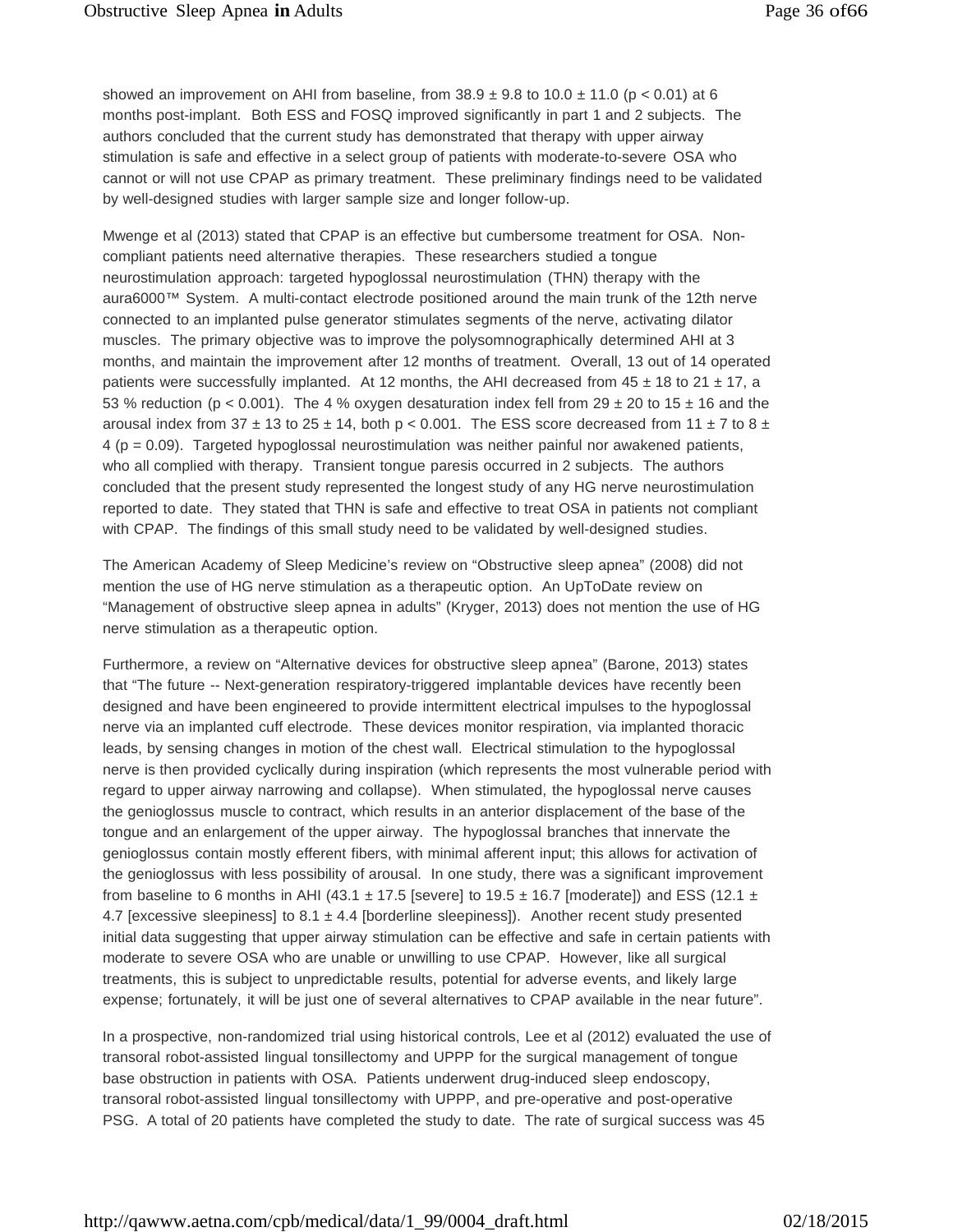showed an improvement on AHI from baseline, from $38.9 \pm 9.8$ to $10.0 \pm 11.0$ ($p < 0.01$) at 6 months post-implant. Both ESS and FOSQ improved significantly in part 1 and 2 subjects. The authors concluded that the current study has demonstrated that therapy with upper airway stimulation is safe and effective in a select group of patients with moderate-to-severe OSA who cannot or will not use CPAP as primary treatment. These preliminary findings need to be validated by well-designed studies with larger sample size and longer follow-up.

Mwenge et al (2013) stated that CPAP is an effective but cumbersome treatment for OSA. Non-compliant patients need alternative therapies. These researchers studied a tongue neurostimulation approach: targeted hypoglossal neurostimulation (THN) therapy with the aura6000™ System. A multi-contact electrode positioned around the main trunk of the 12th nerve connected to an implanted pulse generator stimulates segments of the nerve, activating dilator muscles. The primary objective was to improve the polysomnographically determined AHI at 3 months, and maintain the improvement after 12 months of treatment. Overall, 13 out of 14 operated patients were successfully implanted. At 12 months, the AHI decreased from $45 \pm 18$ to $21 \pm 17$, a 53 % reduction ($p < 0.001$). The 4 % oxygen desaturation index fell from $29 \pm 20$ to $15 \pm 16$ and the arousal index from $37 \pm 13$ to $25 \pm 14$, both $p < 0.001$. The ESS score decreased from $11 \pm 7$ to $8 \pm 4$ ($p = 0.09$). Targeted hypoglossal neurostimulation was neither painful nor awakened patients, who all complied with therapy. Transient tongue paresis occurred in 2 subjects. The authors concluded that the present study represented the longest study of any HG nerve neurostimulation reported to date. They stated that THN is safe and effective to treat OSA in patients not compliant with CPAP. The findings of this small study need to be validated by well-designed studies.

The American Academy of Sleep Medicine's review on "Obstructive sleep apnea" (2008) did not mention the use of HG nerve stimulation as a therapeutic option. An UpToDate review on "Management of obstructive sleep apnea in adults" (Kryger, 2013) does not mention the use of HG nerve stimulation as a therapeutic option.

Furthermore, a review on "Alternative devices for obstructive sleep apnea" (Barone, 2013) states that "The future -- Next-generation respiratory-triggered implantable devices have recently been designed and have been engineered to provide intermittent electrical impulses to the hypoglossal nerve via an implanted cuff electrode. These devices monitor respiration, via implanted thoracic leads, by sensing changes in motion of the chest wall. Electrical stimulation to the hypoglossal nerve is then provided cyclically during inspiration (which represents the most vulnerable period with regard to upper airway narrowing and collapse). When stimulated, the hypoglossal nerve causes the genioglossus muscle to contract, which results in an anterior displacement of the base of the tongue and an enlargement of the upper airway. The hypoglossal branches that innervate the genioglossus contain mostly efferent fibers, with minimal afferent input; this allows for activation of the genioglossus with less possibility of arousal. In one study, there was a significant improvement from baseline to 6 months in AHI ($43.1 \pm 17.5$ [severe] to $19.5 \pm 16.7$ [moderate]) and ESS ($12.1 \pm 4.7$ [excessive sleepiness] to $8.1 \pm 4.4$ [borderline sleepiness]). Another recent study presented initial data suggesting that upper airway stimulation can be effective and safe in certain patients with moderate to severe OSA who are unable or unwilling to use CPAP. However, like all surgical treatments, this is subject to unpredictable results, potential for adverse events, and likely large expense; fortunately, it will be just one of several alternatives to CPAP available in the near future".

In a prospective, non-randomized trial using historical controls, Lee et al (2012) evaluated the use of transoral robot-assisted lingual tonsillectomy and UPPP for the surgical management of tongue base obstruction in patients with OSA. Patients underwent drug-induced sleep endoscopy, transoral robot-assisted lingual tonsillectomy with UPPP, and pre-operative and post-operative PSG. A total of 20 patients have completed the study to date. The rate of surgical success was 45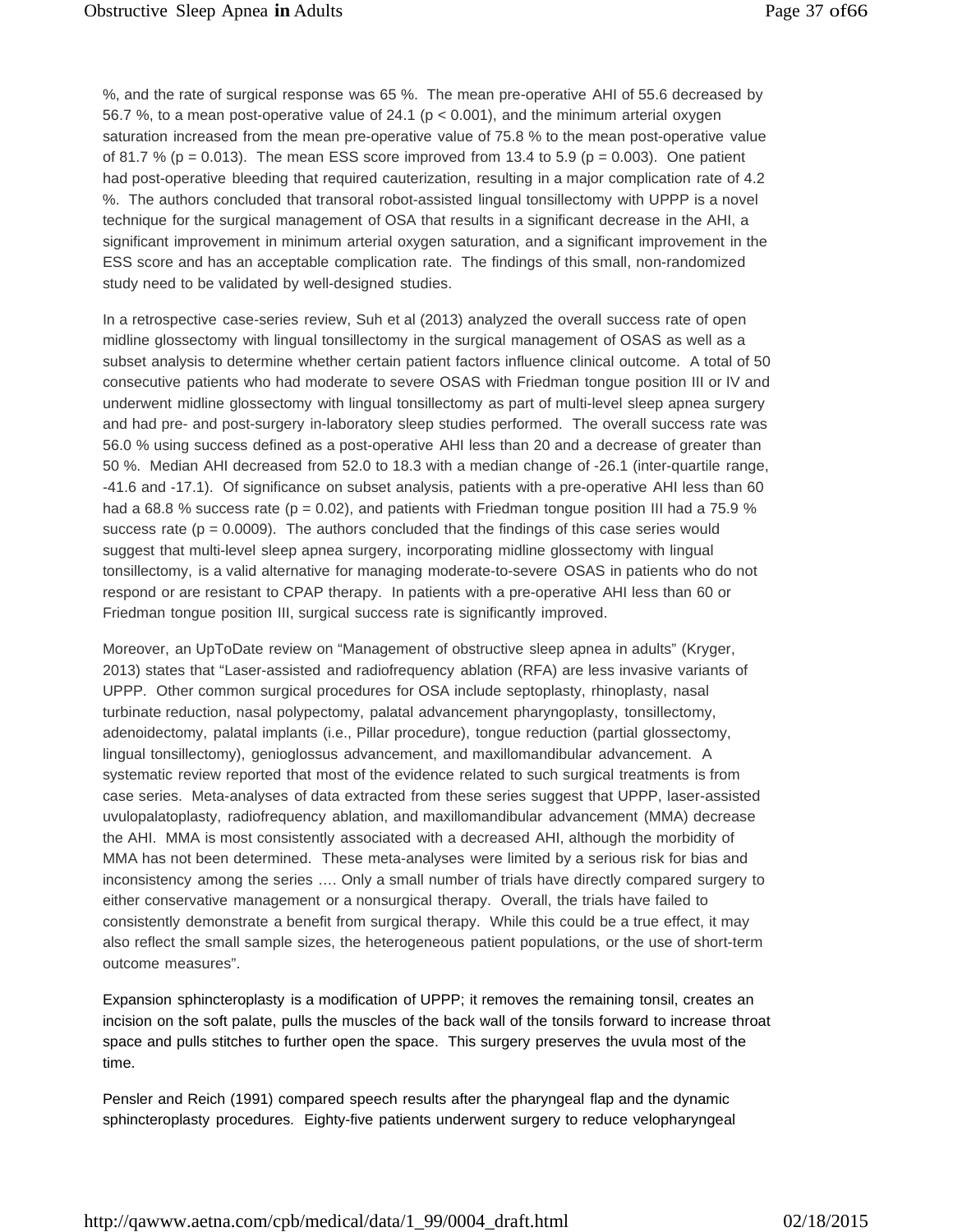%, and the rate of surgical response was 65 %. The mean pre-operative AHI of 55.6 decreased by 56.7 %, to a mean post-operative value of 24.1 ($p < 0.001$), and the minimum arterial oxygen saturation increased from the mean pre-operative value of 75.8 % to the mean post-operative value of 81.7 % ($p = 0.013$). The mean ESS score improved from 13.4 to 5.9 ($p = 0.003$). One patient had post-operative bleeding that required cauterization, resulting in a major complication rate of 4.2 %. The authors concluded that transoral robot-assisted lingual tonsillectomy with UPPP is a novel technique for the surgical management of OSA that results in a significant decrease in the AHI, a significant improvement in minimum arterial oxygen saturation, and a significant improvement in the ESS score and has an acceptable complication rate. The findings of this small, non-randomized study need to be validated by well-designed studies.

In a retrospective case-series review, Suh et al (2013) analyzed the overall success rate of open midline glossectomy with lingual tonsillectomy in the surgical management of OSAS as well as a subset analysis to determine whether certain patient factors influence clinical outcome. A total of 50 consecutive patients who had moderate to severe OSAS with Friedman tongue position III or IV and underwent midline glossectomy with lingual tonsillectomy as part of multi-level sleep apnea surgery and had pre- and post-surgery in-laboratory sleep studies performed. The overall success rate was 56.0 % using success defined as a post-operative AHI less than 20 and a decrease of greater than 50 %. Median AHI decreased from 52.0 to 18.3 with a median change of -26.1 (inter-quartile range, -41.6 and -17.1). Of significance on subset analysis, patients with a pre-operative AHI less than 60 had a 68.8 % success rate ($p = 0.02$), and patients with Friedman tongue position III had a 75.9 % success rate ($p = 0.0009$). The authors concluded that the findings of this case series would suggest that multi-level sleep apnea surgery, incorporating midline glossectomy with lingual tonsillectomy, is a valid alternative for managing moderate-to-severe OSAS in patients who do not respond or are resistant to CPAP therapy. In patients with a pre-operative AHI less than 60 or Friedman tongue position III, surgical success rate is significantly improved.

Moreover, an UpToDate review on "Management of obstructive sleep apnea in adults" (Kryger, 2013) states that "Laser-assisted and radiofrequency ablation (RFA) are less invasive variants of UPPP. Other common surgical procedures for OSA include septoplasty, rhinoplasty, nasal turbinate reduction, nasal polypectomy, palatal advancement pharyngoplasty, tonsillectomy, adenoidectomy, palatal implants (i.e., Pillar procedure), tongue reduction (partial glossectomy, lingual tonsillectomy), genioglossus advancement, and maxillomandibular advancement. A systematic review reported that most of the evidence related to such surgical treatments is from case series. Meta-analyses of data extracted from these series suggest that UPPP, laser-assisted uvulopalatoplasty, radiofrequency ablation, and maxillomandibular advancement (MMA) decrease the AHI. MMA is most consistently associated with a decreased AHI, although the morbidity of MMA has not been determined. These meta-analyses were limited by a serious risk for bias and inconsistency among the series …. Only a small number of trials have directly compared surgery to either conservative management or a nonsurgical therapy. Overall, the trials have failed to consistently demonstrate a benefit from surgical therapy. While this could be a true effect, it may also reflect the small sample sizes, the heterogeneous patient populations, or the use of short-term outcome measures".

Expansion sphincteroplasty is a modification of UPPP; it removes the remaining tonsil, creates an incision on the soft palate, pulls the muscles of the back wall of the tonsils forward to increase throat space and pulls stitches to further open the space. This surgery preserves the uvula most of the time.

Pensler and Reich (1991) compared speech results after the pharyngeal flap and the dynamic sphincteroplasty procedures. Eighty-five patients underwent surgery to reduce velopharyngeal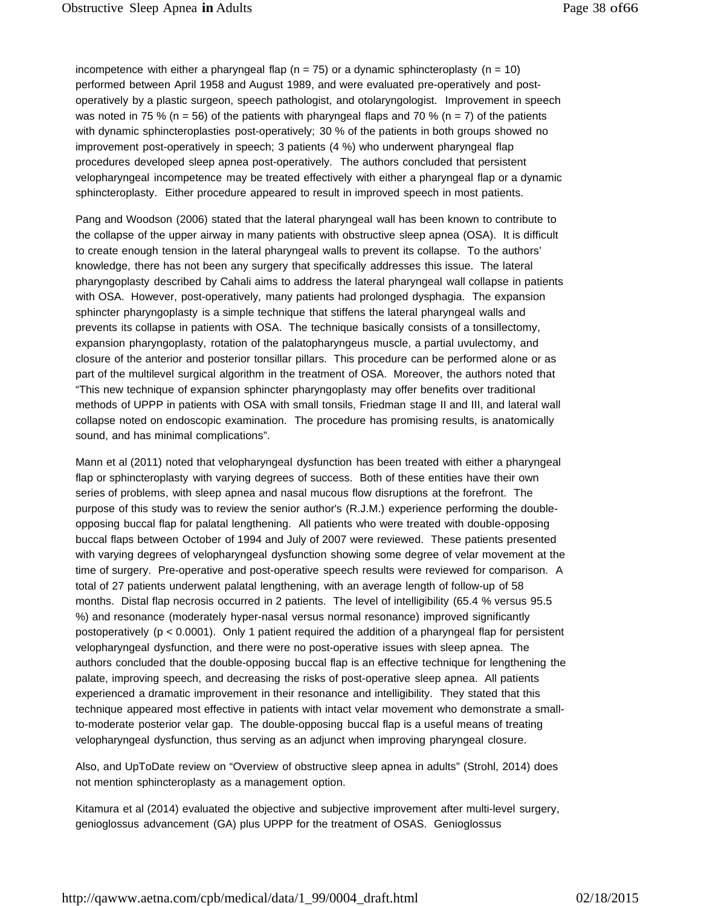incompetence with either a pharyngeal flap (n = 75) or a dynamic sphincteroplasty (n = 10) performed between April 1958 and August 1989, and were evaluated pre-operatively and post-operatively by a plastic surgeon, speech pathologist, and otolaryngologist. Improvement in speech was noted in 75 % (n = 56) of the patients with pharyngeal flaps and 70 % (n = 7) of the patients with dynamic sphincteroplasties post-operatively; 30 % of the patients in both groups showed no improvement post-operatively in speech; 3 patients (4 %) who underwent pharyngeal flap procedures developed sleep apnea post-operatively. The authors concluded that persistent velopharyngeal incompetence may be treated effectively with either a pharyngeal flap or a dynamic sphincteroplasty. Either procedure appeared to result in improved speech in most patients.

Pang and Woodson (2006) stated that the lateral pharyngeal wall has been known to contribute to the collapse of the upper airway in many patients with obstructive sleep apnea (OSA). It is difficult to create enough tension in the lateral pharyngeal walls to prevent its collapse. To the authors' knowledge, there has not been any surgery that specifically addresses this issue. The lateral pharyngoplasty described by Cahali aims to address the lateral pharyngeal wall collapse in patients with OSA. However, post-operatively, many patients had prolonged dysphagia. The expansion sphincter pharyngoplasty is a simple technique that stiffens the lateral pharyngeal walls and prevents its collapse in patients with OSA. The technique basically consists of a tonsillectomy, expansion pharyngoplasty, rotation of the palatopharyngeus muscle, a partial uvulectomy, and closure of the anterior and posterior tonsillar pillars. This procedure can be performed alone or as part of the multilevel surgical algorithm in the treatment of OSA. Moreover, the authors noted that "This new technique of expansion sphincter pharyngoplasty may offer benefits over traditional methods of UPPP in patients with OSA with small tonsils, Friedman stage II and III, and lateral wall collapse noted on endoscopic examination. The procedure has promising results, is anatomically sound, and has minimal complications".

Mann et al (2011) noted that velopharyngeal dysfunction has been treated with either a pharyngeal flap or sphincteroplasty with varying degrees of success. Both of these entities have their own series of problems, with sleep apnea and nasal mucous flow disruptions at the forefront. The purpose of this study was to review the senior author's (R.J.M.) experience performing the double-opposing buccal flap for palatal lengthening. All patients who were treated with double-opposing buccal flaps between October of 1994 and July of 2007 were reviewed. These patients presented with varying degrees of velopharyngeal dysfunction showing some degree of velar movement at the time of surgery. Pre-operative and post-operative speech results were reviewed for comparison. A total of 27 patients underwent palatal lengthening, with an average length of follow-up of 58 months. Distal flap necrosis occurred in 2 patients. The level of intelligibility (65.4 % versus 95.5 %) and resonance (moderately hyper-nasal versus normal resonance) improved significantly postoperatively ($p < 0.0001$). Only 1 patient required the addition of a pharyngeal flap for persistent velopharyngeal dysfunction, and there were no post-operative issues with sleep apnea. The authors concluded that the double-opposing buccal flap is an effective technique for lengthening the palate, improving speech, and decreasing the risks of post-operative sleep apnea. All patients experienced a dramatic improvement in their resonance and intelligibility. They stated that this technique appeared most effective in patients with intact velar movement who demonstrate a small-to-moderate posterior velar gap. The double-opposing buccal flap is a useful means of treating velopharyngeal dysfunction, thus serving as an adjunct when improving pharyngeal closure.

Also, and UpToDate review on "Overview of obstructive sleep apnea in adults" (Strohl, 2014) does not mention sphincteroplasty as a management option.

Kitamura et al (2014) evaluated the objective and subjective improvement after multi-level surgery, genioglossus advancement (GA) plus UPPP for the treatment of OSAS. Genioglossus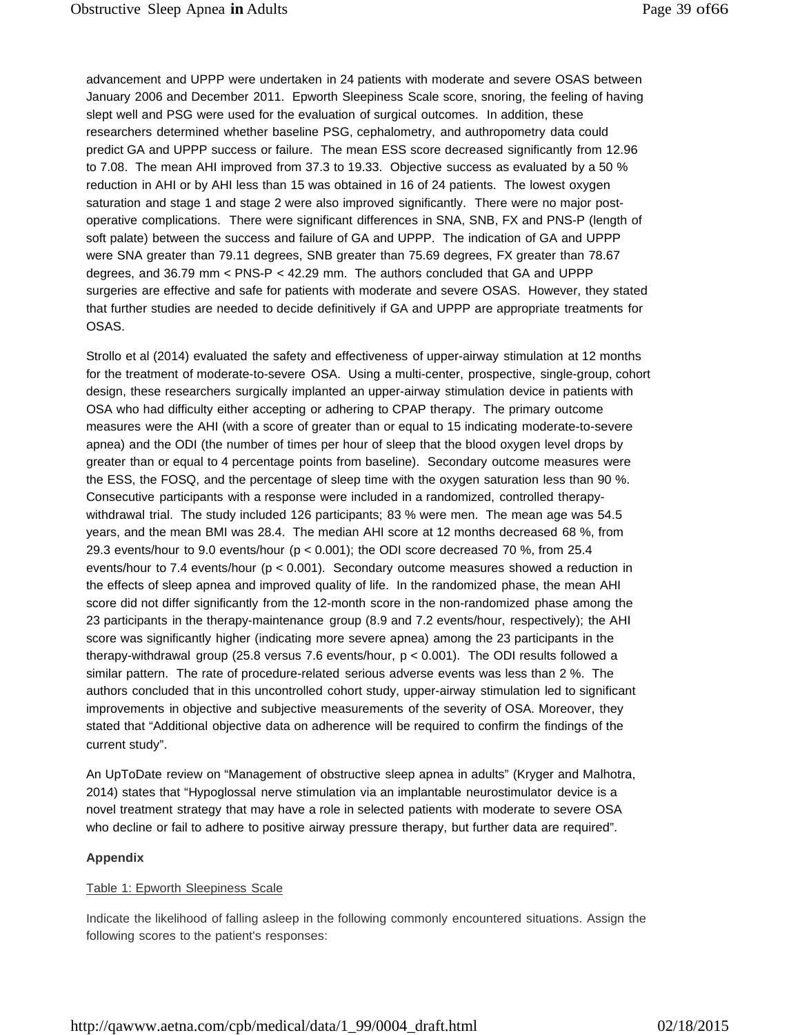advancement and UPPP were undertaken in 24 patients with moderate and severe OSAS between January 2006 and December 2011. Epworth Sleepiness Scale score, snoring, the feeling of having slept well and PSG were used for the evaluation of surgical outcomes. In addition, these researchers determined whether baseline PSG, cephalometry, and authropometry data could predict GA and UPPP success or failure. The mean ESS score decreased significantly from 12.96 to 7.08. The mean AHI improved from 37.3 to 19.33. Objective success as evaluated by a 50 % reduction in AHI or by AHI less than 15 was obtained in 16 of 24 patients. The lowest oxygen saturation and stage 1 and stage 2 were also improved significantly. There were no major post-operative complications. There were significant differences in SNA, SNB, FX and PNS-P (length of soft palate) between the success and failure of GA and UPPP. The indication of GA and UPPP were SNA greater than 79.11 degrees, SNB greater than 75.69 degrees, FX greater than 78.67 degrees, and 36.79 mm < PNS-P < 42.29 mm. The authors concluded that GA and UPPP surgeries are effective and safe for patients with moderate and severe OSAS. However, they stated that further studies are needed to decide definitively if GA and UPPP are appropriate treatments for OSAS.

Strollo et al (2014) evaluated the safety and effectiveness of upper-airway stimulation at 12 months for the treatment of moderate-to-severe OSA. Using a multi-center, prospective, single-group, cohort design, these researchers surgically implanted an upper-airway stimulation device in patients with OSA who had difficulty either accepting or adhering to CPAP therapy. The primary outcome measures were the AHI (with a score of greater than or equal to 15 indicating moderate-to-severe apnea) and the ODI (the number of times per hour of sleep that the blood oxygen level drops by greater than or equal to 4 percentage points from baseline). Secondary outcome measures were the ESS, the FOSQ, and the percentage of sleep time with the oxygen saturation less than 90 %. Consecutive participants with a response were included in a randomized, controlled therapy-withdrawal trial. The study included 126 participants; 83 % were men. The mean age was 54.5 years, and the mean BMI was 28.4. The median AHI score at 12 months decreased 68 %, from 29.3 events/hour to 9.0 events/hour ($p < 0.001$); the ODI score decreased 70 %, from 25.4 events/hour to 7.4 events/hour ($p < 0.001$). Secondary outcome measures showed a reduction in the effects of sleep apnea and improved quality of life. In the randomized phase, the mean AHI score did not differ significantly from the 12-month score in the non-randomized phase among the 23 participants in the therapy-maintenance group (8.9 and 7.2 events/hour, respectively); the AHI score was significantly higher (indicating more severe apnea) among the 23 participants in the therapy-withdrawal group (25.8 versus 7.6 events/hour, $p < 0.001$). The ODI results followed a similar pattern. The rate of procedure-related serious adverse events was less than 2 %. The authors concluded that in this uncontrolled cohort study, upper-airway stimulation led to significant improvements in objective and subjective measurements of the severity of OSA. Moreover, they stated that "Additional objective data on adherence will be required to confirm the findings of the current study".

An UpToDate review on "Management of obstructive sleep apnea in adults" (Kryger and Malhotra, 2014) states that "Hypoglossal nerve stimulation via an implantable neurostimulator device is a novel treatment strategy that may have a role in selected patients with moderate to severe OSA who decline or fail to adhere to positive airway pressure therapy, but further data are required".

**Appendix**

Table 1: Epworth Sleepiness Scale

Indicate the likelihood of falling asleep in the following commonly encountered situations. Assign the following scores to the patient's responses: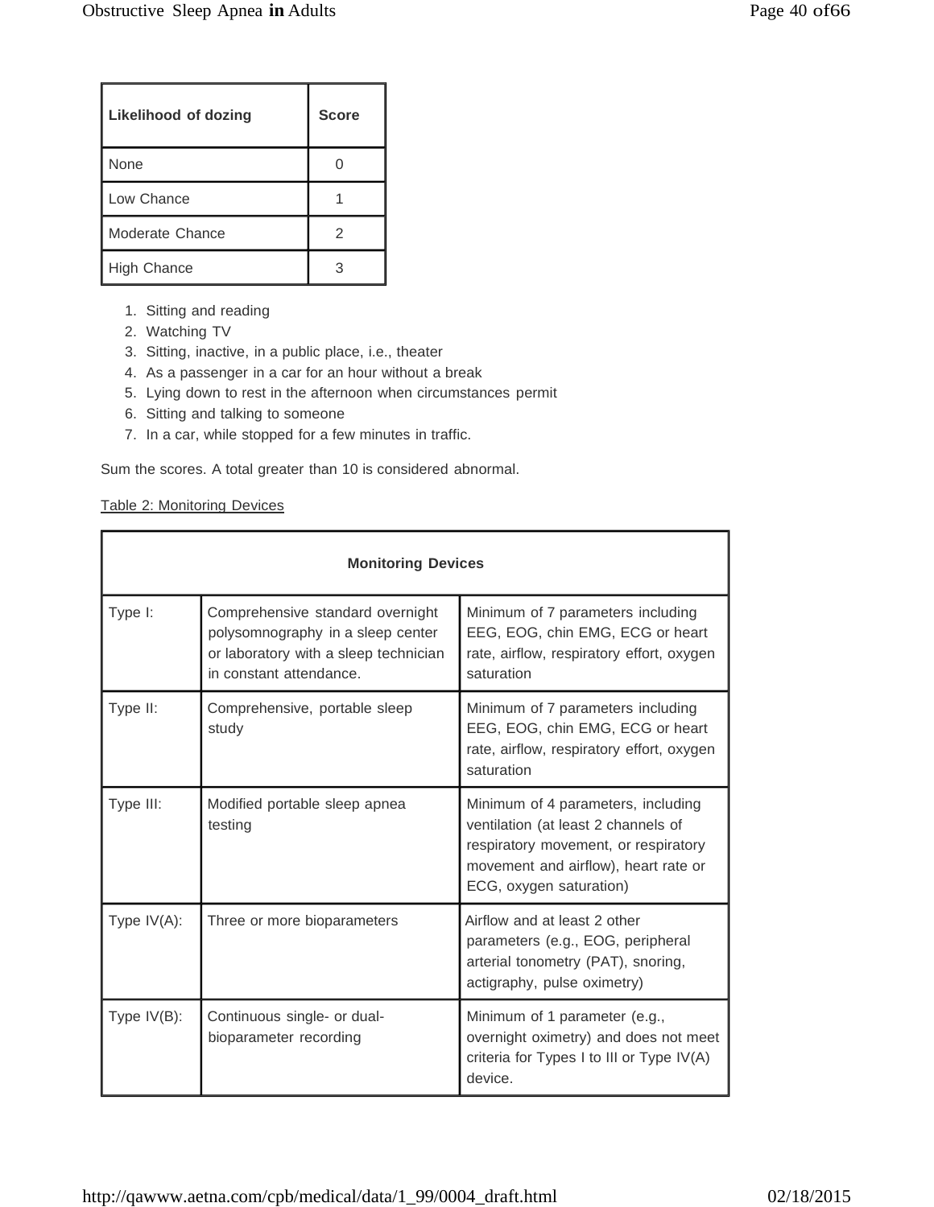| Likelihood of dozing | Score |
|---|---|
| None | 0 |
| Low Chance | 1 |
| Moderate Chance | 2 |
| High Chance | 3 |

1. Sitting and reading
2. Watching TV
3. Sitting, inactive, in a public place, i.e., theater
4. As a passenger in a car for an hour without a break
5. Lying down to rest in the afternoon when circumstances permit
6. Sitting and talking to someone
7. In a car, while stopped for a few minutes in traffic.

Sum the scores. A total greater than 10 is considered abnormal.

Table 2: Monitoring Devices

| Monitoring Devices | | |
|---|---|---|
| Type I: | Comprehensive standard overnight polysomnography in a sleep center or laboratory with a sleep technician in constant attendance. | Minimum of 7 parameters including EEG, EOG, chin EMG, ECG or heart rate, airflow, respiratory effort, oxygen saturation |
| Type II: | Comprehensive, portable sleep study | Minimum of 7 parameters including EEG, EOG, chin EMG, ECG or heart rate, airflow, respiratory effort, oxygen saturation |
| Type III: | Modified portable sleep apnea testing | Minimum of 4 parameters, including ventilation (at least 2 channels of respiratory movement, or respiratory movement and airflow), heart rate or ECG, oxygen saturation) |
| Type IV(A): | Three or more bioparameters | Airflow and at least 2 other parameters (e.g., EOG, peripheral arterial tonometry (PAT), snoring, actigraphy, pulse oximetry) |
| Type IV(B): | Continuous single- or dual-bioparameter recording | Minimum of 1 parameter (e.g., overnight oximetry) and does not meet criteria for Types I to III or Type IV(A) device. |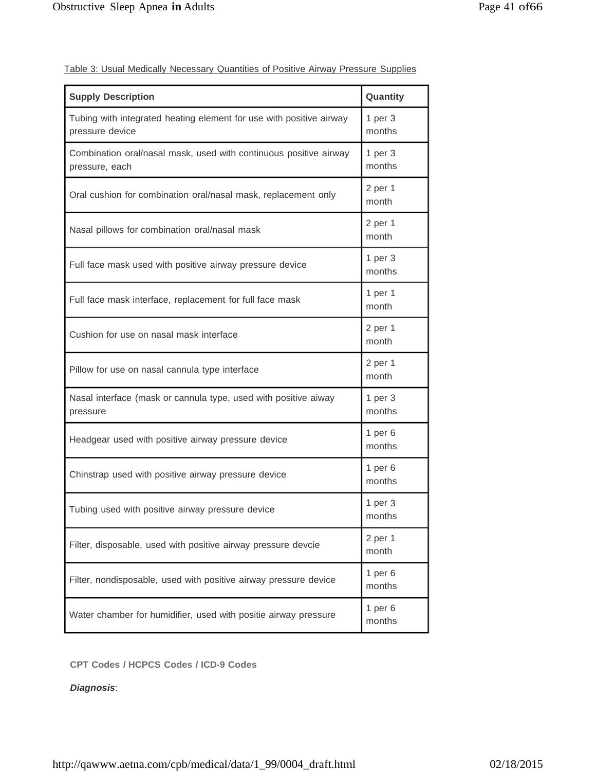Table 3: Usual Medically Necessary Quantities of Positive Airway Pressure Supplies

| Supply Description | Quantity |
|---|---|
| Tubing with integrated heating element for use with positive airway pressure device | 1 per 3 months |
| Combination oral/nasal mask, used with continuous positive airway pressure, each | 1 per 3 months |
| Oral cushion for combination oral/nasal mask, replacement only | 2 per 1 month |
| Nasal pillows for combination oral/nasal mask | 2 per 1 month |
| Full face mask used with positive airway pressure device | 1 per 3 months |
| Full face mask interface, replacement for full face mask | 1 per 1 month |
| Cushion for use on nasal mask interface | 2 per 1 month |
| Pillow for use on nasal cannula type interface | 2 per 1 month |
| Nasal interface (mask or cannula type, used with positive aiway pressure | 1 per 3 months |
| Headgear used with positive airway pressure device | 1 per 6 months |
| Chinstrap used with positive airway pressure device | 1 per 6 months |
| Tubing used with positive airway pressure device | 1 per 3 months |
| Filter, disposable, used with positive airway pressure devcie | 2 per 1 month |
| Filter, nondisposable, used with positive airway pressure device | 1 per 6 months |
| Water chamber for humidifier, used with positie airway pressure | 1 per 6 months |

**CPT Codes / HCPCS Codes / ICD-9 Codes**

***Diagnosis***: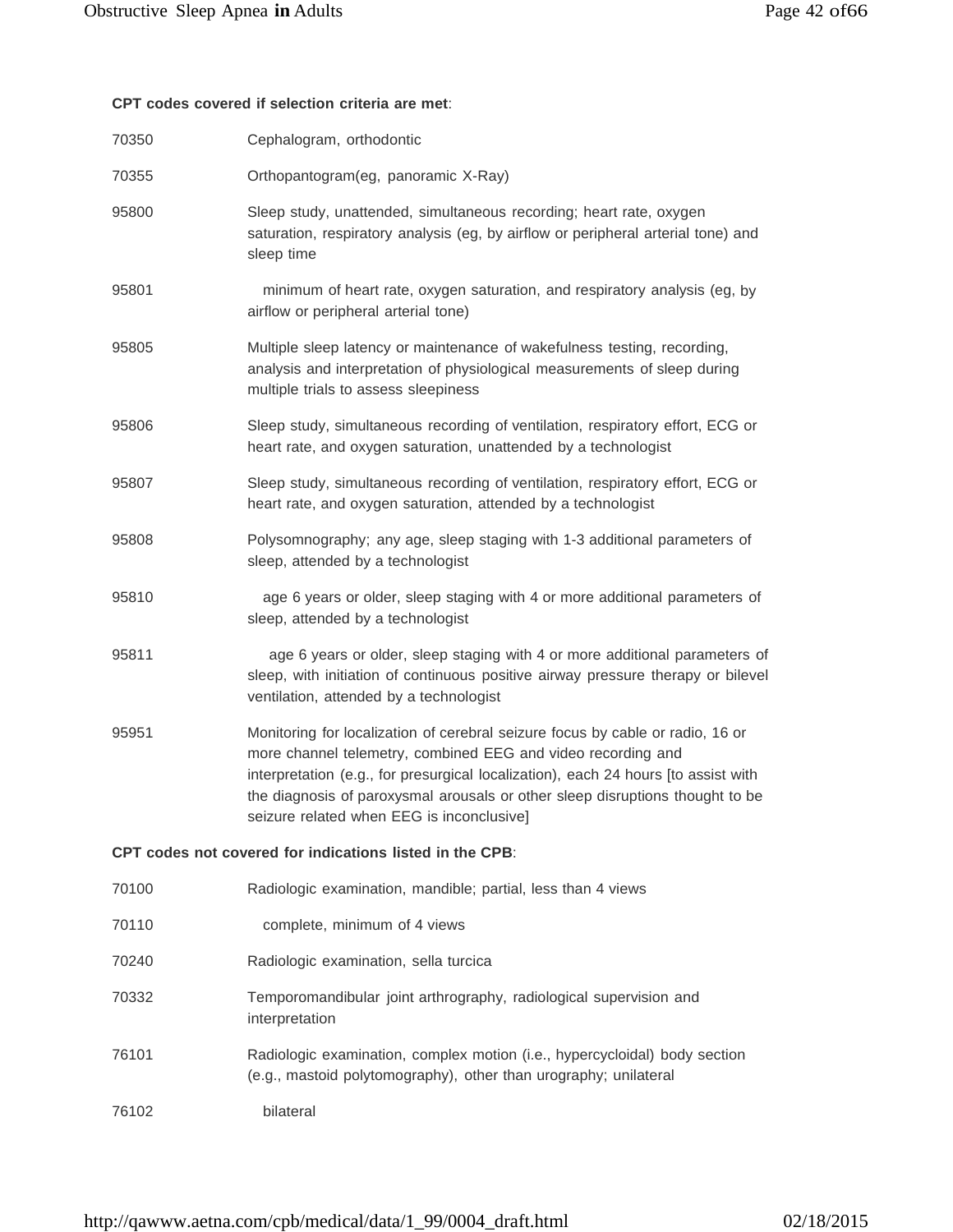**CPT codes covered if selection criteria are met**:

| | |
|---|---|
| 70350 | Cephalogram, orthodontic |
| 70355 | Orthopantogram(eg, panoramic X-Ray) |
| 95800 | Sleep study, unattended, simultaneous recording; heart rate, oxygen saturation, respiratory analysis (eg, by airflow or peripheral arterial tone) and sleep time |
| 95801 | minimum of heart rate, oxygen saturation, and respiratory analysis (eg, by airflow or peripheral arterial tone) |
| 95805 | Multiple sleep latency or maintenance of wakefulness testing, recording, analysis and interpretation of physiological measurements of sleep during multiple trials to assess sleepiness |
| 95806 | Sleep study, simultaneous recording of ventilation, respiratory effort, ECG or heart rate, and oxygen saturation, unattended by a technologist |
| 95807 | Sleep study, simultaneous recording of ventilation, respiratory effort, ECG or heart rate, and oxygen saturation, attended by a technologist |
| 95808 | Polysomnography; any age, sleep staging with 1-3 additional parameters of sleep, attended by a technologist |
| 95810 | age 6 years or older, sleep staging with 4 or more additional parameters of sleep, attended by a technologist |
| 95811 | age 6 years or older, sleep staging with 4 or more additional parameters of sleep, with initiation of continuous positive airway pressure therapy or bilevel ventilation, attended by a technologist |
| 95951 | Monitoring for localization of cerebral seizure focus by cable or radio, 16 or more channel telemetry, combined EEG and video recording and interpretation (e.g., for presurgical localization), each 24 hours [to assist with the diagnosis of paroxysmal arousals or other sleep disruptions thought to be seizure related when EEG is inconclusive] |

**CPT codes not covered for indications listed in the CPB**:

| | |
|---|---|
| 70100 | Radiologic examination, mandible; partial, less than 4 views |
| 70110 | complete, minimum of 4 views |
| 70240 | Radiologic examination, sella turcica |
| 70332 | Temporomandibular joint arthrography, radiological supervision and interpretation |
| 76101 | Radiologic examination, complex motion (i.e., hypercycloidal) body section (e.g., mastoid polytomography), other than urography; unilateral |
| 76102 | bilateral |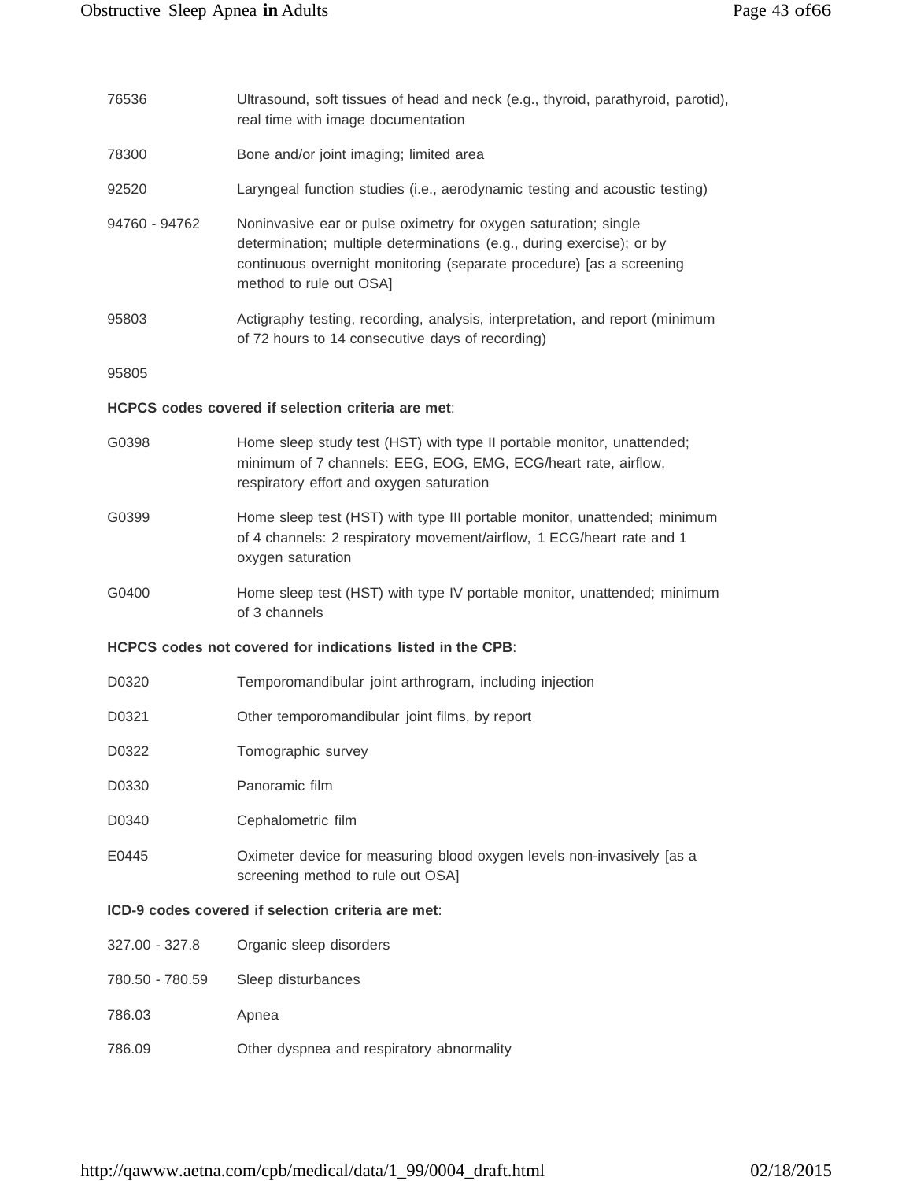| | |
|---|---|
| 76536 | Ultrasound, soft tissues of head and neck (e.g., thyroid, parathyroid, parotid), real time with image documentation |
| 78300 | Bone and/or joint imaging; limited area |
| 92520 | Laryngeal function studies (i.e., aerodynamic testing and acoustic testing) |
| 94760 - 94762 | Noninvasive ear or pulse oximetry for oxygen saturation; single determination; multiple determinations (e.g., during exercise); or by continuous overnight monitoring (separate procedure) [as a screening method to rule out OSA] |
| 95803 | Actigraphy testing, recording, analysis, interpretation, and report (minimum of 72 hours to 14 consecutive days of recording) |
| 95805 | |

**HCPCS codes covered if selection criteria are met**:

| | |
|---|---|
| G0398 | Home sleep study test (HST) with type II portable monitor, unattended; minimum of 7 channels: EEG, EOG, EMG, ECG/heart rate, airflow, respiratory effort and oxygen saturation |
| G0399 | Home sleep test (HST) with type III portable monitor, unattended; minimum of 4 channels: 2 respiratory movement/airflow, 1 ECG/heart rate and 1 oxygen saturation |
| G0400 | Home sleep test (HST) with type IV portable monitor, unattended; minimum of 3 channels |

**HCPCS codes not covered for indications listed in the CPB**:

| | |
|---|---|
| D0320 | Temporomandibular joint arthrogram, including injection |
| D0321 | Other temporomandibular joint films, by report |
| D0322 | Tomographic survey |
| D0330 | Panoramic film |
| D0340 | Cephalometric film |
| E0445 | Oximeter device for measuring blood oxygen levels non-invasively [as a screening method to rule out OSA] |

**ICD-9 codes covered if selection criteria are met**:

| | |
|---|---|
| 327.00 - 327.8 | Organic sleep disorders |
| 780.50 - 780.59 | Sleep disturbances |
| 786.03 | Apnea |
| 786.09 | Other dyspnea and respiratory abnormality |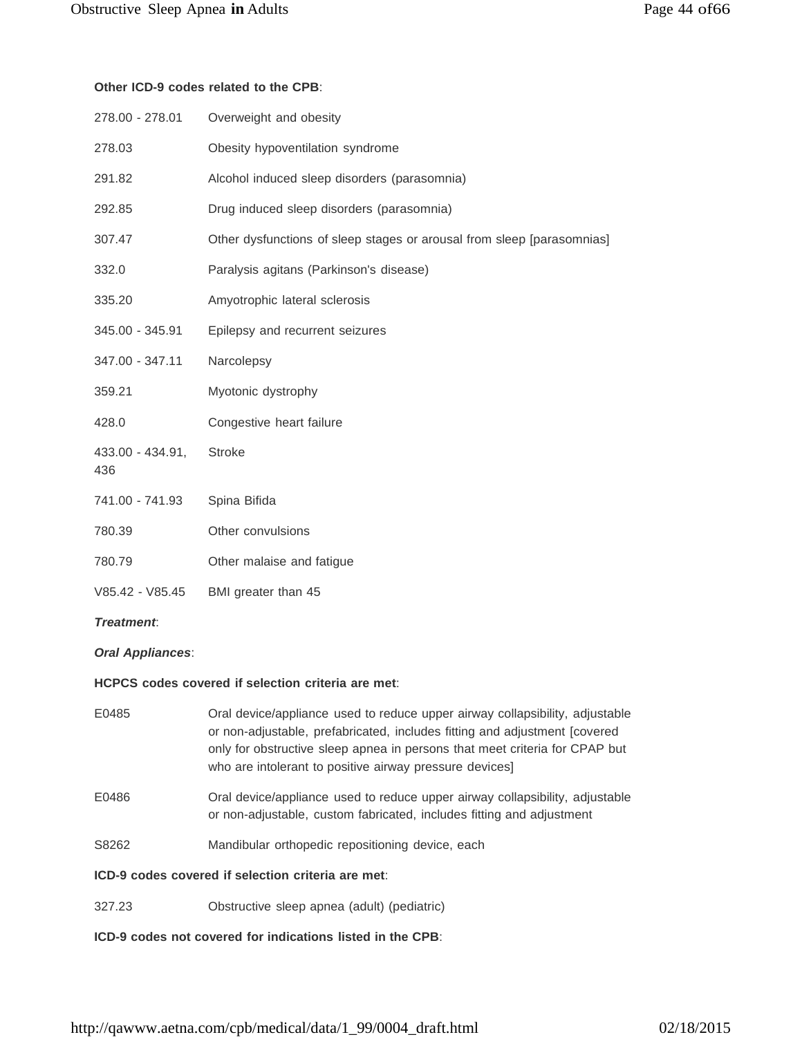**Other ICD-9 codes related to the CPB**:

| | |
|---|---|
| 278.00 - 278.01 | Overweight and obesity |
| 278.03 | Obesity hypoventilation syndrome |
| 291.82 | Alcohol induced sleep disorders (parasomnia) |
| 292.85 | Drug induced sleep disorders (parasomnia) |
| 307.47 | Other dysfunctions of sleep stages or arousal from sleep [parasomnias] |
| 332.0 | Paralysis agitans (Parkinson's disease) |
| 335.20 | Amyotrophic lateral sclerosis |
| 345.00 - 345.91 | Epilepsy and recurrent seizures |
| 347.00 - 347.11 | Narcolepsy |
| 359.21 | Myotonic dystrophy |
| 428.0 | Congestive heart failure |
| 433.00 - 434.91, 436 | Stroke |
| 741.00 - 741.93 | Spina Bifida |
| 780.39 | Other convulsions |
| 780.79 | Other malaise and fatigue |
| V85.42 - V85.45 | BMI greater than 45 |

***Treatment***:

***Oral Appliances***:

**HCPCS codes covered if selection criteria are met**:

| | |
|---|---|
| E0485 | Oral device/appliance used to reduce upper airway collapsibility, adjustable or non-adjustable, prefabricated, includes fitting and adjustment [covered only for obstructive sleep apnea in persons that meet criteria for CPAP but who are intolerant to positive airway pressure devices] |
| E0486 | Oral device/appliance used to reduce upper airway collapsibility, adjustable or non-adjustable, custom fabricated, includes fitting and adjustment |
| S8262 | Mandibular orthopedic repositioning device, each |

**ICD-9 codes covered if selection criteria are met**:

| | |
|---|---|
| 327.23 | Obstructive sleep apnea (adult) (pediatric) |

**ICD-9 codes not covered for indications listed in the CPB**: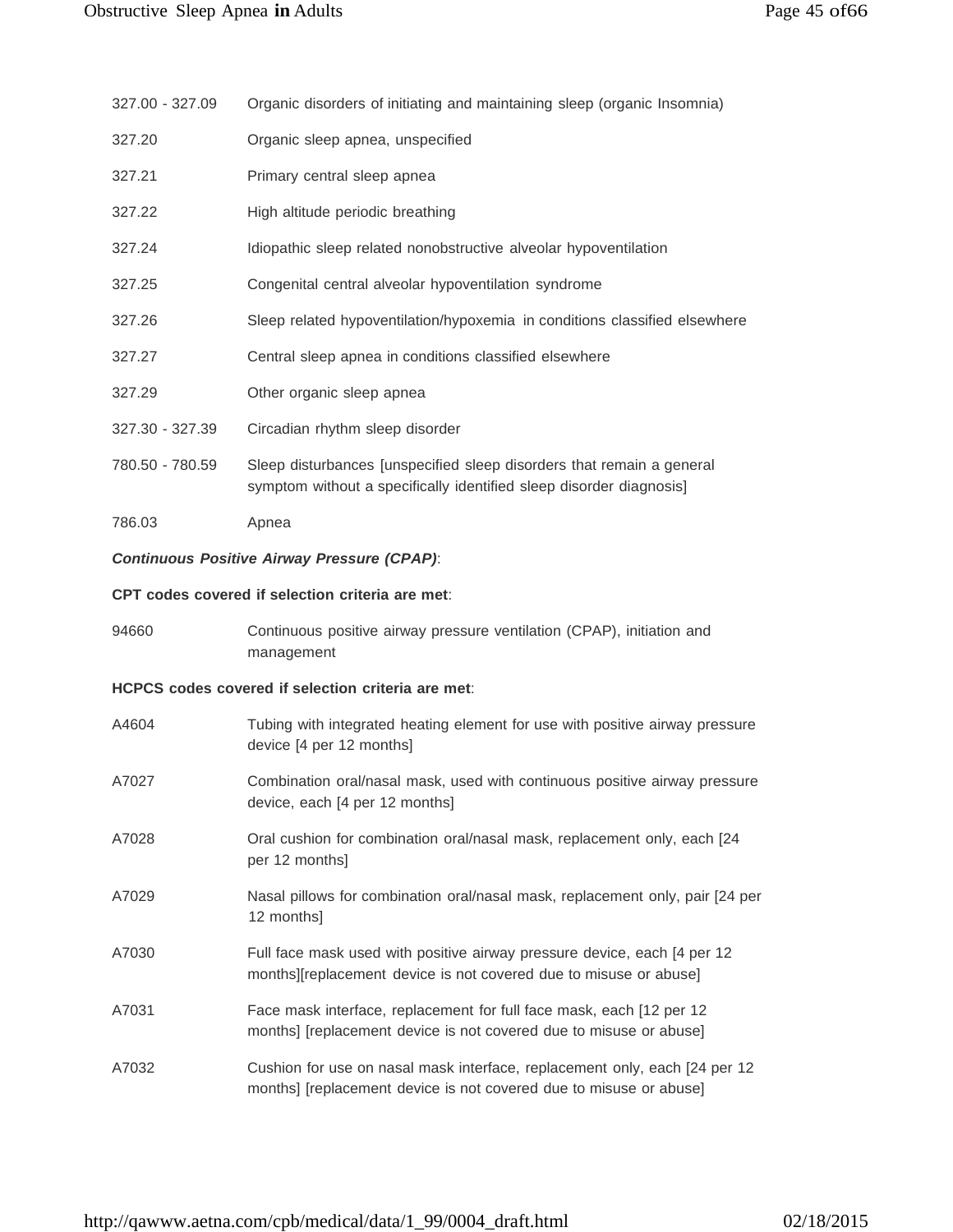| | |
|---|---|
| 327.00 - 327.09 | Organic disorders of initiating and maintaining sleep (organic Insomnia) |
| 327.20 | Organic sleep apnea, unspecified |
| 327.21 | Primary central sleep apnea |
| 327.22 | High altitude periodic breathing |
| 327.24 | Idiopathic sleep related nonobstructive alveolar hypoventilation |
| 327.25 | Congenital central alveolar hypoventilation syndrome |
| 327.26 | Sleep related hypoventilation/hypoxemia in conditions classified elsewhere |
| 327.27 | Central sleep apnea in conditions classified elsewhere |
| 327.29 | Other organic sleep apnea |
| 327.30 - 327.39 | Circadian rhythm sleep disorder |
| 780.50 - 780.59 | Sleep disturbances [unspecified sleep disorders that remain a general symptom without a specifically identified sleep disorder diagnosis] |
| 786.03 | Apnea |

***Continuous Positive Airway Pressure (CPAP)***:

**CPT codes covered if selection criteria are met**:

| | |
|---|---|
| 94660 | Continuous positive airway pressure ventilation (CPAP), initiation and management |

**HCPCS codes covered if selection criteria are met**:

| | |
|---|---|
| A4604 | Tubing with integrated heating element for use with positive airway pressure device [4 per 12 months] |
| A7027 | Combination oral/nasal mask, used with continuous positive airway pressure device, each [4 per 12 months] |
| A7028 | Oral cushion for combination oral/nasal mask, replacement only, each [24 per 12 months] |
| A7029 | Nasal pillows for combination oral/nasal mask, replacement only, pair [24 per 12 months] |
| A7030 | Full face mask used with positive airway pressure device, each [4 per 12 months][replacement device is not covered due to misuse or abuse] |
| A7031 | Face mask interface, replacement for full face mask, each [12 per 12 months] [replacement device is not covered due to misuse or abuse] |
| A7032 | Cushion for use on nasal mask interface, replacement only, each [24 per 12 months] [replacement device is not covered due to misuse or abuse] |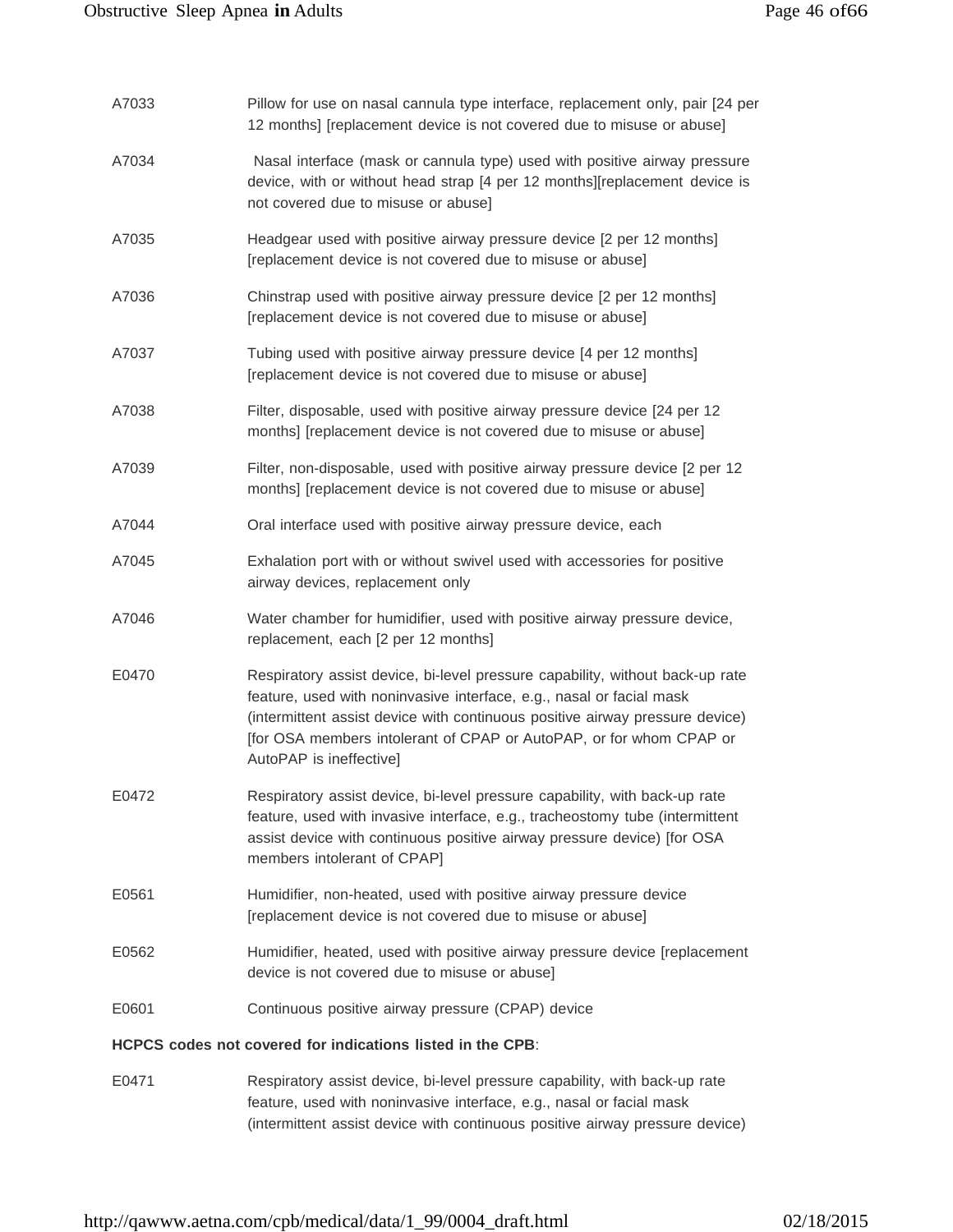| | |
|---|---|
| A7033 | Pillow for use on nasal cannula type interface, replacement only, pair [24 per 12 months] [replacement device is not covered due to misuse or abuse] |
| A7034 | Nasal interface (mask or cannula type) used with positive airway pressure device, with or without head strap [4 per 12 months][replacement device is not covered due to misuse or abuse] |
| A7035 | Headgear used with positive airway pressure device [2 per 12 months] [replacement device is not covered due to misuse or abuse] |
| A7036 | Chinstrap used with positive airway pressure device [2 per 12 months] [replacement device is not covered due to misuse or abuse] |
| A7037 | Tubing used with positive airway pressure device [4 per 12 months] [replacement device is not covered due to misuse or abuse] |
| A7038 | Filter, disposable, used with positive airway pressure device [24 per 12 months] [replacement device is not covered due to misuse or abuse] |
| A7039 | Filter, non-disposable, used with positive airway pressure device [2 per 12 months] [replacement device is not covered due to misuse or abuse] |
| A7044 | Oral interface used with positive airway pressure device, each |
| A7045 | Exhalation port with or without swivel used with accessories for positive airway devices, replacement only |
| A7046 | Water chamber for humidifier, used with positive airway pressure device, replacement, each [2 per 12 months] |
| E0470 | Respiratory assist device, bi-level pressure capability, without back-up rate feature, used with noninvasive interface, e.g., nasal or facial mask (intermittent assist device with continuous positive airway pressure device) [for OSA members intolerant of CPAP or AutoPAP, or for whom CPAP or AutoPAP is ineffective] |
| E0472 | Respiratory assist device, bi-level pressure capability, with back-up rate feature, used with invasive interface, e.g., tracheostomy tube (intermittent assist device with continuous positive airway pressure device) [for OSA members intolerant of CPAP] |
| E0561 | Humidifier, non-heated, used with positive airway pressure device [replacement device is not covered due to misuse or abuse] |
| E0562 | Humidifier, heated, used with positive airway pressure device [replacement device is not covered due to misuse or abuse] |
| E0601 | Continuous positive airway pressure (CPAP) device |

**HCPCS codes not covered for indications listed in the CPB**:

| | |
|---|---|
| E0471 | Respiratory assist device, bi-level pressure capability, with back-up rate feature, used with noninvasive interface, e.g., nasal or facial mask (intermittent assist device with continuous positive airway pressure device) |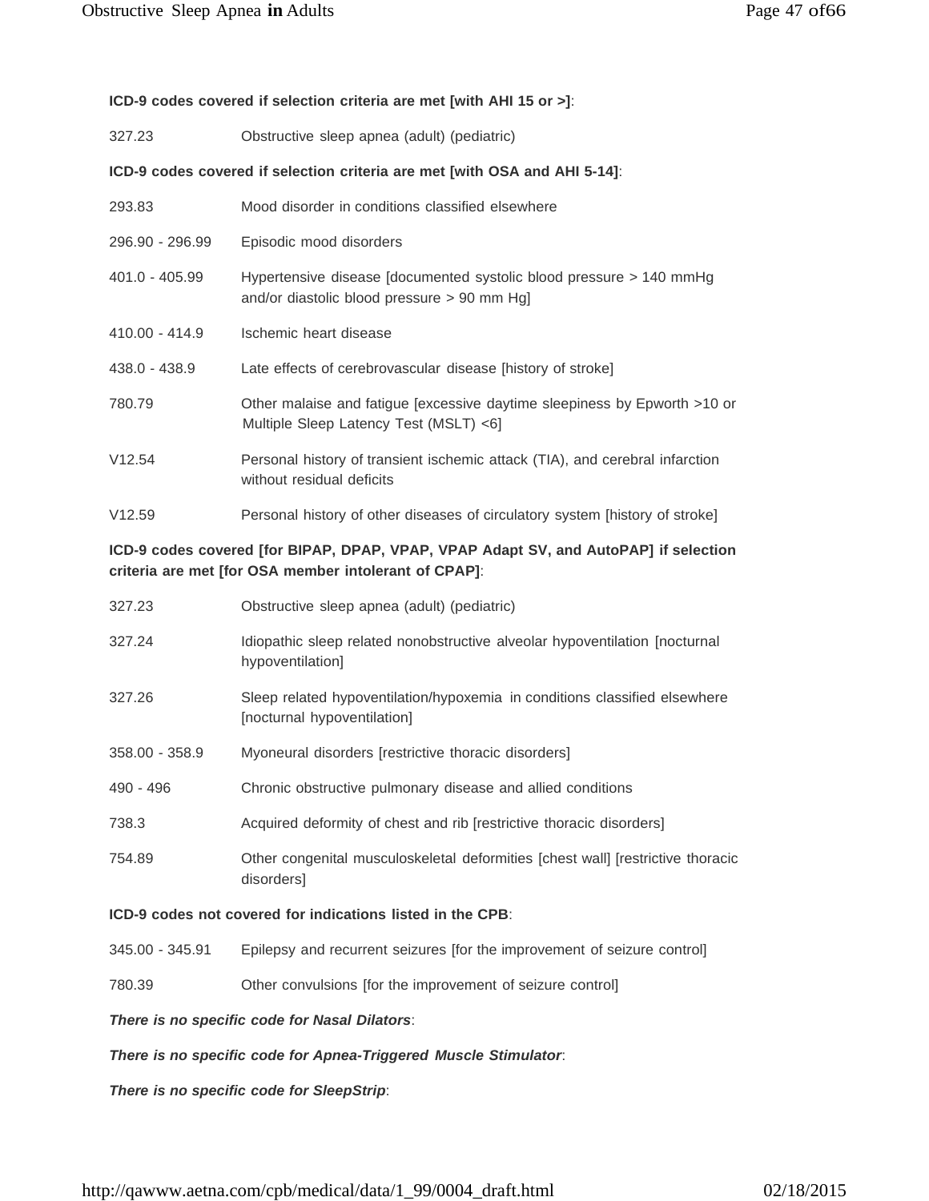**ICD-9 codes covered if selection criteria are met [with AHI 15 or >]**:

| | |
|---|---|
| 327.23 | Obstructive sleep apnea (adult) (pediatric) |

**ICD-9 codes covered if selection criteria are met [with OSA and AHI 5-14]**:

| | |
|---|---|
| 293.83 | Mood disorder in conditions classified elsewhere |
| 296.90 - 296.99 | Episodic mood disorders |
| 401.0 - 405.99 | Hypertensive disease [documented systolic blood pressure > 140 mmHg and/or diastolic blood pressure > 90 mm Hg] |
| 410.00 - 414.9 | Ischemic heart disease |
| 438.0 - 438.9 | Late effects of cerebrovascular disease [history of stroke] |
| 780.79 | Other malaise and fatigue [excessive daytime sleepiness by Epworth >10 or Multiple Sleep Latency Test (MSLT) <6] |
| V12.54 | Personal history of transient ischemic attack (TIA), and cerebral infarction without residual deficits |
| V12.59 | Personal history of other diseases of circulatory system [history of stroke] |

**ICD-9 codes covered [for BIPAP, DPAP, VPAP, VPAP Adapt SV, and AutoPAP] if selection criteria are met [for OSA member intolerant of CPAP]**:

| | |
|---|---|
| 327.23 | Obstructive sleep apnea (adult) (pediatric) |
| 327.24 | Idiopathic sleep related nonobstructive alveolar hypoventilation [nocturnal hypoventilation] |
| 327.26 | Sleep related hypoventilation/hypoxemia in conditions classified elsewhere [nocturnal hypoventilation] |
| 358.00 - 358.9 | Myoneural disorders [restrictive thoracic disorders] |
| 490 - 496 | Chronic obstructive pulmonary disease and allied conditions |
| 738.3 | Acquired deformity of chest and rib [restrictive thoracic disorders] |
| 754.89 | Other congenital musculoskeletal deformities [chest wall] [restrictive thoracic disorders] |

**ICD-9 codes not covered for indications listed in the CPB**:

| | |
|---|---|
| 345.00 - 345.91 | Epilepsy and recurrent seizures [for the improvement of seizure control] |
| 780.39 | Other convulsions [for the improvement of seizure control] |

***There is no specific code for Nasal Dilators***:

***There is no specific code for Apnea-Triggered Muscle Stimulator***:

***There is no specific code for SleepStrip***: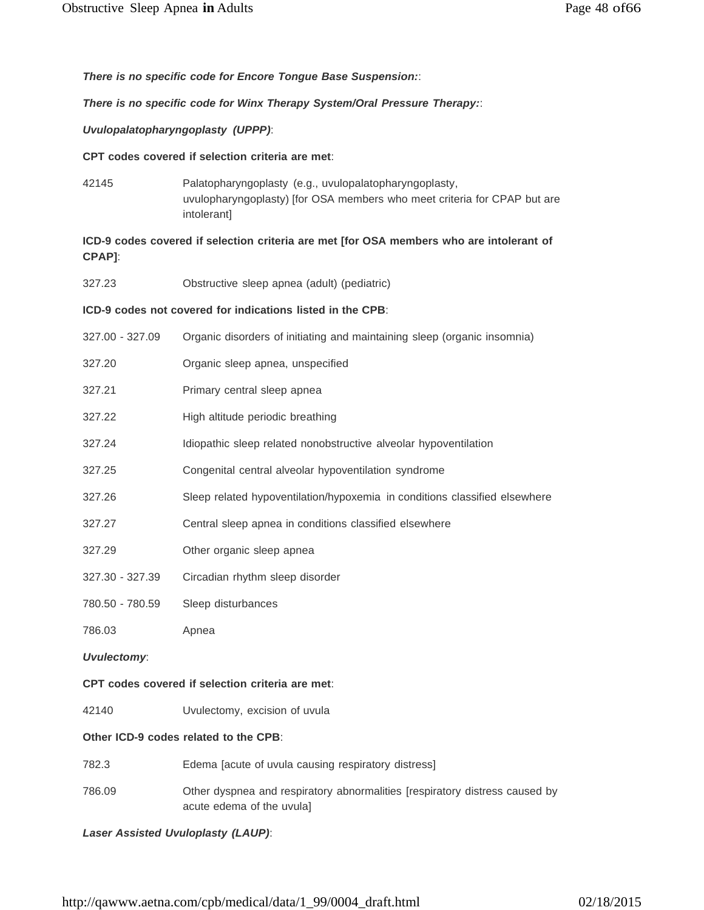***There is no specific code for Encore Tongue Base Suspension:***:

***There is no specific code for Winx Therapy System/Oral Pressure Therapy:***:

***Uvulopalatopharyngoplasty (UPPP)***:

**CPT codes covered if selection criteria are met**:

| | |
|---|---|
| 42145 | Palatopharyngoplasty (e.g., uvulopalatopharyngoplasty, uvulopharyngoplasty) [for OSA members who meet criteria for CPAP but are intolerant] |

**ICD-9 codes covered if selection criteria are met [for OSA members who are intolerant of CPAP]**:

| | |
|---|---|
| 327.23 | Obstructive sleep apnea (adult) (pediatric) |

**ICD-9 codes not covered for indications listed in the CPB**:

| | |
|---|---|
| 327.00 - 327.09 | Organic disorders of initiating and maintaining sleep (organic insomnia) |
| 327.20 | Organic sleep apnea, unspecified |
| 327.21 | Primary central sleep apnea |
| 327.22 | High altitude periodic breathing |
| 327.24 | Idiopathic sleep related nonobstructive alveolar hypoventilation |
| 327.25 | Congenital central alveolar hypoventilation syndrome |
| 327.26 | Sleep related hypoventilation/hypoxemia in conditions classified elsewhere |
| 327.27 | Central sleep apnea in conditions classified elsewhere |
| 327.29 | Other organic sleep apnea |
| 327.30 - 327.39 | Circadian rhythm sleep disorder |
| 780.50 - 780.59 | Sleep disturbances |
| 786.03 | Apnea |

***Uvulectomy***:

**CPT codes covered if selection criteria are met**:

| | |
|---|---|
| 42140 | Uvulectomy, excision of uvula |

**Other ICD-9 codes related to the CPB**:

| | |
|---|---|
| 782.3 | Edema [acute of uvula causing respiratory distress] |
| 786.09 | Other dyspnea and respiratory abnormalities [respiratory distress caused by acute edema of the uvula] |

***Laser Assisted Uvuloplasty (LAUP)***: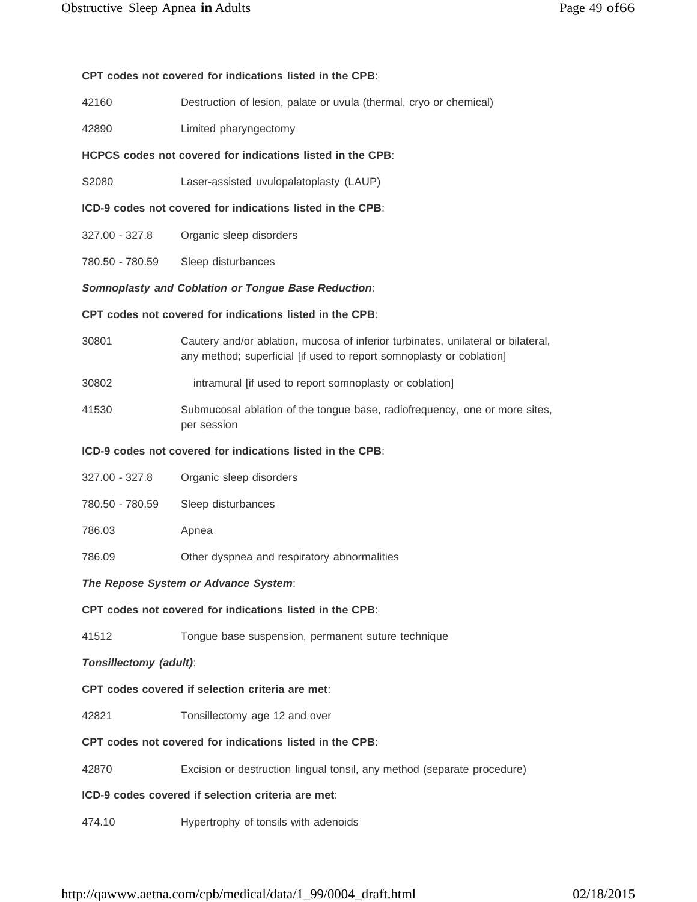**CPT codes not covered for indications listed in the CPB**:

| | |
|---|---|
| 42160 | Destruction of lesion, palate or uvula (thermal, cryo or chemical) |
| 42890 | Limited pharyngectomy |

**HCPCS codes not covered for indications listed in the CPB**:

| | |
|---|---|
| S2080 | Laser-assisted uvulopalatoplasty (LAUP) |

**ICD-9 codes not covered for indications listed in the CPB**:

| | |
|---|---|
| 327.00 - 327.8 | Organic sleep disorders |
| 780.50 - 780.59 | Sleep disturbances |

***Somnoplasty and Coblation or Tongue Base Reduction***:

**CPT codes not covered for indications listed in the CPB**:

| | |
|---|---|
| 30801 | Cautery and/or ablation, mucosa of inferior turbinates, unilateral or bilateral, any method; superficial [if used to report somnoplasty or coblation] |
| 30802 | intramural [if used to report somnoplasty or coblation] |
| 41530 | Submucosal ablation of the tongue base, radiofrequency, one or more sites, per session |

**ICD-9 codes not covered for indications listed in the CPB**:

| | |
|---|---|
| 327.00 - 327.8 | Organic sleep disorders |
| 780.50 - 780.59 | Sleep disturbances |
| 786.03 | Apnea |
| 786.09 | Other dyspnea and respiratory abnormalities |

***The Repose System or Advance System***:

**CPT codes not covered for indications listed in the CPB**:

| | |
|---|---|
| 41512 | Tongue base suspension, permanent suture technique |

***Tonsillectomy (adult)***:

**CPT codes covered if selection criteria are met**:

| | |
|---|---|
| 42821 | Tonsillectomy age 12 and over |

**CPT codes not covered for indications listed in the CPB**:

| | |
|---|---|
| 42870 | Excision or destruction lingual tonsil, any method (separate procedure) |

**ICD-9 codes covered if selection criteria are met**:

| | |
|---|---|
| 474.10 | Hypertrophy of tonsils with adenoids |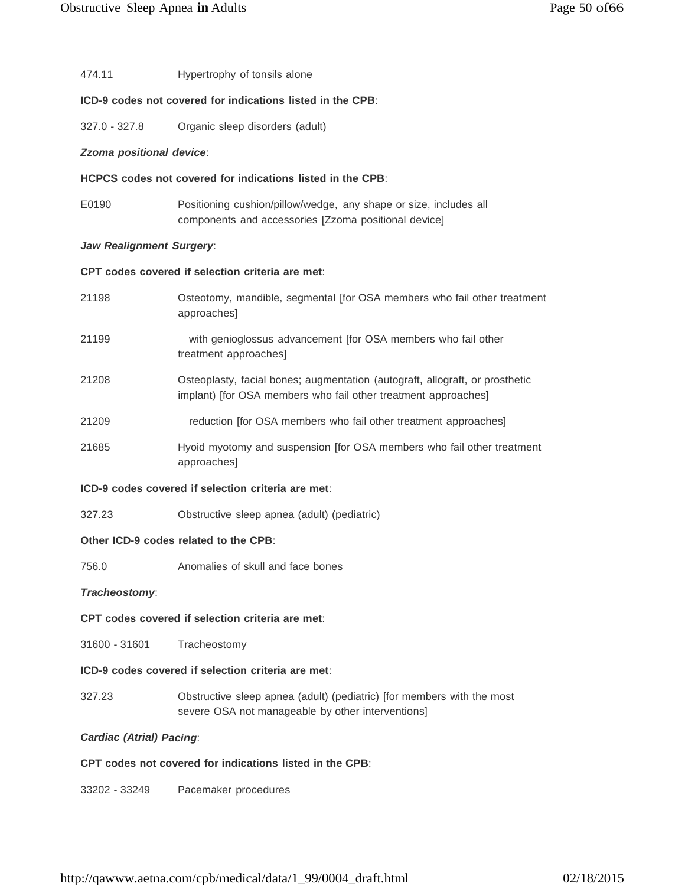| | |
|---|---|
| 474.11 | Hypertrophy of tonsils alone |

**ICD-9 codes not covered for indications listed in the CPB**:

| | |
|---|---|
| 327.0 - 327.8 | Organic sleep disorders (adult) |

***Zzoma positional device***:

**HCPCS codes not covered for indications listed in the CPB**:

| | |
|---|---|
| E0190 | Positioning cushion/pillow/wedge, any shape or size, includes all components and accessories [Zzoma positional device] |

***Jaw Realignment Surgery***:

**CPT codes covered if selection criteria are met**:

| | |
|---|---|
| 21198 | Osteotomy, mandible, segmental [for OSA members who fail other treatment approaches] |
| 21199 | with genioglossus advancement [for OSA members who fail other treatment approaches] |
| 21208 | Osteoplasty, facial bones; augmentation (autograft, allograft, or prosthetic implant) [for OSA members who fail other treatment approaches] |
| 21209 | reduction [for OSA members who fail other treatment approaches] |
| 21685 | Hyoid myotomy and suspension [for OSA members who fail other treatment approaches] |

**ICD-9 codes covered if selection criteria are met**:

| | |
|---|---|
| 327.23 | Obstructive sleep apnea (adult) (pediatric) |

**Other ICD-9 codes related to the CPB**:

| | |
|---|---|
| 756.0 | Anomalies of skull and face bones |

***Tracheostomy***:

**CPT codes covered if selection criteria are met**:

| | |
|---|---|
| 31600 - 31601 | Tracheostomy |

**ICD-9 codes covered if selection criteria are met**:

| | |
|---|---|
| 327.23 | Obstructive sleep apnea (adult) (pediatric) [for members with the most severe OSA not manageable by other interventions] |

***Cardiac (Atrial) Pacing***:

**CPT codes not covered for indications listed in the CPB**:

| | |
|---|---|
| 33202 - 33249 | Pacemaker procedures |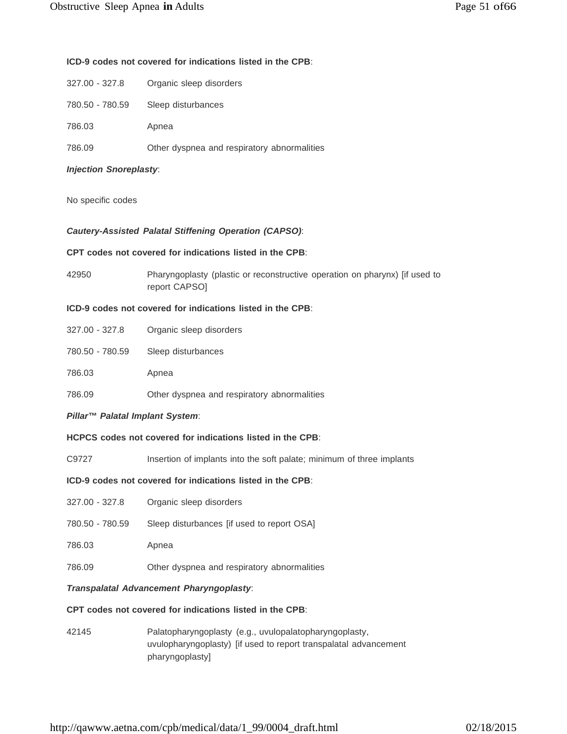**ICD-9 codes not covered for indications listed in the CPB**:

| | |
|---|---|
| 327.00 - 327.8 | Organic sleep disorders |
| 780.50 - 780.59 | Sleep disturbances |
| 786.03 | Apnea |
| 786.09 | Other dyspnea and respiratory abnormalities |

***Injection Snoreplasty***:

No specific codes

***Cautery-Assisted Palatal Stiffening Operation (CAPSO)***:

**CPT codes not covered for indications listed in the CPB**:

| | |
|---|---|
| 42950 | Pharyngoplasty (plastic or reconstructive operation on pharynx) [if used to report CAPSO] |

**ICD-9 codes not covered for indications listed in the CPB**:

| | |
|---|---|
| 327.00 - 327.8 | Organic sleep disorders |
| 780.50 - 780.59 | Sleep disturbances |
| 786.03 | Apnea |
| 786.09 | Other dyspnea and respiratory abnormalities |

***Pillar™ Palatal Implant System***:

**HCPCS codes not covered for indications listed in the CPB**:

| | |
|---|---|
| C9727 | Insertion of implants into the soft palate; minimum of three implants |

**ICD-9 codes not covered for indications listed in the CPB**:

| | |
|---|---|
| 327.00 - 327.8 | Organic sleep disorders |
| 780.50 - 780.59 | Sleep disturbances [if used to report OSA] |
| 786.03 | Apnea |
| 786.09 | Other dyspnea and respiratory abnormalities |

***Transpalatal Advancement Pharyngoplasty***:

**CPT codes not covered for indications listed in the CPB**:

| | |
|---|---|
| 42145 | Palatopharyngoplasty (e.g., uvulopalatopharyngoplasty, uvulopharyngoplasty) [if used to report transpalatal advancement pharyngoplasty] |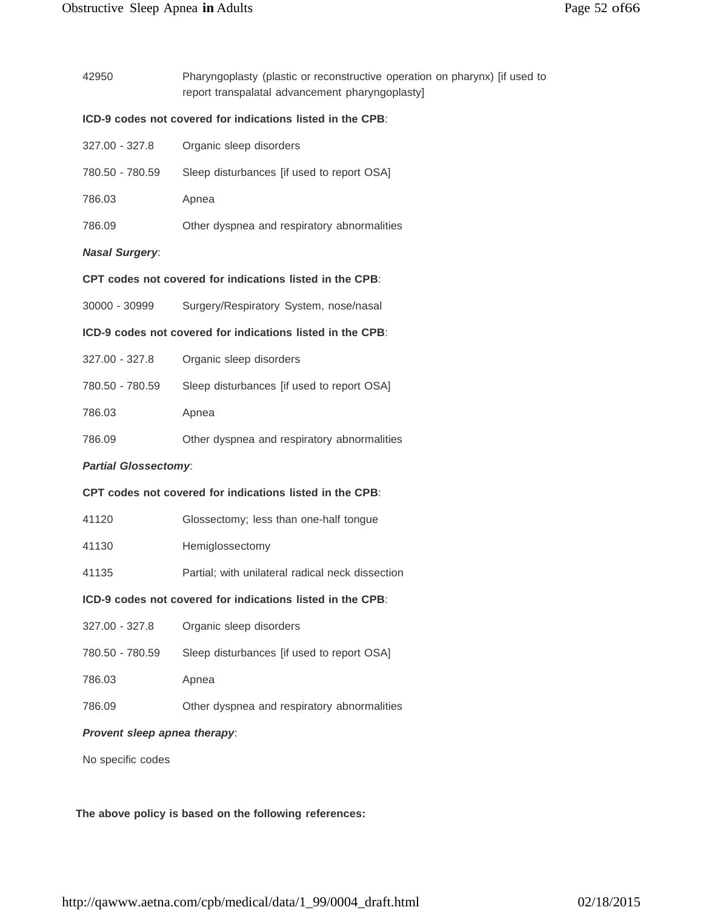| | |
|---|---|
| 42950 | Pharyngoplasty (plastic or reconstructive operation on pharynx) [if used to report transpalatal advancement pharyngoplasty] |

**ICD-9 codes not covered for indications listed in the CPB**:

| | |
|---|---|
| 327.00 - 327.8 | Organic sleep disorders |
| 780.50 - 780.59 | Sleep disturbances [if used to report OSA] |
| 786.03 | Apnea |
| 786.09 | Other dyspnea and respiratory abnormalities |

***Nasal Surgery***:

**CPT codes not covered for indications listed in the CPB**:

| | |
|---|---|
| 30000 - 30999 | Surgery/Respiratory System, nose/nasal |

**ICD-9 codes not covered for indications listed in the CPB**:

| | |
|---|---|
| 327.00 - 327.8 | Organic sleep disorders |
| 780.50 - 780.59 | Sleep disturbances [if used to report OSA] |
| 786.03 | Apnea |
| 786.09 | Other dyspnea and respiratory abnormalities |

***Partial Glossectomy***:

**CPT codes not covered for indications listed in the CPB**:

| | |
|---|---|
| 41120 | Glossectomy; less than one-half tongue |
| 41130 | Hemiglossectomy |
| 41135 | Partial; with unilateral radical neck dissection |

**ICD-9 codes not covered for indications listed in the CPB**:

| | |
|---|---|
| 327.00 - 327.8 | Organic sleep disorders |
| 780.50 - 780.59 | Sleep disturbances [if used to report OSA] |
| 786.03 | Apnea |
| 786.09 | Other dyspnea and respiratory abnormalities |

***Provent sleep apnea therapy***:

No specific codes

**The above policy is based on the following references:**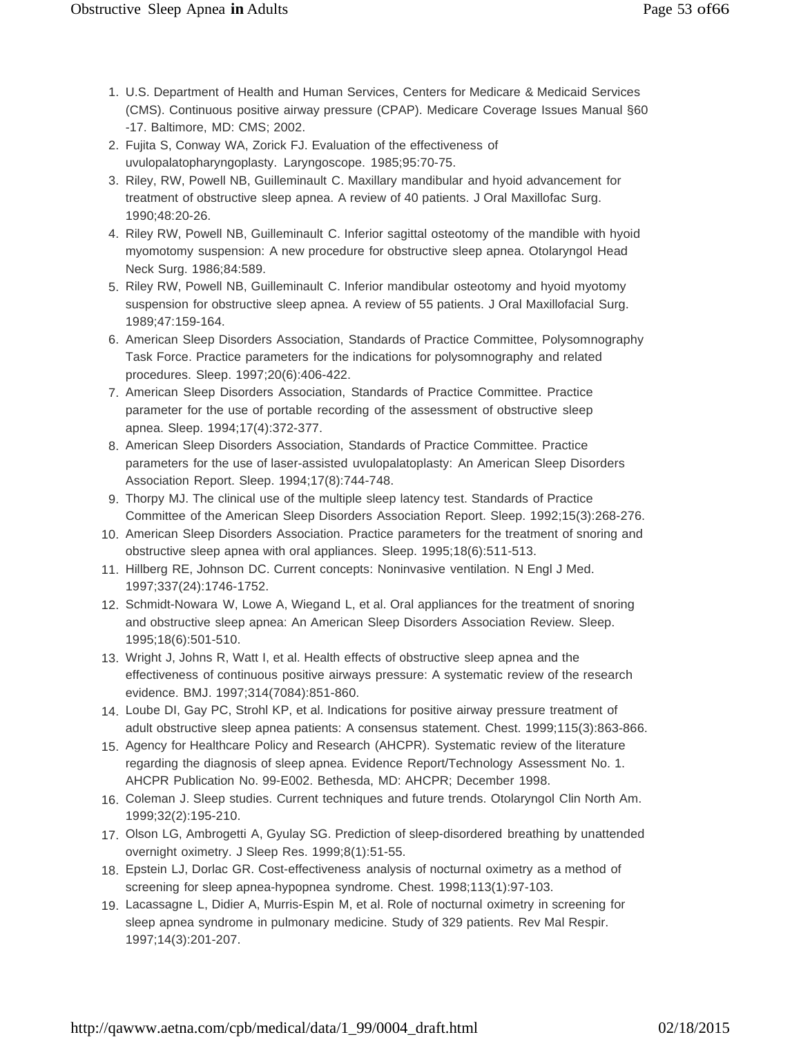1. U.S. Department of Health and Human Services, Centers for Medicare & Medicaid Services (CMS). Continuous positive airway pressure (CPAP). Medicare Coverage Issues Manual §60 -17. Baltimore, MD: CMS; 2002.
2. Fujita S, Conway WA, Zorick FJ. Evaluation of the effectiveness of uvulopalatopharyngoplasty. Laryngoscope. 1985;95:70-75.
3. Riley, RW, Powell NB, Guilleminault C. Maxillary mandibular and hyoid advancement for treatment of obstructive sleep apnea. A review of 40 patients. J Oral Maxillofac Surg. 1990;48:20-26.
4. Riley RW, Powell NB, Guilleminault C. Inferior sagittal osteotomy of the mandible with hyoid myomotomy suspension: A new procedure for obstructive sleep apnea. Otolaryngol Head Neck Surg. 1986;84:589.
5. Riley RW, Powell NB, Guilleminault C. Inferior mandibular osteotomy and hyoid myotomy suspension for obstructive sleep apnea. A review of 55 patients. J Oral Maxillofacial Surg. 1989;47:159-164.
6. American Sleep Disorders Association, Standards of Practice Committee, Polysomnography Task Force. Practice parameters for the indications for polysomnography and related procedures. Sleep. 1997;20(6):406-422.
7. American Sleep Disorders Association, Standards of Practice Committee. Practice parameter for the use of portable recording of the assessment of obstructive sleep apnea. Sleep. 1994;17(4):372-377.
8. American Sleep Disorders Association, Standards of Practice Committee. Practice parameters for the use of laser-assisted uvulopalatoplasty: An American Sleep Disorders Association Report. Sleep. 1994;17(8):744-748.
9. Thorpy MJ. The clinical use of the multiple sleep latency test. Standards of Practice Committee of the American Sleep Disorders Association Report. Sleep. 1992;15(3):268-276.
10. American Sleep Disorders Association. Practice parameters for the treatment of snoring and obstructive sleep apnea with oral appliances. Sleep. 1995;18(6):511-513.
11. Hillberg RE, Johnson DC. Current concepts: Noninvasive ventilation. N Engl J Med. 1997;337(24):1746-1752.
12. Schmidt-Nowara W, Lowe A, Wiegand L, et al. Oral appliances for the treatment of snoring and obstructive sleep apnea: An American Sleep Disorders Association Review. Sleep. 1995;18(6):501-510.
13. Wright J, Johns R, Watt I, et al. Health effects of obstructive sleep apnea and the effectiveness of continuous positive airways pressure: A systematic review of the research evidence. BMJ. 1997;314(7084):851-860.
14. Loube DI, Gay PC, Strohl KP, et al. Indications for positive airway pressure treatment of adult obstructive sleep apnea patients: A consensus statement. Chest. 1999;115(3):863-866.
15. Agency for Healthcare Policy and Research (AHCPR). Systematic review of the literature regarding the diagnosis of sleep apnea. Evidence Report/Technology Assessment No. 1. AHCPR Publication No. 99-E002. Bethesda, MD: AHCPR; December 1998.
16. Coleman J. Sleep studies. Current techniques and future trends. Otolaryngol Clin North Am. 1999;32(2):195-210.
17. Olson LG, Ambrogetti A, Gyulay SG. Prediction of sleep-disordered breathing by unattended overnight oximetry. J Sleep Res. 1999;8(1):51-55.
18. Epstein LJ, Dorlac GR. Cost-effectiveness analysis of nocturnal oximetry as a method of screening for sleep apnea-hypopnea syndrome. Chest. 1998;113(1):97-103.
19. Lacassagne L, Didier A, Murris-Espin M, et al. Role of nocturnal oximetry in screening for sleep apnea syndrome in pulmonary medicine. Study of 329 patients. Rev Mal Respir. 1997;14(3):201-207.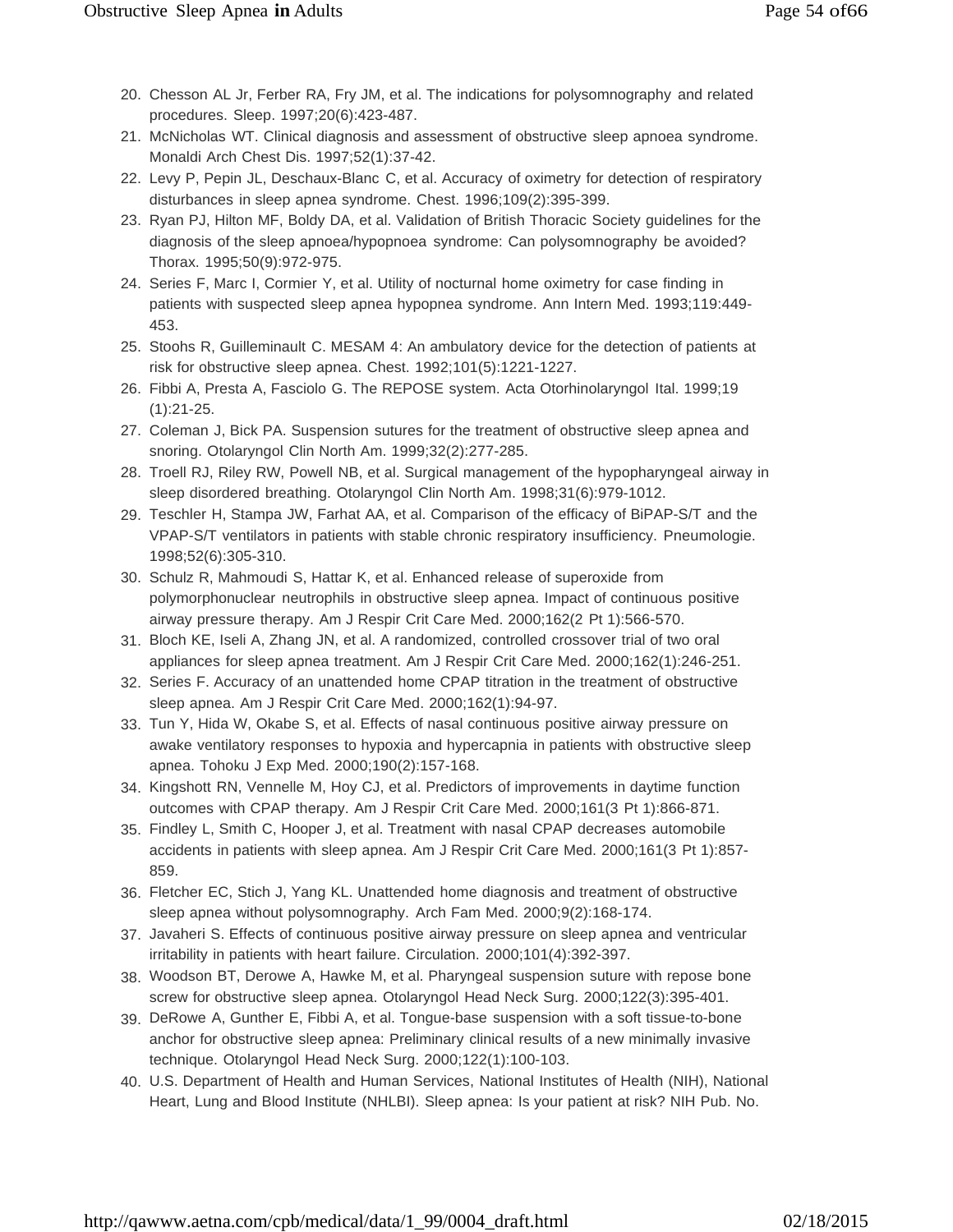20. Chesson AL Jr, Ferber RA, Fry JM, et al. The indications for polysomnography and related procedures. Sleep. 1997;20(6):423-487.
21. McNicholas WT. Clinical diagnosis and assessment of obstructive sleep apnoea syndrome. Monaldi Arch Chest Dis. 1997;52(1):37-42.
22. Levy P, Pepin JL, Deschaux-Blanc C, et al. Accuracy of oximetry for detection of respiratory disturbances in sleep apnea syndrome. Chest. 1996;109(2):395-399.
23. Ryan PJ, Hilton MF, Boldy DA, et al. Validation of British Thoracic Society guidelines for the diagnosis of the sleep apnoea/hypopnoea syndrome: Can polysomnography be avoided? Thorax. 1995;50(9):972-975.
24. Series F, Marc I, Cormier Y, et al. Utility of nocturnal home oximetry for case finding in patients with suspected sleep apnea hypopnea syndrome. Ann Intern Med. 1993;119:449-453.
25. Stoohs R, Guilleminault C. MESAM 4: An ambulatory device for the detection of patients at risk for obstructive sleep apnea. Chest. 1992;101(5):1221-1227.
26. Fibbi A, Presta A, Fasciolo G. The REPOSE system. Acta Otorhinolaryngol Ital. 1999;19 (1):21-25.
27. Coleman J, Bick PA. Suspension sutures for the treatment of obstructive sleep apnea and snoring. Otolaryngol Clin North Am. 1999;32(2):277-285.
28. Troell RJ, Riley RW, Powell NB, et al. Surgical management of the hypopharyngeal airway in sleep disordered breathing. Otolaryngol Clin North Am. 1998;31(6):979-1012.
29. Teschler H, Stampa JW, Farhat AA, et al. Comparison of the efficacy of BiPAP-S/T and the VPAP-S/T ventilators in patients with stable chronic respiratory insufficiency. Pneumologie. 1998;52(6):305-310.
30. Schulz R, Mahmoudi S, Hattar K, et al. Enhanced release of superoxide from polymorphonuclear neutrophils in obstructive sleep apnea. Impact of continuous positive airway pressure therapy. Am J Respir Crit Care Med. 2000;162(2 Pt 1):566-570.
31. Bloch KE, Iseli A, Zhang JN, et al. A randomized, controlled crossover trial of two oral appliances for sleep apnea treatment. Am J Respir Crit Care Med. 2000;162(1):246-251.
32. Series F. Accuracy of an unattended home CPAP titration in the treatment of obstructive sleep apnea. Am J Respir Crit Care Med. 2000;162(1):94-97.
33. Tun Y, Hida W, Okabe S, et al. Effects of nasal continuous positive airway pressure on awake ventilatory responses to hypoxia and hypercapnia in patients with obstructive sleep apnea. Tohoku J Exp Med. 2000;190(2):157-168.
34. Kingshott RN, Vennelle M, Hoy CJ, et al. Predictors of improvements in daytime function outcomes with CPAP therapy. Am J Respir Crit Care Med. 2000;161(3 Pt 1):866-871.
35. Findley L, Smith C, Hooper J, et al. Treatment with nasal CPAP decreases automobile accidents in patients with sleep apnea. Am J Respir Crit Care Med. 2000;161(3 Pt 1):857-859.
36. Fletcher EC, Stich J, Yang KL. Unattended home diagnosis and treatment of obstructive sleep apnea without polysomnography. Arch Fam Med. 2000;9(2):168-174.
37. Javaheri S. Effects of continuous positive airway pressure on sleep apnea and ventricular irritability in patients with heart failure. Circulation. 2000;101(4):392-397.
38. Woodson BT, Derowe A, Hawke M, et al. Pharyngeal suspension suture with repose bone screw for obstructive sleep apnea. Otolaryngol Head Neck Surg. 2000;122(3):395-401.
39. DeRowe A, Gunther E, Fibbi A, et al. Tongue-base suspension with a soft tissue-to-bone anchor for obstructive sleep apnea: Preliminary clinical results of a new minimally invasive technique. Otolaryngol Head Neck Surg. 2000;122(1):100-103.
40. U.S. Department of Health and Human Services, National Institutes of Health (NIH), National Heart, Lung and Blood Institute (NHLBI). Sleep apnea: Is your patient at risk? NIH Pub. No.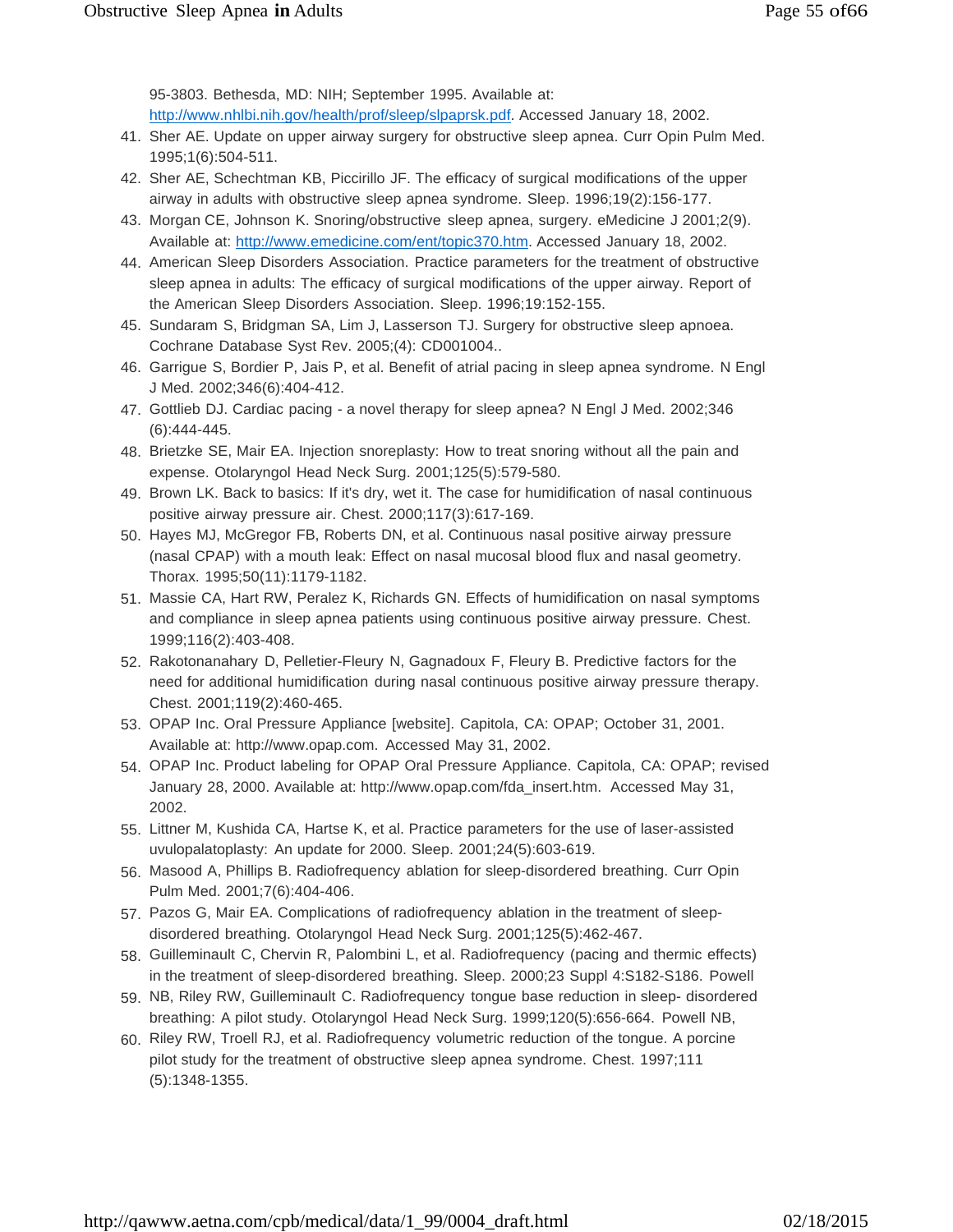95-3803. Bethesda, MD: NIH; September 1995. Available at: http://www.nhlbi.nih.gov/health/prof/sleep/slpaprsk.pdf. Accessed January 18, 2002.

41. Sher AE. Update on upper airway surgery for obstructive sleep apnea. Curr Opin Pulm Med. 1995;1(6):504-511.
42. Sher AE, Schechtman KB, Piccirillo JF. The efficacy of surgical modifications of the upper airway in adults with obstructive sleep apnea syndrome. Sleep. 1996;19(2):156-177.
43. Morgan CE, Johnson K. Snoring/obstructive sleep apnea, surgery. eMedicine J 2001;2(9). Available at: http://www.emedicine.com/ent/topic370.htm. Accessed January 18, 2002.
44. American Sleep Disorders Association. Practice parameters for the treatment of obstructive sleep apnea in adults: The efficacy of surgical modifications of the upper airway. Report of the American Sleep Disorders Association. Sleep. 1996;19:152-155.
45. Sundaram S, Bridgman SA, Lim J, Lasserson TJ. Surgery for obstructive sleep apnoea. Cochrane Database Syst Rev. 2005;(4): CD001004..
46. Garrigue S, Bordier P, Jais P, et al. Benefit of atrial pacing in sleep apnea syndrome. N Engl J Med. 2002;346(6):404-412.
47. Gottlieb DJ. Cardiac pacing - a novel therapy for sleep apnea? N Engl J Med. 2002;346 (6):444-445.
48. Brietzke SE, Mair EA. Injection snoreplasty: How to treat snoring without all the pain and expense. Otolaryngol Head Neck Surg. 2001;125(5):579-580.
49. Brown LK. Back to basics: If it's dry, wet it. The case for humidification of nasal continuous positive airway pressure air. Chest. 2000;117(3):617-169.
50. Hayes MJ, McGregor FB, Roberts DN, et al. Continuous nasal positive airway pressure (nasal CPAP) with a mouth leak: Effect on nasal mucosal blood flux and nasal geometry. Thorax. 1995;50(11):1179-1182.
51. Massie CA, Hart RW, Peralez K, Richards GN. Effects of humidification on nasal symptoms and compliance in sleep apnea patients using continuous positive airway pressure. Chest. 1999;116(2):403-408.
52. Rakotonanahary D, Pelletier-Fleury N, Gagnadoux F, Fleury B. Predictive factors for the need for additional humidification during nasal continuous positive airway pressure therapy. Chest. 2001;119(2):460-465.
53. OPAP Inc. Oral Pressure Appliance [website]. Capitola, CA: OPAP; October 31, 2001. Available at: http://www.opap.com. Accessed May 31, 2002.
54. OPAP Inc. Product labeling for OPAP Oral Pressure Appliance. Capitola, CA: OPAP; revised January 28, 2000. Available at: http://www.opap.com/fda_insert.htm. Accessed May 31, 2002.
55. Littner M, Kushida CA, Hartse K, et al. Practice parameters for the use of laser-assisted uvulopalatoplasty: An update for 2000. Sleep. 2001;24(5):603-619.
56. Masood A, Phillips B. Radiofrequency ablation for sleep-disordered breathing. Curr Opin Pulm Med. 2001;7(6):404-406.
57. Pazos G, Mair EA. Complications of radiofrequency ablation in the treatment of sleep-disordered breathing. Otolaryngol Head Neck Surg. 2001;125(5):462-467.
58. Guilleminault C, Chervin R, Palombini L, et al. Radiofrequency (pacing and thermic effects) in the treatment of sleep-disordered breathing. Sleep. 2000;23 Suppl 4:S182-S186. Powell
59. NB, Riley RW, Guilleminault C. Radiofrequency tongue base reduction in sleep- disordered breathing: A pilot study. Otolaryngol Head Neck Surg. 1999;120(5):656-664. Powell NB,
60. Riley RW, Troell RJ, et al. Radiofrequency volumetric reduction of the tongue. A porcine pilot study for the treatment of obstructive sleep apnea syndrome. Chest. 1997;111 (5):1348-1355.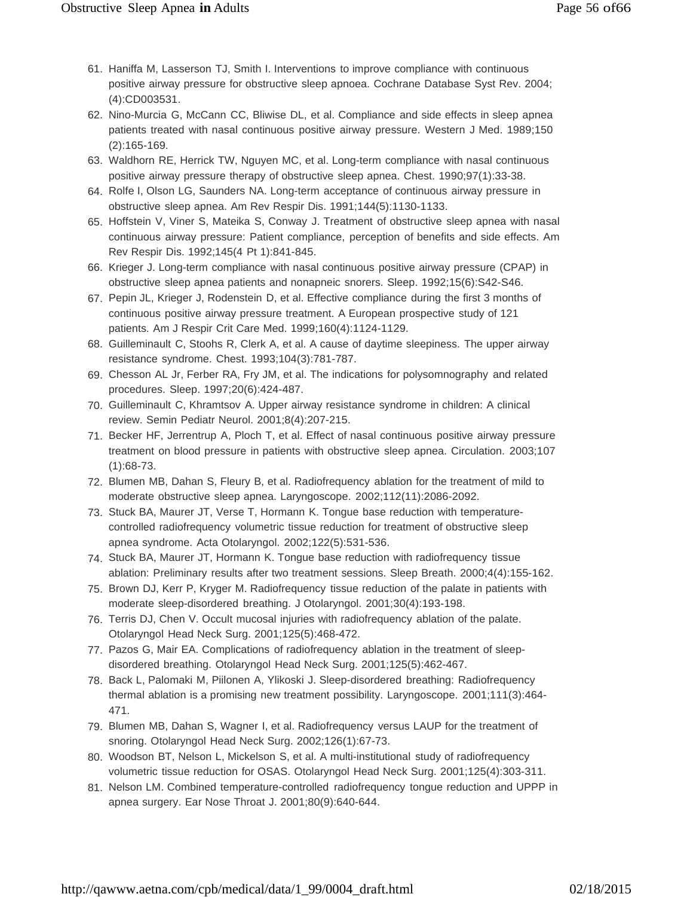61. Haniffa M, Lasserson TJ, Smith I. Interventions to improve compliance with continuous positive airway pressure for obstructive sleep apnoea. Cochrane Database Syst Rev. 2004;(4):CD003531.
62. Nino-Murcia G, McCann CC, Bliwise DL, et al. Compliance and side effects in sleep apnea patients treated with nasal continuous positive airway pressure. Western J Med. 1989;150(2):165-169.
63. Waldhorn RE, Herrick TW, Nguyen MC, et al. Long-term compliance with nasal continuous positive airway pressure therapy of obstructive sleep apnea. Chest. 1990;97(1):33-38.
64. Rolfe I, Olson LG, Saunders NA. Long-term acceptance of continuous airway pressure in obstructive sleep apnea. Am Rev Respir Dis. 1991;144(5):1130-1133.
65. Hoffstein V, Viner S, Mateika S, Conway J. Treatment of obstructive sleep apnea with nasal continuous airway pressure: Patient compliance, perception of benefits and side effects. Am Rev Respir Dis. 1992;145(4 Pt 1):841-845.
66. Krieger J. Long-term compliance with nasal continuous positive airway pressure (CPAP) in obstructive sleep apnea patients and nonapneic snorers. Sleep. 1992;15(6):S42-S46.
67. Pepin JL, Krieger J, Rodenstein D, et al. Effective compliance during the first 3 months of continuous positive airway pressure treatment. A European prospective study of 121 patients. Am J Respir Crit Care Med. 1999;160(4):1124-1129.
68. Guilleminault C, Stoohs R, Clerk A, et al. A cause of daytime sleepiness. The upper airway resistance syndrome. Chest. 1993;104(3):781-787.
69. Chesson AL Jr, Ferber RA, Fry JM, et al. The indications for polysomnography and related procedures. Sleep. 1997;20(6):424-487.
70. Guilleminault C, Khramtsov A. Upper airway resistance syndrome in children: A clinical review. Semin Pediatr Neurol. 2001;8(4):207-215.
71. Becker HF, Jerrentrup A, Ploch T, et al. Effect of nasal continuous positive airway pressure treatment on blood pressure in patients with obstructive sleep apnea. Circulation. 2003;107(1):68-73.
72. Blumen MB, Dahan S, Fleury B, et al. Radiofrequency ablation for the treatment of mild to moderate obstructive sleep apnea. Laryngoscope. 2002;112(11):2086-2092.
73. Stuck BA, Maurer JT, Verse T, Hormann K. Tongue base reduction with temperature-controlled radiofrequency volumetric tissue reduction for treatment of obstructive sleep apnea syndrome. Acta Otolaryngol. 2002;122(5):531-536.
74. Stuck BA, Maurer JT, Hormann K. Tongue base reduction with radiofrequency tissue ablation: Preliminary results after two treatment sessions. Sleep Breath. 2000;4(4):155-162.
75. Brown DJ, Kerr P, Kryger M. Radiofrequency tissue reduction of the palate in patients with moderate sleep-disordered breathing. J Otolaryngol. 2001;30(4):193-198.
76. Terris DJ, Chen V. Occult mucosal injuries with radiofrequency ablation of the palate. Otolaryngol Head Neck Surg. 2001;125(5):468-472.
77. Pazos G, Mair EA. Complications of radiofrequency ablation in the treatment of sleep-disordered breathing. Otolaryngol Head Neck Surg. 2001;125(5):462-467.
78. Back L, Palomaki M, Piilonen A, Ylikoski J. Sleep-disordered breathing: Radiofrequency thermal ablation is a promising new treatment possibility. Laryngoscope. 2001;111(3):464-471.
79. Blumen MB, Dahan S, Wagner I, et al. Radiofrequency versus LAUP for the treatment of snoring. Otolaryngol Head Neck Surg. 2002;126(1):67-73.
80. Woodson BT, Nelson L, Mickelson S, et al. A multi-institutional study of radiofrequency volumetric tissue reduction for OSAS. Otolaryngol Head Neck Surg. 2001;125(4):303-311.
81. Nelson LM. Combined temperature-controlled radiofrequency tongue reduction and UPPP in apnea surgery. Ear Nose Throat J. 2001;80(9):640-644.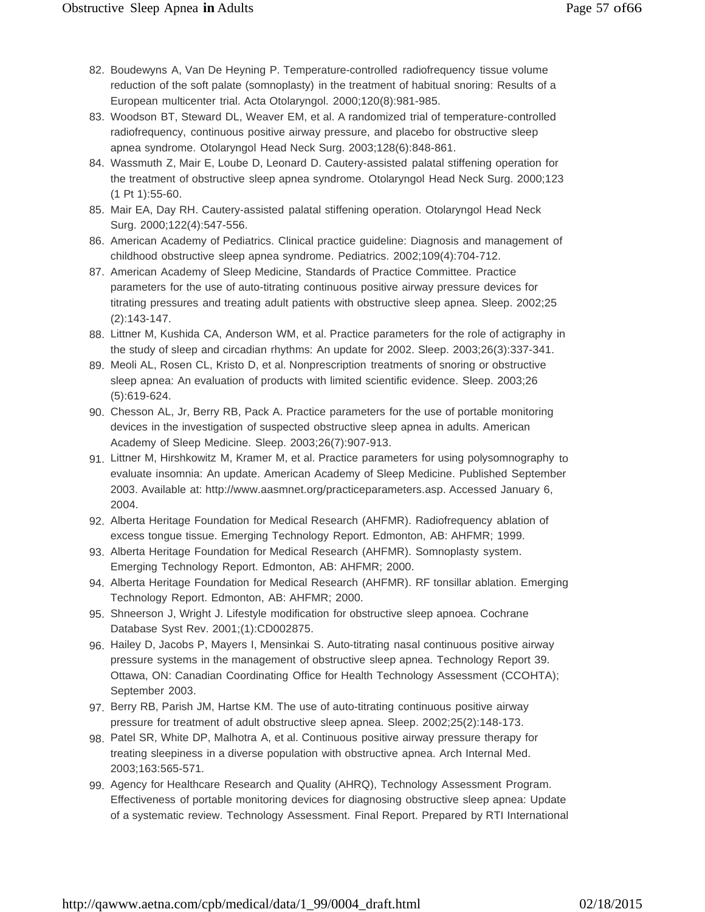82. Boudewyns A, Van De Heyning P. Temperature-controlled radiofrequency tissue volume reduction of the soft palate (somnoplasty) in the treatment of habitual snoring: Results of a European multicenter trial. Acta Otolaryngol. 2000;120(8):981-985.
83. Woodson BT, Steward DL, Weaver EM, et al. A randomized trial of temperature-controlled radiofrequency, continuous positive airway pressure, and placebo for obstructive sleep apnea syndrome. Otolaryngol Head Neck Surg. 2003;128(6):848-861.
84. Wassmuth Z, Mair E, Loube D, Leonard D. Cautery-assisted palatal stiffening operation for the treatment of obstructive sleep apnea syndrome. Otolaryngol Head Neck Surg. 2000;123 (1 Pt 1):55-60.
85. Mair EA, Day RH. Cautery-assisted palatal stiffening operation. Otolaryngol Head Neck Surg. 2000;122(4):547-556.
86. American Academy of Pediatrics. Clinical practice guideline: Diagnosis and management of childhood obstructive sleep apnea syndrome. Pediatrics. 2002;109(4):704-712.
87. American Academy of Sleep Medicine, Standards of Practice Committee. Practice parameters for the use of auto-titrating continuous positive airway pressure devices for titrating pressures and treating adult patients with obstructive sleep apnea. Sleep. 2002;25 (2):143-147.
88. Littner M, Kushida CA, Anderson WM, et al. Practice parameters for the role of actigraphy in the study of sleep and circadian rhythms: An update for 2002. Sleep. 2003;26(3):337-341.
89. Meoli AL, Rosen CL, Kristo D, et al. Nonprescription treatments of snoring or obstructive sleep apnea: An evaluation of products with limited scientific evidence. Sleep. 2003;26 (5):619-624.
90. Chesson AL, Jr, Berry RB, Pack A. Practice parameters for the use of portable monitoring devices in the investigation of suspected obstructive sleep apnea in adults. American Academy of Sleep Medicine. Sleep. 2003;26(7):907-913.
91. Littner M, Hirshkowitz M, Kramer M, et al. Practice parameters for using polysomnography to evaluate insomnia: An update. American Academy of Sleep Medicine. Published September 2003. Available at: http://www.aasmnet.org/practiceparameters.asp. Accessed January 6, 2004.
92. Alberta Heritage Foundation for Medical Research (AHFMR). Radiofrequency ablation of excess tongue tissue. Emerging Technology Report. Edmonton, AB: AHFMR; 1999.
93. Alberta Heritage Foundation for Medical Research (AHFMR). Somnoplasty system. Emerging Technology Report. Edmonton, AB: AHFMR; 2000.
94. Alberta Heritage Foundation for Medical Research (AHFMR). RF tonsillar ablation. Emerging Technology Report. Edmonton, AB: AHFMR; 2000.
95. Shneerson J, Wright J. Lifestyle modification for obstructive sleep apnoea. Cochrane Database Syst Rev. 2001;(1):CD002875.
96. Hailey D, Jacobs P, Mayers I, Mensinkai S. Auto-titrating nasal continuous positive airway pressure systems in the management of obstructive sleep apnea. Technology Report 39. Ottawa, ON: Canadian Coordinating Office for Health Technology Assessment (CCOHTA); September 2003.
97. Berry RB, Parish JM, Hartse KM. The use of auto-titrating continuous positive airway pressure for treatment of adult obstructive sleep apnea. Sleep. 2002;25(2):148-173.
98. Patel SR, White DP, Malhotra A, et al. Continuous positive airway pressure therapy for treating sleepiness in a diverse population with obstructive apnea. Arch Internal Med. 2003;163:565-571.
99. Agency for Healthcare Research and Quality (AHRQ), Technology Assessment Program. Effectiveness of portable monitoring devices for diagnosing obstructive sleep apnea: Update of a systematic review. Technology Assessment. Final Report. Prepared by RTI International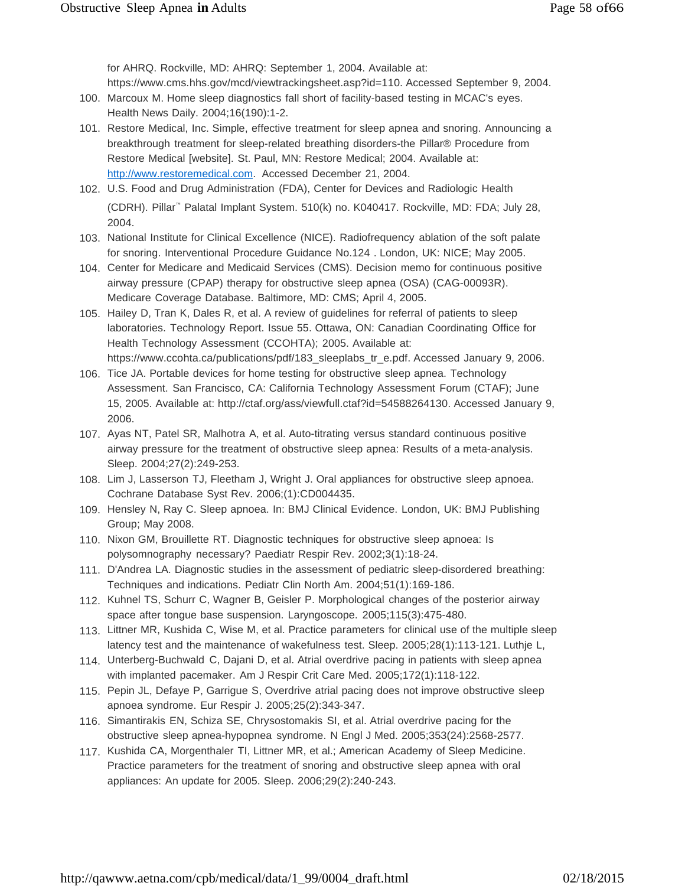for AHRQ. Rockville, MD: AHRQ: September 1, 2004. Available at: https://www.cms.hhs.gov/mcd/viewtrackingsheet.asp?id=110. Accessed September 9, 2004.

100. Marcoux M. Home sleep diagnostics fall short of facility-based testing in MCAC's eyes. Health News Daily. 2004;16(190):1-2.
101. Restore Medical, Inc. Simple, effective treatment for sleep apnea and snoring. Announcing a breakthrough treatment for sleep-related breathing disorders-the Pillar® Procedure from Restore Medical [website]. St. Paul, MN: Restore Medical; 2004. Available at: [http://www.restoremedical.com](http://www.restoremedical.com). Accessed December 21, 2004.
102. U.S. Food and Drug Administration (FDA), Center for Devices and Radiologic Health (CDRH). Pillar™ Palatal Implant System. 510(k) no. K040417. Rockville, MD: FDA; July 28, 2004.
103. National Institute for Clinical Excellence (NICE). Radiofrequency ablation of the soft palate for snoring. Interventional Procedure Guidance No.124 . London, UK: NICE; May 2005.
104. Center for Medicare and Medicaid Services (CMS). Decision memo for continuous positive airway pressure (CPAP) therapy for obstructive sleep apnea (OSA) (CAG-00093R). Medicare Coverage Database. Baltimore, MD: CMS; April 4, 2005.
105. Hailey D, Tran K, Dales R, et al. A review of guidelines for referral of patients to sleep laboratories. Technology Report. Issue 55. Ottawa, ON: Canadian Coordinating Office for Health Technology Assessment (CCOHTA); 2005. Available at: https://www.ccohta.ca/publications/pdf/183_sleeplabs_tr_e.pdf. Accessed January 9, 2006.
106. Tice JA. Portable devices for home testing for obstructive sleep apnea. Technology Assessment. San Francisco, CA: California Technology Assessment Forum (CTAF); June 15, 2005. Available at: http://ctaf.org/ass/viewfull.ctaf?id=54588264130. Accessed January 9, 2006.
107. Ayas NT, Patel SR, Malhotra A, et al. Auto-titrating versus standard continuous positive airway pressure for the treatment of obstructive sleep apnea: Results of a meta-analysis. Sleep. 2004;27(2):249-253.
108. Lim J, Lasserson TJ, Fleetham J, Wright J. Oral appliances for obstructive sleep apnoea. Cochrane Database Syst Rev. 2006;(1):CD004435.
109. Hensley N, Ray C. Sleep apnoea. In: BMJ Clinical Evidence. London, UK: BMJ Publishing Group; May 2008.
110. Nixon GM, Brouillette RT. Diagnostic techniques for obstructive sleep apnoea: Is polysomnography necessary? Paediatr Respir Rev. 2002;3(1):18-24.
111. D'Andrea LA. Diagnostic studies in the assessment of pediatric sleep-disordered breathing: Techniques and indications. Pediatr Clin North Am. 2004;51(1):169-186.
112. Kuhnel TS, Schurr C, Wagner B, Geisler P. Morphological changes of the posterior airway space after tongue base suspension. Laryngoscope. 2005;115(3):475-480.
113. Littner MR, Kushida C, Wise M, et al. Practice parameters for clinical use of the multiple sleep latency test and the maintenance of wakefulness test. Sleep. 2005;28(1):113-121. Luthje L,
114. Unterberg-Buchwald C, Dajani D, et al. Atrial overdrive pacing in patients with sleep apnea with implanted pacemaker. Am J Respir Crit Care Med. 2005;172(1):118-122.
115. Pepin JL, Defaye P, Garrigue S, Overdrive atrial pacing does not improve obstructive sleep apnoea syndrome. Eur Respir J. 2005;25(2):343-347.
116. Simantirakis EN, Schiza SE, Chrysostomakis SI, et al. Atrial overdrive pacing for the obstructive sleep apnea-hypopnea syndrome. N Engl J Med. 2005;353(24):2568-2577.
117. Kushida CA, Morgenthaler TI, Littner MR, et al.; American Academy of Sleep Medicine. Practice parameters for the treatment of snoring and obstructive sleep apnea with oral appliances: An update for 2005. Sleep. 2006;29(2):240-243.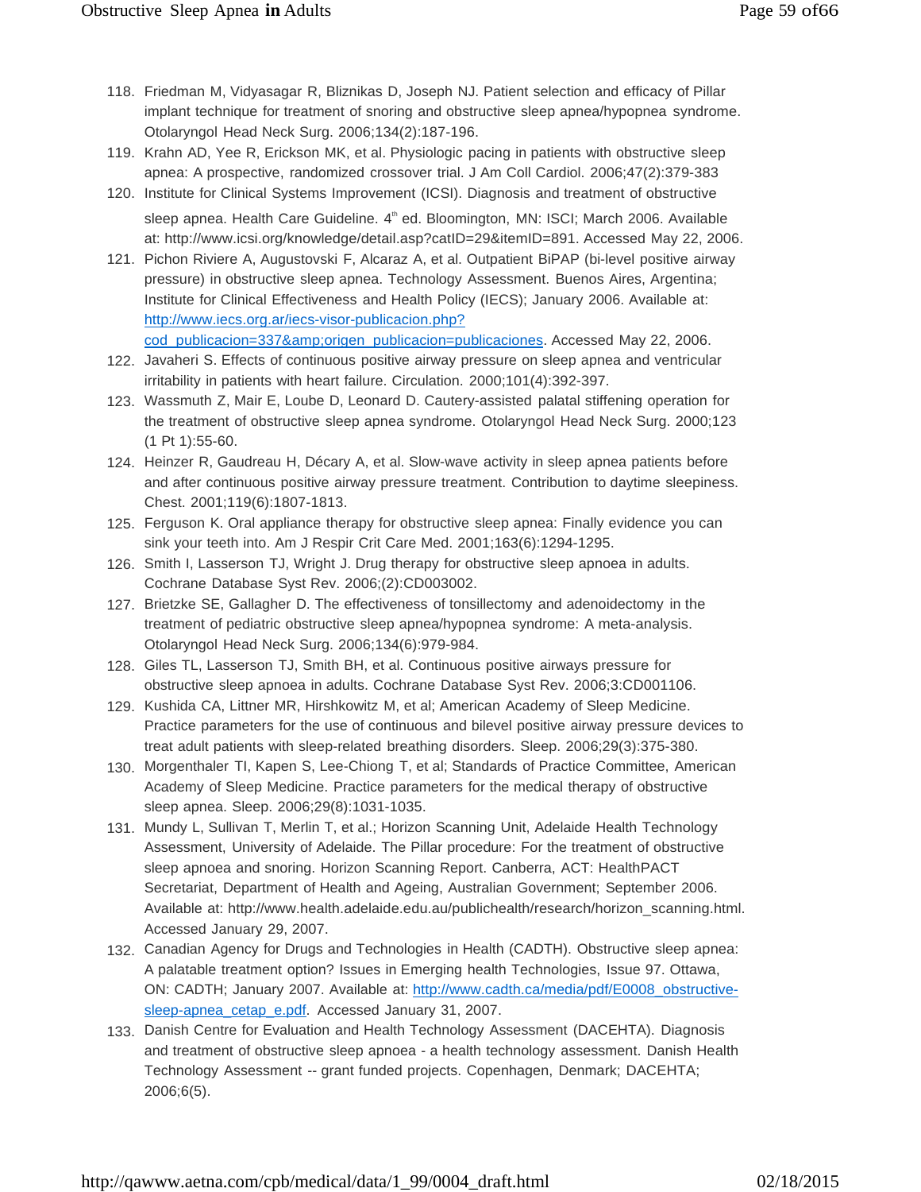118. Friedman M, Vidyasagar R, Bliznikas D, Joseph NJ. Patient selection and efficacy of Pillar implant technique for treatment of snoring and obstructive sleep apnea/hypopnea syndrome. Otolaryngol Head Neck Surg. 2006;134(2):187-196.
119. Krahn AD, Yee R, Erickson MK, et al. Physiologic pacing in patients with obstructive sleep apnea: A prospective, randomized crossover trial. J Am Coll Cardiol. 2006;47(2):379-383
120. Institute for Clinical Systems Improvement (ICSI). Diagnosis and treatment of obstructive sleep apnea. Health Care Guideline. 4th ed. Bloomington, MN: ISCI; March 2006. Available at: http://www.icsi.org/knowledge/detail.asp?catID=29&itemID=891. Accessed May 22, 2006.
121. Pichon Riviere A, Augustovski F, Alcaraz A, et al. Outpatient BiPAP (bi-level positive airway pressure) in obstructive sleep apnea. Technology Assessment. Buenos Aires, Argentina; Institute for Clinical Effectiveness and Health Policy (IECS); January 2006. Available at: [http://www.iecs.org.ar/iecs-visor-publicacion.php?cod_publicacion=337&amp;origen_publicacion=publicaciones](http://www.iecs.org.ar/iecs-visor-publicacion.php?cod_publicacion=337&amp;origen_publicacion=publicaciones). Accessed May 22, 2006.
122. Javaheri S. Effects of continuous positive airway pressure on sleep apnea and ventricular irritability in patients with heart failure. Circulation. 2000;101(4):392-397.
123. Wassmuth Z, Mair E, Loube D, Leonard D. Cautery-assisted palatal stiffening operation for the treatment of obstructive sleep apnea syndrome. Otolaryngol Head Neck Surg. 2000;123 (1 Pt 1):55-60.
124. Heinzer R, Gaudreau H, Décary A, et al. Slow-wave activity in sleep apnea patients before and after continuous positive airway pressure treatment. Contribution to daytime sleepiness. Chest. 2001;119(6):1807-1813.
125. Ferguson K. Oral appliance therapy for obstructive sleep apnea: Finally evidence you can sink your teeth into. Am J Respir Crit Care Med. 2001;163(6):1294-1295.
126. Smith I, Lasserson TJ, Wright J. Drug therapy for obstructive sleep apnoea in adults. Cochrane Database Syst Rev. 2006;(2):CD003002.
127. Brietzke SE, Gallagher D. The effectiveness of tonsillectomy and adenoidectomy in the treatment of pediatric obstructive sleep apnea/hypopnea syndrome: A meta-analysis. Otolaryngol Head Neck Surg. 2006;134(6):979-984.
128. Giles TL, Lasserson TJ, Smith BH, et al. Continuous positive airways pressure for obstructive sleep apnoea in adults. Cochrane Database Syst Rev. 2006;3:CD001106.
129. Kushida CA, Littner MR, Hirshkowitz M, et al; American Academy of Sleep Medicine. Practice parameters for the use of continuous and bilevel positive airway pressure devices to treat adult patients with sleep-related breathing disorders. Sleep. 2006;29(3):375-380.
130. Morgenthaler TI, Kapen S, Lee-Chiong T, et al; Standards of Practice Committee, American Academy of Sleep Medicine. Practice parameters for the medical therapy of obstructive sleep apnea. Sleep. 2006;29(8):1031-1035.
131. Mundy L, Sullivan T, Merlin T, et al.; Horizon Scanning Unit, Adelaide Health Technology Assessment, University of Adelaide. The Pillar procedure: For the treatment of obstructive sleep apnoea and snoring. Horizon Scanning Report. Canberra, ACT: HealthPACT Secretariat, Department of Health and Ageing, Australian Government; September 2006. Available at: http://www.health.adelaide.edu.au/publichealth/research/horizon_scanning.html. Accessed January 29, 2007.
132. Canadian Agency for Drugs and Technologies in Health (CADTH). Obstructive sleep apnea: A palatable treatment option? Issues in Emerging health Technologies, Issue 97. Ottawa, ON: CADTH; January 2007. Available at: [http://www.cadth.ca/media/pdf/E0008_obstructive-sleep-apnea_cetap_e.pdf](http://www.cadth.ca/media/pdf/E0008_obstructive-sleep-apnea_cetap_e.pdf). Accessed January 31, 2007.
133. Danish Centre for Evaluation and Health Technology Assessment (DACEHTA). Diagnosis and treatment of obstructive sleep apnoea - a health technology assessment. Danish Health Technology Assessment -- grant funded projects. Copenhagen, Denmark; DACEHTA; 2006;6(5).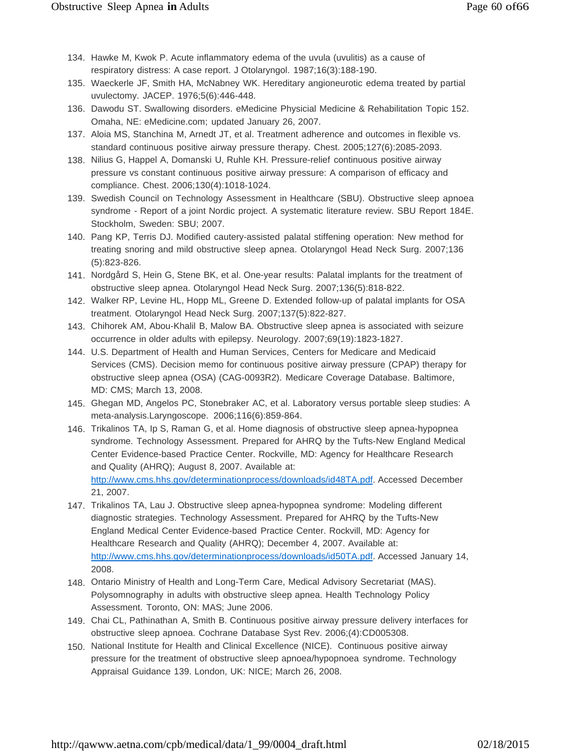134. Hawke M, Kwok P. Acute inflammatory edema of the uvula (uvulitis) as a cause of respiratory distress: A case report. J Otolaryngol. 1987;16(3):188-190.
135. Waeckerle JF, Smith HA, McNabney WK. Hereditary angioneurotic edema treated by partial uvulectomy. JACEP. 1976;5(6):446-448.
136. Dawodu ST. Swallowing disorders. eMedicine Physicial Medicine & Rehabilitation Topic 152. Omaha, NE: eMedicine.com; updated January 26, 2007.
137. Aloia MS, Stanchina M, Arnedt JT, et al. Treatment adherence and outcomes in flexible vs. standard continuous positive airway pressure therapy. Chest. 2005;127(6):2085-2093.
138. Nilius G, Happel A, Domanski U, Ruhle KH. Pressure-relief continuous positive airway pressure vs constant continuous positive airway pressure: A comparison of efficacy and compliance. Chest. 2006;130(4):1018-1024.
139. Swedish Council on Technology Assessment in Healthcare (SBU). Obstructive sleep apnoea syndrome - Report of a joint Nordic project. A systematic literature review. SBU Report 184E. Stockholm, Sweden: SBU; 2007.
140. Pang KP, Terris DJ. Modified cautery-assisted palatal stiffening operation: New method for treating snoring and mild obstructive sleep apnea. Otolaryngol Head Neck Surg. 2007;136 (5):823-826.
141. Nordgård S, Hein G, Stene BK, et al. One-year results: Palatal implants for the treatment of obstructive sleep apnea. Otolaryngol Head Neck Surg. 2007;136(5):818-822.
142. Walker RP, Levine HL, Hopp ML, Greene D. Extended follow-up of palatal implants for OSA treatment. Otolaryngol Head Neck Surg. 2007;137(5):822-827.
143. Chihorek AM, Abou-Khalil B, Malow BA. Obstructive sleep apnea is associated with seizure occurrence in older adults with epilepsy. Neurology. 2007;69(19):1823-1827.
144. U.S. Department of Health and Human Services, Centers for Medicare and Medicaid Services (CMS). Decision memo for continuous positive airway pressure (CPAP) therapy for obstructive sleep apnea (OSA) (CAG-0093R2). Medicare Coverage Database. Baltimore, MD: CMS; March 13, 2008.
145. Ghegan MD, Angelos PC, Stonebraker AC, et al. Laboratory versus portable sleep studies: A meta-analysis.Laryngoscope. 2006;116(6):859-864.
146. Trikalinos TA, Ip S, Raman G, et al. Home diagnosis of obstructive sleep apnea-hypopnea syndrome. Technology Assessment. Prepared for AHRQ by the Tufts-New England Medical Center Evidence-based Practice Center. Rockville, MD: Agency for Healthcare Research and Quality (AHRQ); August 8, 2007. Available at: http://www.cms.hhs.gov/determinationprocess/downloads/id48TA.pdf. Accessed December 21, 2007.
147. Trikalinos TA, Lau J. Obstructive sleep apnea-hypopnea syndrome: Modeling different diagnostic strategies. Technology Assessment. Prepared for AHRQ by the Tufts-New England Medical Center Evidence-based Practice Center. Rockvill, MD: Agency for Healthcare Research and Quality (AHRQ); December 4, 2007. Available at: http://www.cms.hhs.gov/determinationprocess/downloads/id50TA.pdf. Accessed January 14, 2008.
148. Ontario Ministry of Health and Long-Term Care, Medical Advisory Secretariat (MAS). Polysomnography in adults with obstructive sleep apnea. Health Technology Policy Assessment. Toronto, ON: MAS; June 2006.
149. Chai CL, Pathinathan A, Smith B. Continuous positive airway pressure delivery interfaces for obstructive sleep apnoea. Cochrane Database Syst Rev. 2006;(4):CD005308.
150. National Institute for Health and Clinical Excellence (NICE). Continuous positive airway pressure for the treatment of obstructive sleep apnoea/hypopnoea syndrome. Technology Appraisal Guidance 139. London, UK: NICE; March 26, 2008.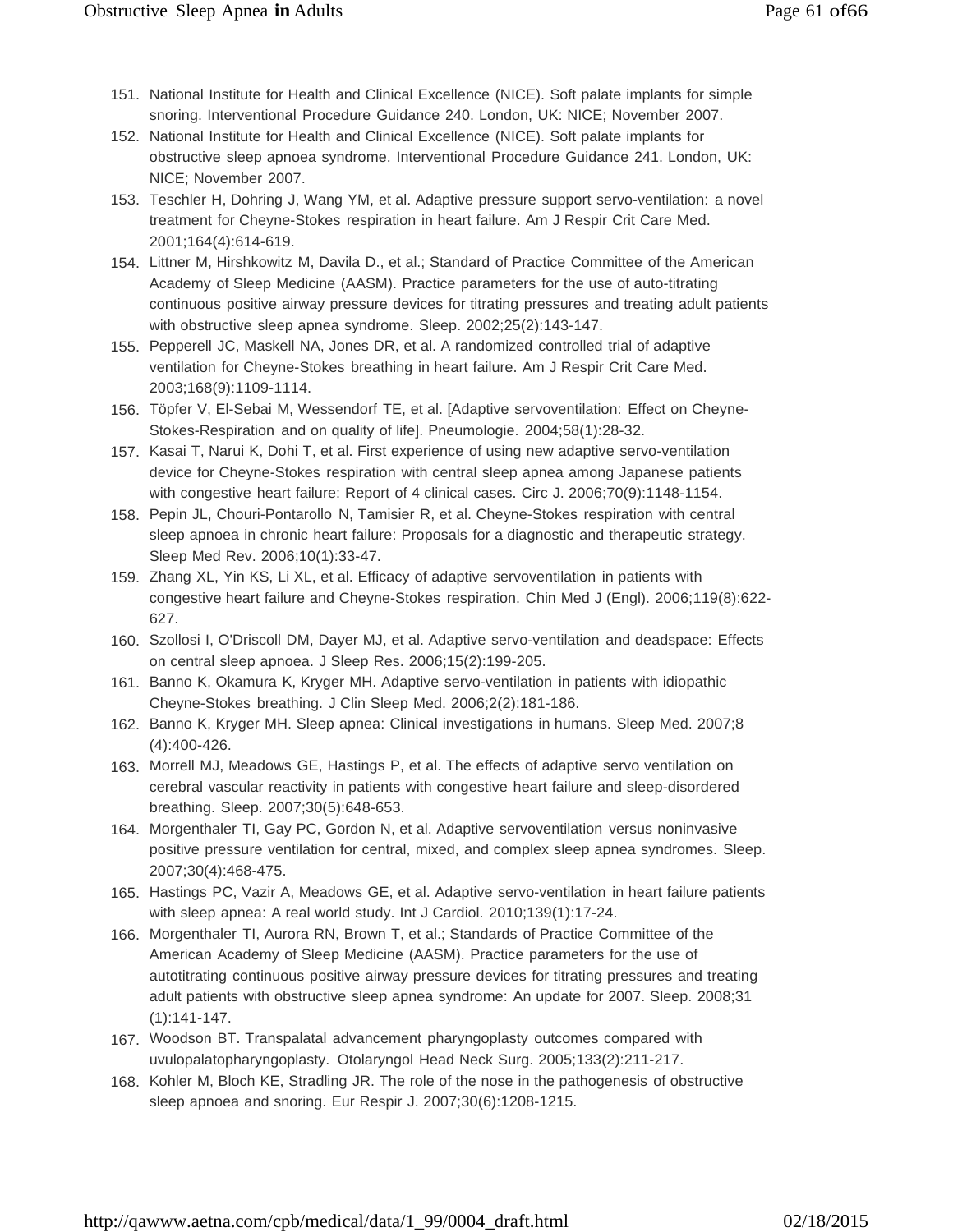151. National Institute for Health and Clinical Excellence (NICE). Soft palate implants for simple snoring. Interventional Procedure Guidance 240. London, UK: NICE; November 2007.
152. National Institute for Health and Clinical Excellence (NICE). Soft palate implants for obstructive sleep apnoea syndrome. Interventional Procedure Guidance 241. London, UK: NICE; November 2007.
153. Teschler H, Dohring J, Wang YM, et al. Adaptive pressure support servo-ventilation: a novel treatment for Cheyne-Stokes respiration in heart failure. Am J Respir Crit Care Med. 2001;164(4):614-619.
154. Littner M, Hirshkowitz M, Davila D., et al.; Standard of Practice Committee of the American Academy of Sleep Medicine (AASM). Practice parameters for the use of auto-titrating continuous positive airway pressure devices for titrating pressures and treating adult patients with obstructive sleep apnea syndrome. Sleep. 2002;25(2):143-147.
155. Pepperell JC, Maskell NA, Jones DR, et al. A randomized controlled trial of adaptive ventilation for Cheyne-Stokes breathing in heart failure. Am J Respir Crit Care Med. 2003;168(9):1109-1114.
156. Töpfer V, El-Sebai M, Wessendorf TE, et al. [Adaptive servoventilation: Effect on Cheyne-Stokes-Respiration and on quality of life]. Pneumologie. 2004;58(1):28-32.
157. Kasai T, Narui K, Dohi T, et al. First experience of using new adaptive servo-ventilation device for Cheyne-Stokes respiration with central sleep apnea among Japanese patients with congestive heart failure: Report of 4 clinical cases. Circ J. 2006;70(9):1148-1154.
158. Pepin JL, Chouri-Pontarollo N, Tamisier R, et al. Cheyne-Stokes respiration with central sleep apnoea in chronic heart failure: Proposals for a diagnostic and therapeutic strategy. Sleep Med Rev. 2006;10(1):33-47.
159. Zhang XL, Yin KS, Li XL, et al. Efficacy of adaptive servoventilation in patients with congestive heart failure and Cheyne-Stokes respiration. Chin Med J (Engl). 2006;119(8):622-627.
160. Szollosi I, O'Driscoll DM, Dayer MJ, et al. Adaptive servo-ventilation and deadspace: Effects on central sleep apnoea. J Sleep Res. 2006;15(2):199-205.
161. Banno K, Okamura K, Kryger MH. Adaptive servo-ventilation in patients with idiopathic Cheyne-Stokes breathing. J Clin Sleep Med. 2006;2(2):181-186.
162. Banno K, Kryger MH. Sleep apnea: Clinical investigations in humans. Sleep Med. 2007;8 (4):400-426.
163. Morrell MJ, Meadows GE, Hastings P, et al. The effects of adaptive servo ventilation on cerebral vascular reactivity in patients with congestive heart failure and sleep-disordered breathing. Sleep. 2007;30(5):648-653.
164. Morgenthaler TI, Gay PC, Gordon N, et al. Adaptive servoventilation versus noninvasive positive pressure ventilation for central, mixed, and complex sleep apnea syndromes. Sleep. 2007;30(4):468-475.
165. Hastings PC, Vazir A, Meadows GE, et al. Adaptive servo-ventilation in heart failure patients with sleep apnea: A real world study. Int J Cardiol. 2010;139(1):17-24.
166. Morgenthaler TI, Aurora RN, Brown T, et al.; Standards of Practice Committee of the American Academy of Sleep Medicine (AASM). Practice parameters for the use of autotitrating continuous positive airway pressure devices for titrating pressures and treating adult patients with obstructive sleep apnea syndrome: An update for 2007. Sleep. 2008;31 (1):141-147.
167. Woodson BT. Transpalatal advancement pharyngoplasty outcomes compared with uvulopalatopharyngoplasty. Otolaryngol Head Neck Surg. 2005;133(2):211-217.
168. Kohler M, Bloch KE, Stradling JR. The role of the nose in the pathogenesis of obstructive sleep apnoea and snoring. Eur Respir J. 2007;30(6):1208-1215.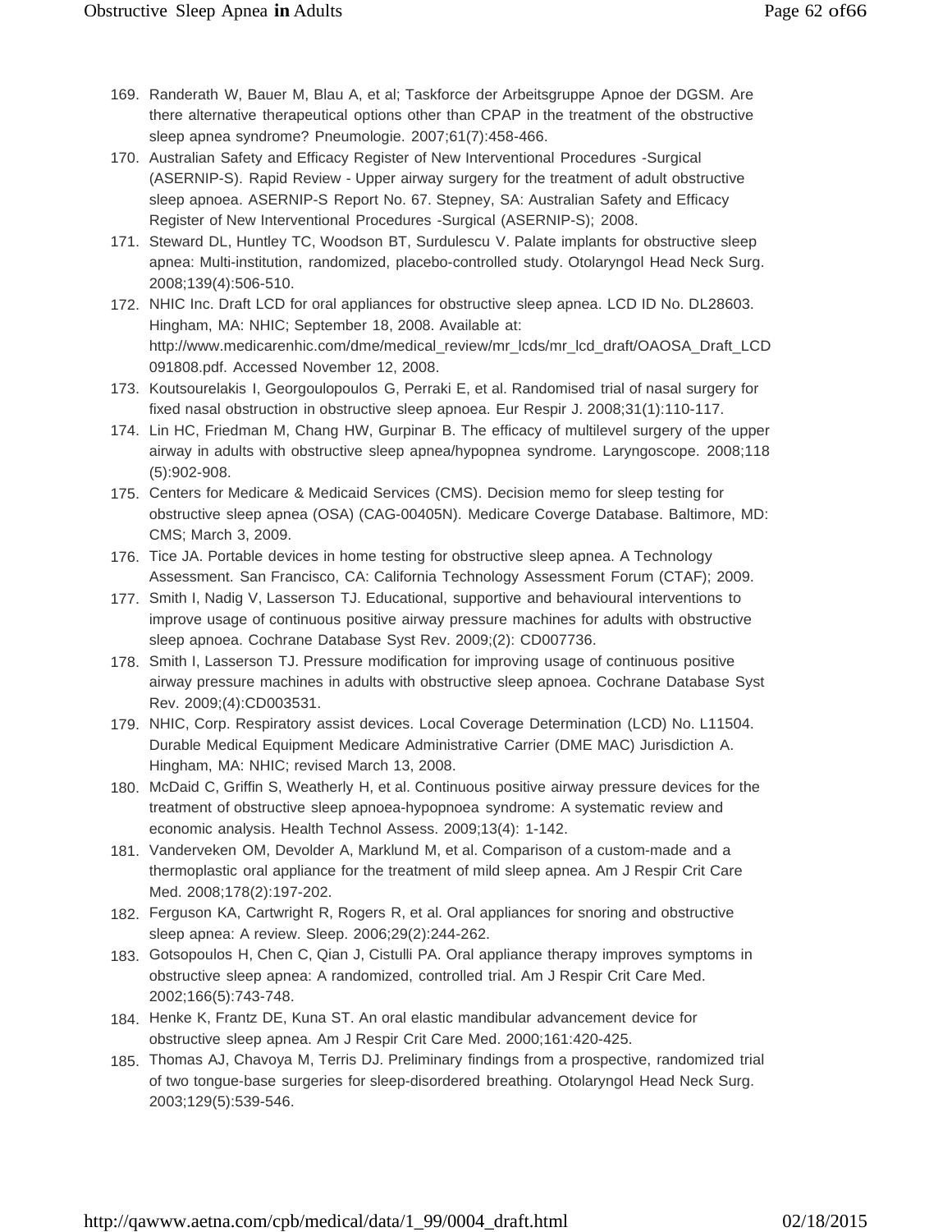169. Randerath W, Bauer M, Blau A, et al; Taskforce der Arbeitsgruppe Apnoe der DGSM. Are there alternative therapeutical options other than CPAP in the treatment of the obstructive sleep apnea syndrome? Pneumologie. 2007;61(7):458-466.
170. Australian Safety and Efficacy Register of New Interventional Procedures -Surgical (ASERNIP-S). Rapid Review - Upper airway surgery for the treatment of adult obstructive sleep apnoea. ASERNIP-S Report No. 67. Stepney, SA: Australian Safety and Efficacy Register of New Interventional Procedures -Surgical (ASERNIP-S); 2008.
171. Steward DL, Huntley TC, Woodson BT, Surdulescu V. Palate implants for obstructive sleep apnea: Multi-institution, randomized, placebo-controlled study. Otolaryngol Head Neck Surg. 2008;139(4):506-510.
172. NHIC Inc. Draft LCD for oral appliances for obstructive sleep apnea. LCD ID No. DL28603. Hingham, MA: NHIC; September 18, 2008. Available at: http://www.medicarenhic.com/dme/medical_review/mr_lcds/mr_lcd_draft/OAOSA_Draft_LCD091808.pdf. Accessed November 12, 2008.
173. Koutsourelakis I, Georgoulopoulos G, Perraki E, et al. Randomised trial of nasal surgery for fixed nasal obstruction in obstructive sleep apnoea. Eur Respir J. 2008;31(1):110-117.
174. Lin HC, Friedman M, Chang HW, Gurpinar B. The efficacy of multilevel surgery of the upper airway in adults with obstructive sleep apnea/hypopnea syndrome. Laryngoscope. 2008;118 (5):902-908.
175. Centers for Medicare & Medicaid Services (CMS). Decision memo for sleep testing for obstructive sleep apnea (OSA) (CAG-00405N). Medicare Coverge Database. Baltimore, MD: CMS; March 3, 2009.
176. Tice JA. Portable devices in home testing for obstructive sleep apnea. A Technology Assessment. San Francisco, CA: California Technology Assessment Forum (CTAF); 2009.
177. Smith I, Nadig V, Lasserson TJ. Educational, supportive and behavioural interventions to improve usage of continuous positive airway pressure machines for adults with obstructive sleep apnoea. Cochrane Database Syst Rev. 2009;(2): CD007736.
178. Smith I, Lasserson TJ. Pressure modification for improving usage of continuous positive airway pressure machines in adults with obstructive sleep apnoea. Cochrane Database Syst Rev. 2009;(4):CD003531.
179. NHIC, Corp. Respiratory assist devices. Local Coverage Determination (LCD) No. L11504. Durable Medical Equipment Medicare Administrative Carrier (DME MAC) Jurisdiction A. Hingham, MA: NHIC; revised March 13, 2008.
180. McDaid C, Griffin S, Weatherly H, et al. Continuous positive airway pressure devices for the treatment of obstructive sleep apnoea-hypopnoea syndrome: A systematic review and economic analysis. Health Technol Assess. 2009;13(4): 1-142.
181. Vanderveken OM, Devolder A, Marklund M, et al. Comparison of a custom-made and a thermoplastic oral appliance for the treatment of mild sleep apnea. Am J Respir Crit Care Med. 2008;178(2):197-202.
182. Ferguson KA, Cartwright R, Rogers R, et al. Oral appliances for snoring and obstructive sleep apnea: A review. Sleep. 2006;29(2):244-262.
183. Gotsopoulos H, Chen C, Qian J, Cistulli PA. Oral appliance therapy improves symptoms in obstructive sleep apnea: A randomized, controlled trial. Am J Respir Crit Care Med. 2002;166(5):743-748.
184. Henke K, Frantz DE, Kuna ST. An oral elastic mandibular advancement device for obstructive sleep apnea. Am J Respir Crit Care Med. 2000;161:420-425.
185. Thomas AJ, Chavoya M, Terris DJ. Preliminary findings from a prospective, randomized trial of two tongue-base surgeries for sleep-disordered breathing. Otolaryngol Head Neck Surg. 2003;129(5):539-546.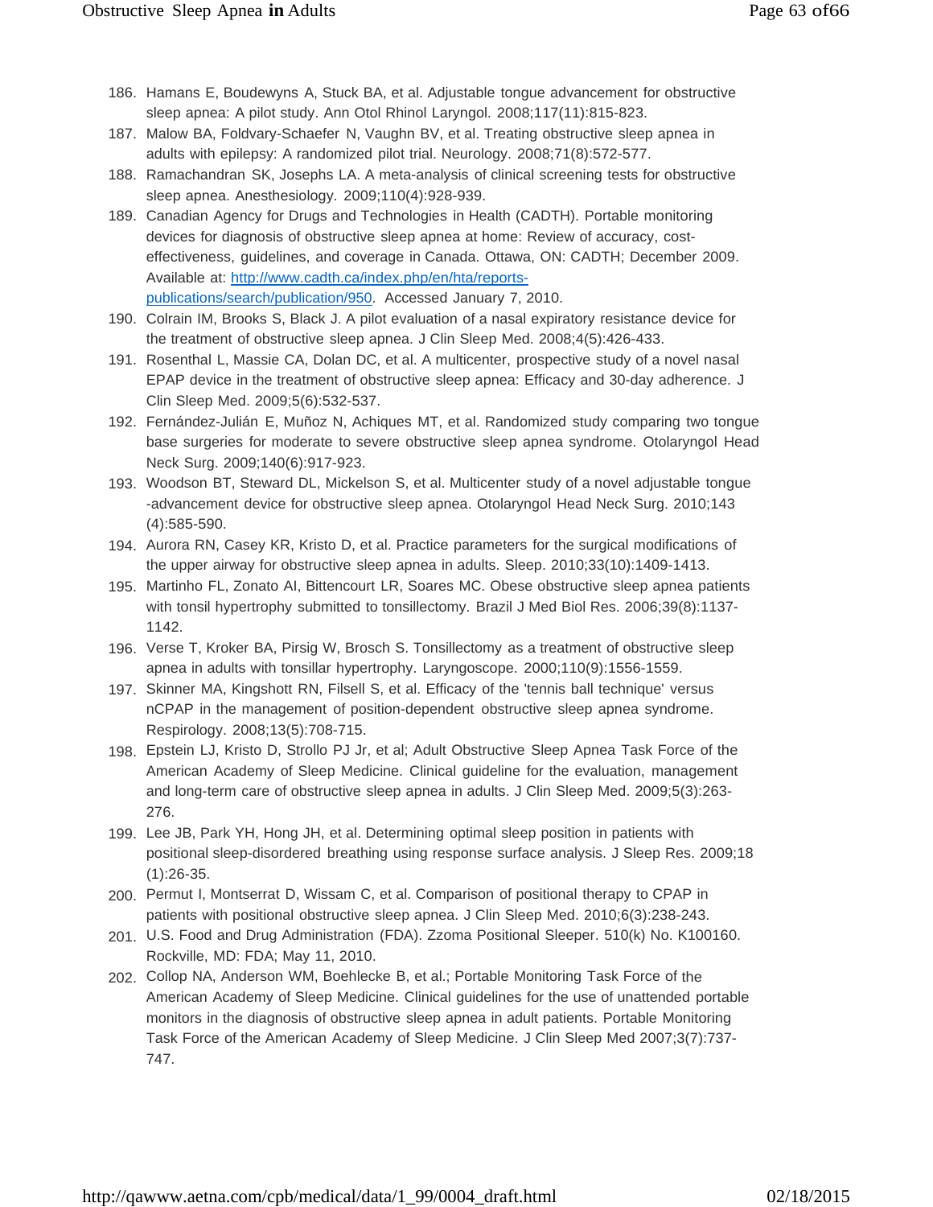186. Hamans E, Boudewyns A, Stuck BA, et al. Adjustable tongue advancement for obstructive sleep apnea: A pilot study. Ann Otol Rhinol Laryngol. 2008;117(11):815-823.
187. Malow BA, Foldvary-Schaefer N, Vaughn BV, et al. Treating obstructive sleep apnea in adults with epilepsy: A randomized pilot trial. Neurology. 2008;71(8):572-577.
188. Ramachandran SK, Josephs LA. A meta-analysis of clinical screening tests for obstructive sleep apnea. Anesthesiology. 2009;110(4):928-939.
189. Canadian Agency for Drugs and Technologies in Health (CADTH). Portable monitoring devices for diagnosis of obstructive sleep apnea at home: Review of accuracy, cost-effectiveness, guidelines, and coverage in Canada. Ottawa, ON: CADTH; December 2009. Available at: [http://www.cadth.ca/index.php/en/hta/reports-publications/search/publication/950](http://www.cadth.ca/index.php/en/hta/reports-publications/search/publication/950). Accessed January 7, 2010.
190. Colrain IM, Brooks S, Black J. A pilot evaluation of a nasal expiratory resistance device for the treatment of obstructive sleep apnea. J Clin Sleep Med. 2008;4(5):426-433.
191. Rosenthal L, Massie CA, Dolan DC, et al. A multicenter, prospective study of a novel nasal EPAP device in the treatment of obstructive sleep apnea: Efficacy and 30-day adherence. J Clin Sleep Med. 2009;5(6):532-537.
192. Fernández-Julián E, Muñoz N, Achiques MT, et al. Randomized study comparing two tongue base surgeries for moderate to severe obstructive sleep apnea syndrome. Otolaryngol Head Neck Surg. 2009;140(6):917-923.
193. Woodson BT, Steward DL, Mickelson S, et al. Multicenter study of a novel adjustable tongue-advancement device for obstructive sleep apnea. Otolaryngol Head Neck Surg. 2010;143(4):585-590.
194. Aurora RN, Casey KR, Kristo D, et al. Practice parameters for the surgical modifications of the upper airway for obstructive sleep apnea in adults. Sleep. 2010;33(10):1409-1413.
195. Martinho FL, Zonato AI, Bittencourt LR, Soares MC. Obese obstructive sleep apnea patients with tonsil hypertrophy submitted to tonsillectomy. Brazil J Med Biol Res. 2006;39(8):1137-1142.
196. Verse T, Kroker BA, Pirsig W, Brosch S. Tonsillectomy as a treatment of obstructive sleep apnea in adults with tonsillar hypertrophy. Laryngoscope. 2000;110(9):1556-1559.
197. Skinner MA, Kingshott RN, Filsell S, et al. Efficacy of the 'tennis ball technique' versus nCPAP in the management of position-dependent obstructive sleep apnea syndrome. Respirology. 2008;13(5):708-715.
198. Epstein LJ, Kristo D, Strollo PJ Jr, et al; Adult Obstructive Sleep Apnea Task Force of the American Academy of Sleep Medicine. Clinical guideline for the evaluation, management and long-term care of obstructive sleep apnea in adults. J Clin Sleep Med. 2009;5(3):263-276.
199. Lee JB, Park YH, Hong JH, et al. Determining optimal sleep position in patients with positional sleep-disordered breathing using response surface analysis. J Sleep Res. 2009;18(1):26-35.
200. Permut I, Montserrat D, Wissam C, et al. Comparison of positional therapy to CPAP in patients with positional obstructive sleep apnea. J Clin Sleep Med. 2010;6(3):238-243.
201. U.S. Food and Drug Administration (FDA). Zzoma Positional Sleeper. 510(k) No. K100160. Rockville, MD: FDA; May 11, 2010.
202. Collop NA, Anderson WM, Boehlecke B, et al.; Portable Monitoring Task Force of the American Academy of Sleep Medicine. Clinical guidelines for the use of unattended portable monitors in the diagnosis of obstructive sleep apnea in adult patients. Portable Monitoring Task Force of the American Academy of Sleep Medicine. J Clin Sleep Med 2007;3(7):737-747.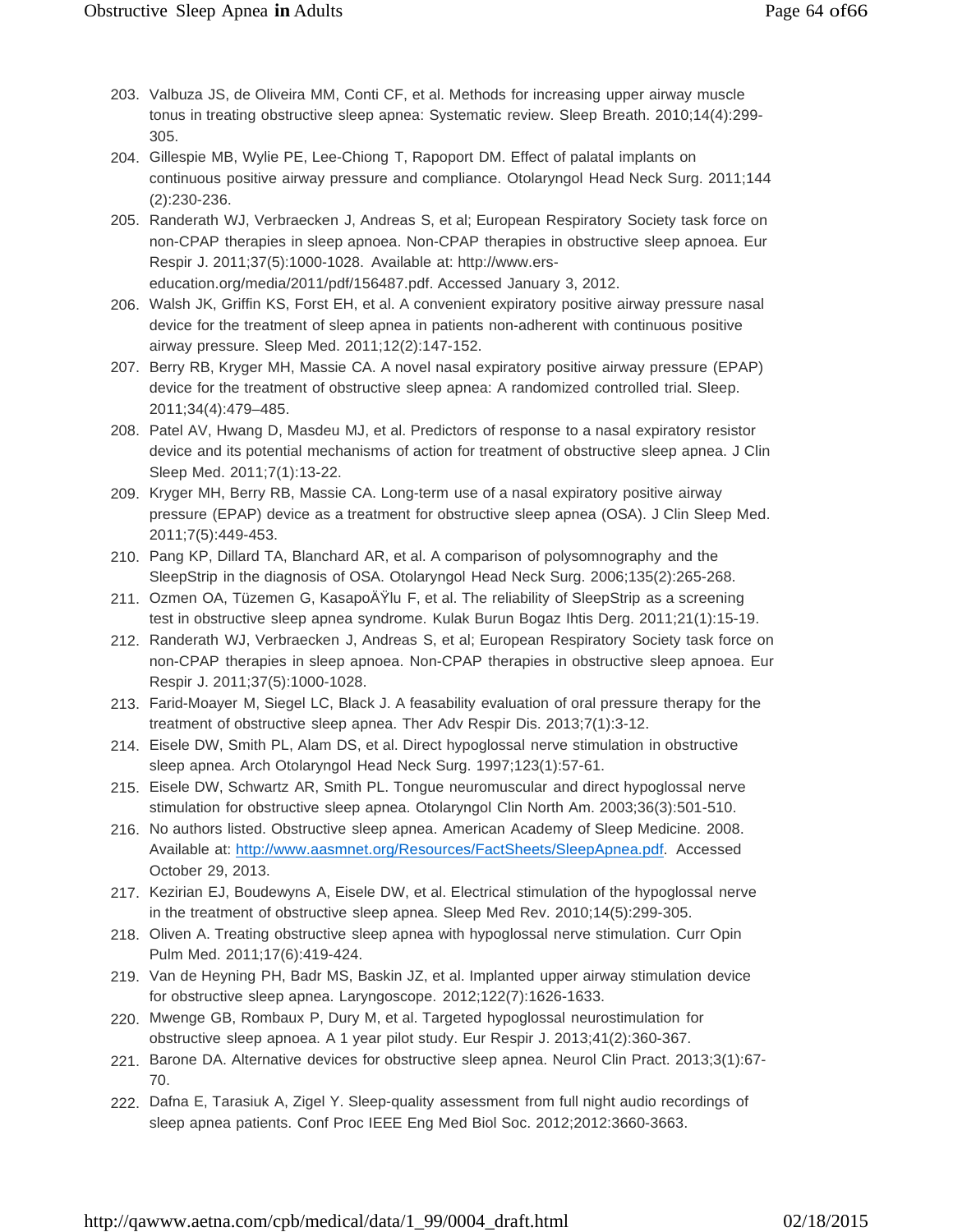203. Valbuza JS, de Oliveira MM, Conti CF, et al. Methods for increasing upper airway muscle tonus in treating obstructive sleep apnea: Systematic review. Sleep Breath. 2010;14(4):299-305.
204. Gillespie MB, Wylie PE, Lee-Chiong T, Rapoport DM. Effect of palatal implants on continuous positive airway pressure and compliance. Otolaryngol Head Neck Surg. 2011;144 (2):230-236.
205. Randerath WJ, Verbraecken J, Andreas S, et al; European Respiratory Society task force on non-CPAP therapies in sleep apnoea. Non-CPAP therapies in obstructive sleep apnoea. Eur Respir J. 2011;37(5):1000-1028. Available at: http://www.ers-education.org/media/2011/pdf/156487.pdf. Accessed January 3, 2012.
206. Walsh JK, Griffin KS, Forst EH, et al. A convenient expiratory positive airway pressure nasal device for the treatment of sleep apnea in patients non-adherent with continuous positive airway pressure. Sleep Med. 2011;12(2):147-152.
207. Berry RB, Kryger MH, Massie CA. A novel nasal expiratory positive airway pressure (EPAP) device for the treatment of obstructive sleep apnea: A randomized controlled trial. Sleep. 2011;34(4):479–485.
208. Patel AV, Hwang D, Masdeu MJ, et al. Predictors of response to a nasal expiratory resistor device and its potential mechanisms of action for treatment of obstructive sleep apnea. J Clin Sleep Med. 2011;7(1):13-22.
209. Kryger MH, Berry RB, Massie CA. Long-term use of a nasal expiratory positive airway pressure (EPAP) device as a treatment for obstructive sleep apnea (OSA). J Clin Sleep Med. 2011;7(5):449-453.
210. Pang KP, Dillard TA, Blanchard AR, et al. A comparison of polysomnography and the SleepStrip in the diagnosis of OSA. Otolaryngol Head Neck Surg. 2006;135(2):265-268.
211. Ozmen OA, Tüzemen G, KasapoÄŸlu F, et al. The reliability of SleepStrip as a screening test in obstructive sleep apnea syndrome. Kulak Burun Bogaz Ihtis Derg. 2011;21(1):15-19.
212. Randerath WJ, Verbraecken J, Andreas S, et al; European Respiratory Society task force on non-CPAP therapies in sleep apnoea. Non-CPAP therapies in obstructive sleep apnoea. Eur Respir J. 2011;37(5):1000-1028.
213. Farid-Moayer M, Siegel LC, Black J. A feasability evaluation of oral pressure therapy for the treatment of obstructive sleep apnea. Ther Adv Respir Dis. 2013;7(1):3-12.
214. Eisele DW, Smith PL, Alam DS, et al. Direct hypoglossal nerve stimulation in obstructive sleep apnea. Arch Otolaryngol Head Neck Surg. 1997;123(1):57-61.
215. Eisele DW, Schwartz AR, Smith PL. Tongue neuromuscular and direct hypoglossal nerve stimulation for obstructive sleep apnea. Otolaryngol Clin North Am. 2003;36(3):501-510.
216. No authors listed. Obstructive sleep apnea. American Academy of Sleep Medicine. 2008. Available at: [http://www.aasmnet.org/Resources/FactSheets/SleepApnea.pdf](http://www.aasmnet.org/Resources/FactSheets/SleepApnea.pdf). Accessed October 29, 2013.
217. Kezirian EJ, Boudewyns A, Eisele DW, et al. Electrical stimulation of the hypoglossal nerve in the treatment of obstructive sleep apnea. Sleep Med Rev. 2010;14(5):299-305.
218. Oliven A. Treating obstructive sleep apnea with hypoglossal nerve stimulation. Curr Opin Pulm Med. 2011;17(6):419-424.
219. Van de Heyning PH, Badr MS, Baskin JZ, et al. Implanted upper airway stimulation device for obstructive sleep apnea. Laryngoscope. 2012;122(7):1626-1633.
220. Mwenge GB, Rombaux P, Dury M, et al. Targeted hypoglossal neurostimulation for obstructive sleep apnoea. A 1 year pilot study. Eur Respir J. 2013;41(2):360-367.
221. Barone DA. Alternative devices for obstructive sleep apnea. Neurol Clin Pract. 2013;3(1):67-70.
222. Dafna E, Tarasiuk A, Zigel Y. Sleep-quality assessment from full night audio recordings of sleep apnea patients. Conf Proc IEEE Eng Med Biol Soc. 2012;2012:3660-3663.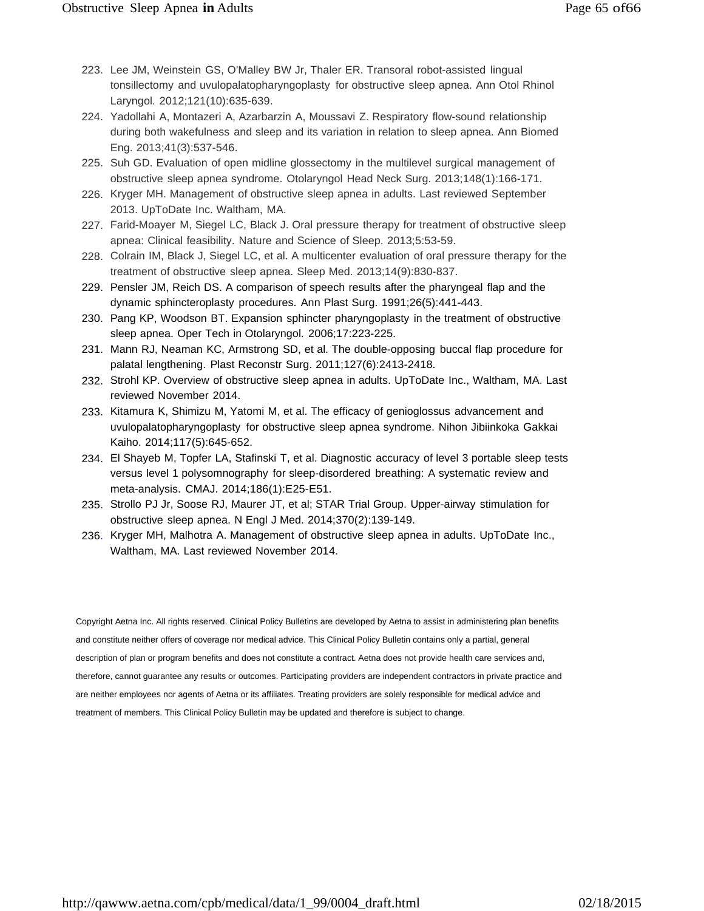223. Lee JM, Weinstein GS, O'Malley BW Jr, Thaler ER. Transoral robot-assisted lingual tonsillectomy and uvulopalatopharyngoplasty for obstructive sleep apnea. Ann Otol Rhinol Laryngol. 2012;121(10):635-639.
224. Yadollahi A, Montazeri A, Azarbarzin A, Moussavi Z. Respiratory flow-sound relationship during both wakefulness and sleep and its variation in relation to sleep apnea. Ann Biomed Eng. 2013;41(3):537-546.
225. Suh GD. Evaluation of open midline glossectomy in the multilevel surgical management of obstructive sleep apnea syndrome. Otolaryngol Head Neck Surg. 2013;148(1):166-171.
226. Kryger MH. Management of obstructive sleep apnea in adults. Last reviewed September 2013. UpToDate Inc. Waltham, MA.
227. Farid-Moayer M, Siegel LC, Black J. Oral pressure therapy for treatment of obstructive sleep apnea: Clinical feasibility. Nature and Science of Sleep. 2013;5:53-59.
228. Colrain IM, Black J, Siegel LC, et al. A multicenter evaluation of oral pressure therapy for the treatment of obstructive sleep apnea. Sleep Med. 2013;14(9):830-837.
229. Pensler JM, Reich DS. A comparison of speech results after the pharyngeal flap and the dynamic sphincteroplasty procedures. Ann Plast Surg. 1991;26(5):441-443.
230. Pang KP, Woodson BT. Expansion sphincter pharyngoplasty in the treatment of obstructive sleep apnea. Oper Tech in Otolaryngol. 2006;17:223-225.
231. Mann RJ, Neaman KC, Armstrong SD, et al. The double-opposing buccal flap procedure for palatal lengthening. Plast Reconstr Surg. 2011;127(6):2413-2418.
232. Strohl KP. Overview of obstructive sleep apnea in adults. UpToDate Inc., Waltham, MA. Last reviewed November 2014.
233. Kitamura K, Shimizu M, Yatomi M, et al. The efficacy of genioglossus advancement and uvulopalatopharyngoplasty for obstructive sleep apnea syndrome. Nihon Jibiinkoka Gakkai Kaiho. 2014;117(5):645-652.
234. El Shayeb M, Topfer LA, Stafinski T, et al. Diagnostic accuracy of level 3 portable sleep tests versus level 1 polysomnography for sleep-disordered breathing: A systematic review and meta-analysis. CMAJ. 2014;186(1):E25-E51.
235. Strollo PJ Jr, Soose RJ, Maurer JT, et al; STAR Trial Group. Upper-airway stimulation for obstructive sleep apnea. N Engl J Med. 2014;370(2):139-149.
236. Kryger MH, Malhotra A. Management of obstructive sleep apnea in adults. UpToDate Inc., Waltham, MA. Last reviewed November 2014.

Copyright Aetna Inc. All rights reserved. Clinical Policy Bulletins are developed by Aetna to assist in administering plan benefits and constitute neither offers of coverage nor medical advice. This Clinical Policy Bulletin contains only a partial, general description of plan or program benefits and does not constitute a contract. Aetna does not provide health care services and, therefore, cannot guarantee any results or outcomes. Participating providers are independent contractors in private practice and are neither employees nor agents of Aetna or its affiliates. Treating providers are solely responsible for medical advice and treatment of members. This Clinical Policy Bulletin may be updated and therefore is subject to change.